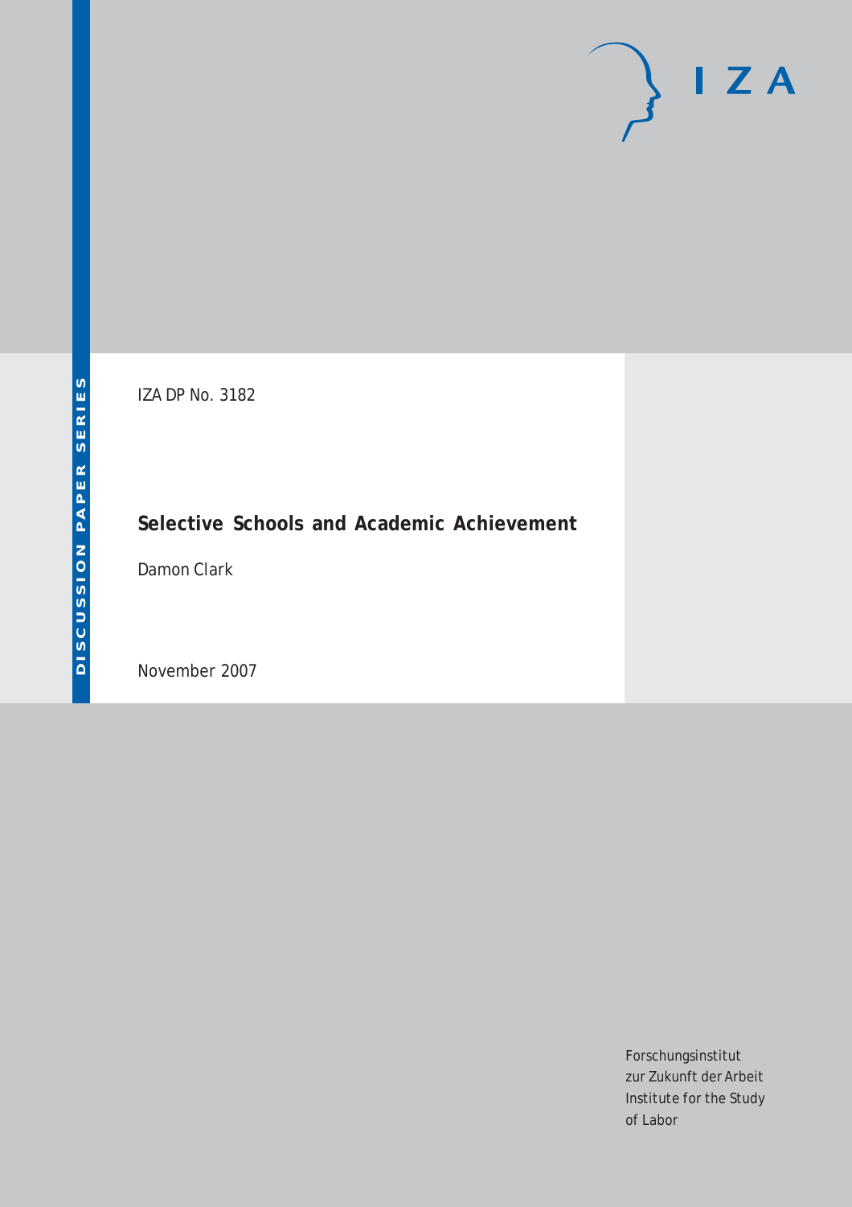DISCUSSION PAPER SERIES

IZA DP No. 3182

# Selective Schools and Academic Achievement

Damon Clark

November 2007

Forschungsinstitut
zur Zukunft der Arbeit
Institute for the Study
of Labor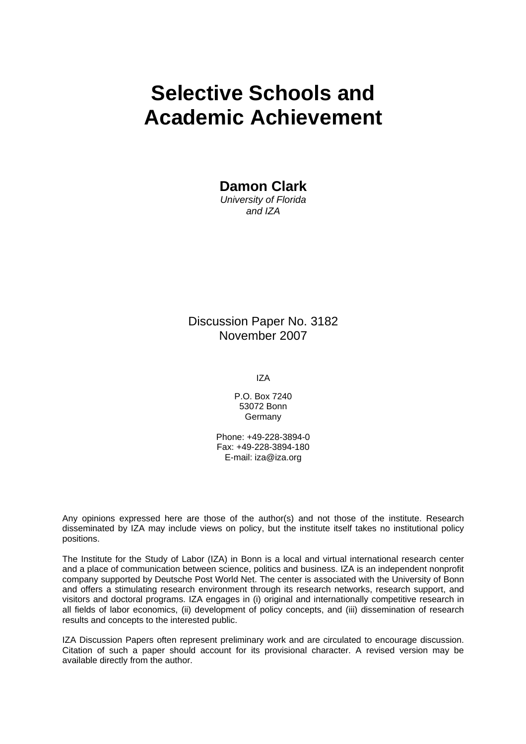# Selective Schools and Academic Achievement

**Damon Clark**
*University of Florida and IZA*

Discussion Paper No. 3182
November 2007

IZA

P.O. Box 7240
53072 Bonn
Germany

Phone: +49-228-3894-0
Fax: +49-228-3894-180
E-mail: iza@iza.org

Any opinions expressed here are those of the author(s) and not those of the institute. Research disseminated by IZA may include views on policy, but the institute itself takes no institutional policy positions.

The Institute for the Study of Labor (IZA) in Bonn is a local and virtual international research center and a place of communication between science, politics and business. IZA is an independent nonprofit company supported by Deutsche Post World Net. The center is associated with the University of Bonn and offers a stimulating research environment through its research networks, research support, and visitors and doctoral programs. IZA engages in (i) original and internationally competitive research in all fields of labor economics, (ii) development of policy concepts, and (iii) dissemination of research results and concepts to the interested public.

IZA Discussion Papers often represent preliminary work and are circulated to encourage discussion. Citation of such a paper should account for its provisional character. A revised version may be available directly from the author.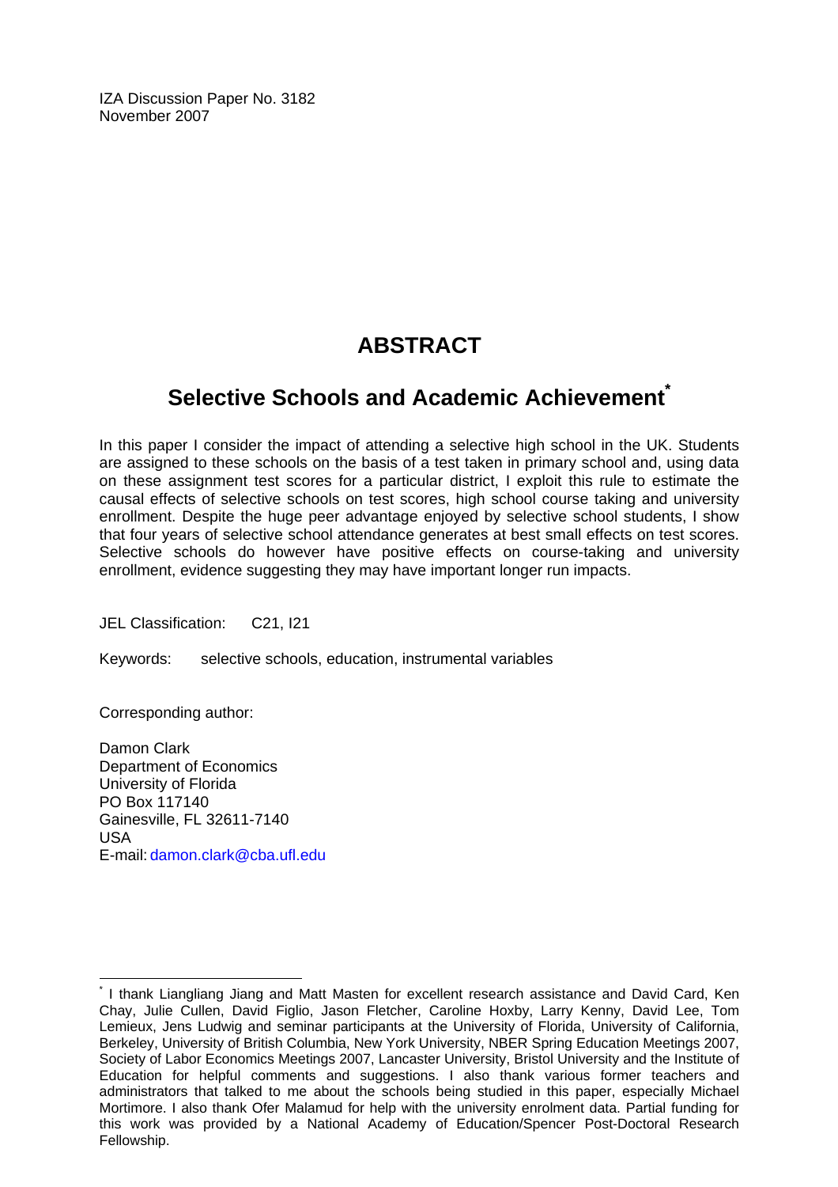IZA Discussion Paper No. 3182
November 2007

# ABSTRACT

## Selective Schools and Academic Achievement*

In this paper I consider the impact of attending a selective high school in the UK. Students are assigned to these schools on the basis of a test taken in primary school and, using data on these assignment test scores for a particular district, I exploit this rule to estimate the causal effects of selective schools on test scores, high school course taking and university enrollment. Despite the huge peer advantage enjoyed by selective school students, I show that four years of selective school attendance generates at best small effects on test scores. Selective schools do however have positive effects on course-taking and university enrollment, evidence suggesting they may have important longer run impacts.

JEL Classification: C21, I21

Keywords: selective schools, education, instrumental variables

Corresponding author:

Damon Clark
Department of Economics
University of Florida
PO Box 117140
Gainesville, FL 32611-7140
USA
E-mail: damon.clark@cba.ufl.edu

---

* I thank Liangliang Jiang and Matt Masten for excellent research assistance and David Card, Ken Chay, Julie Cullen, David Figlio, Jason Fletcher, Caroline Hoxby, Larry Kenny, David Lee, Tom Lemieux, Jens Ludwig and seminar participants at the University of Florida, University of California, Berkeley, University of British Columbia, New York University, NBER Spring Education Meetings 2007, Society of Labor Economics Meetings 2007, Lancaster University, Bristol University and the Institute of Education for helpful comments and suggestions. I also thank various former teachers and administrators that talked to me about the schools being studied in this paper, especially Michael Mortimore. I also thank Ofer Malamud for help with the university enrolment data. Partial funding for this work was provided by a National Academy of Education/Spencer Post-Doctoral Research Fellowship.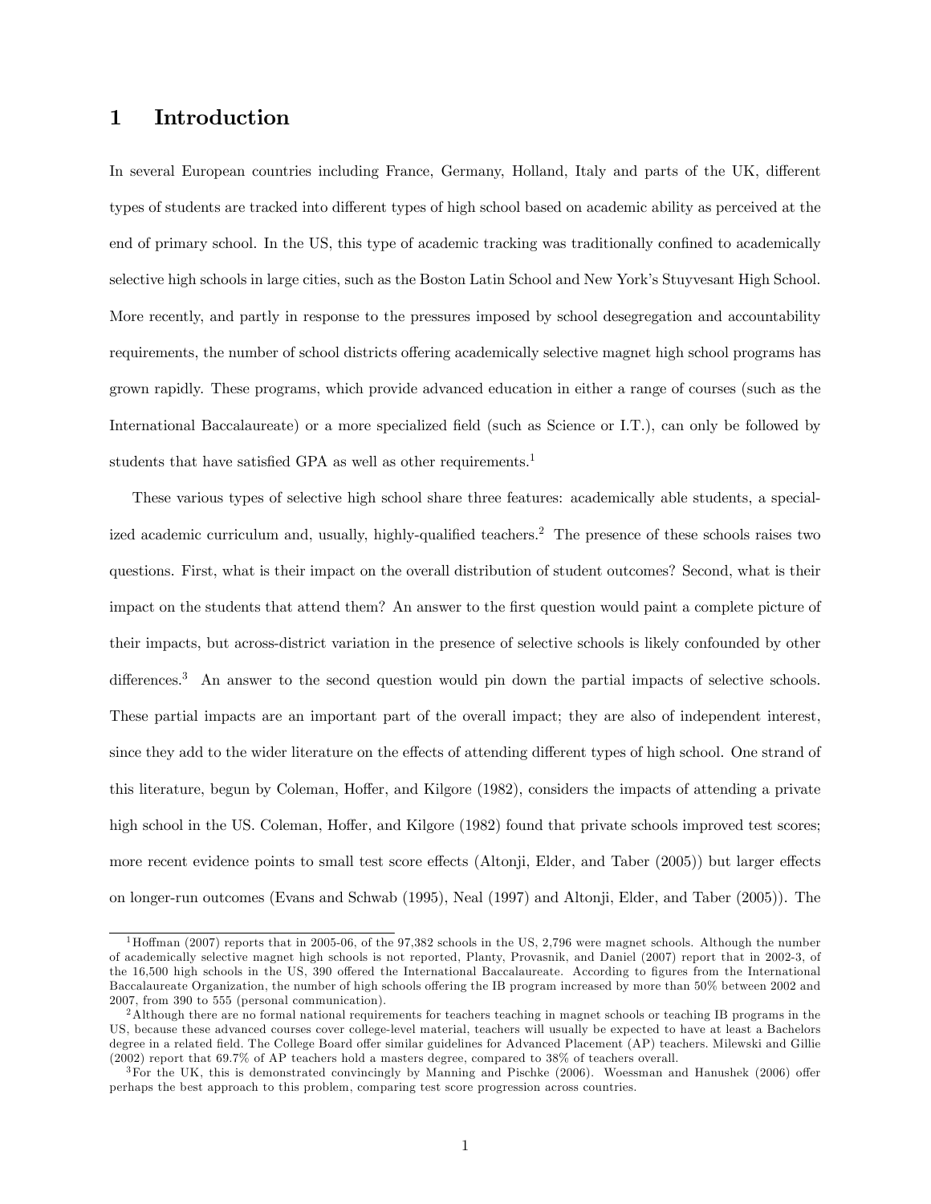# 1 Introduction

In several European countries including France, Germany, Holland, Italy and parts of the UK, different types of students are tracked into different types of high school based on academic ability as perceived at the end of primary school. In the US, this type of academic tracking was traditionally confined to academically selective high schools in large cities, such as the Boston Latin School and New York's Stuyvesant High School. More recently, and partly in response to the pressures imposed by school desegregation and accountability requirements, the number of school districts offering academically selective magnet high school programs has grown rapidly. These programs, which provide advanced education in either a range of courses (such as the International Baccalaureate) or a more specialized field (such as Science or I.T.), can only be followed by students that have satisfied GPA as well as other requirements.[1]

These various types of selective high school share three features: academically able students, a specialized academic curriculum and, usually, highly-qualified teachers.[2] The presence of these schools raises two questions. First, what is their impact on the overall distribution of student outcomes? Second, what is their impact on the students that attend them? An answer to the first question would paint a complete picture of their impacts, but across-district variation in the presence of selective schools is likely confounded by other differences.[3] An answer to the second question would pin down the partial impacts of selective schools. These partial impacts are an important part of the overall impact; they are also of independent interest, since they add to the wider literature on the effects of attending different types of high school. One strand of this literature, begun by Coleman, Hoffer, and Kilgore (1982), considers the impacts of attending a private high school in the US. Coleman, Hoffer, and Kilgore (1982) found that private schools improved test scores; more recent evidence points to small test score effects (Altonji, Elder, and Taber (2005)) but larger effects on longer-run outcomes (Evans and Schwab (1995), Neal (1997) and Altonji, Elder, and Taber (2005)). The

---

[1] Hoffman (2007) reports that in 2005-06, of the 97,382 schools in the US, 2,796 were magnet schools. Although the number of academically selective magnet high schools is not reported, Planty, Provasnik, and Daniel (2007) report that in 2002-3, of the 16,500 high schools in the US, 390 offered the International Baccalaureate. According to figures from the International Baccalaureate Organization, the number of high schools offering the IB program increased by more than 50% between 2002 and 2007, from 390 to 555 (personal communication).

[2] Although there are no formal national requirements for teachers teaching in magnet schools or teaching IB programs in the US, because these advanced courses cover college-level material, teachers will usually be expected to have at least a Bachelors degree in a related field. The College Board offer similar guidelines for Advanced Placement (AP) teachers. Milewski and Gillie (2002) report that 69.7% of AP teachers hold a masters degree, compared to 38% of teachers overall.

[3] For the UK, this is demonstrated convincingly by Manning and Pischke (2006). Woessman and Hanushek (2006) offer perhaps the best approach to this problem, comparing test score progression across countries.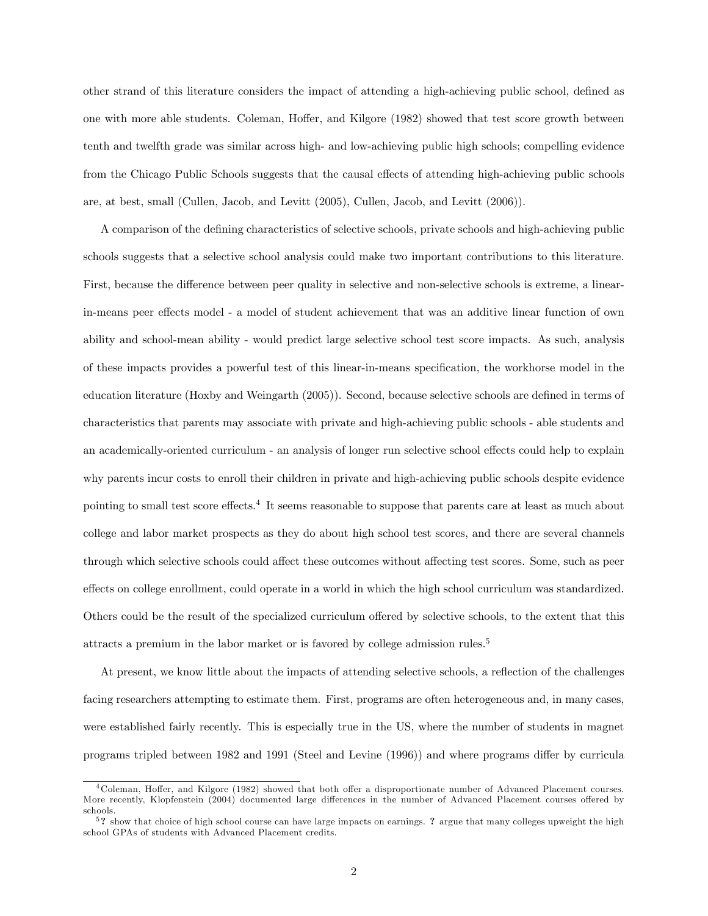other strand of this literature considers the impact of attending a high-achieving public school, defined as one with more able students. Coleman, Hoffer, and Kilgore (1982) showed that test score growth between tenth and twelfth grade was similar across high- and low-achieving public high schools; compelling evidence from the Chicago Public Schools suggests that the causal effects of attending high-achieving public schools are, at best, small (Cullen, Jacob, and Levitt (2005), Cullen, Jacob, and Levitt (2006)).

A comparison of the defining characteristics of selective schools, private schools and high-achieving public schools suggests that a selective school analysis could make two important contributions to this literature. First, because the difference between peer quality in selective and non-selective schools is extreme, a linear-in-means peer effects model - a model of student achievement that was an additive linear function of own ability and school-mean ability - would predict large selective school test score impacts. As such, analysis of these impacts provides a powerful test of this linear-in-means specification, the workhorse model in the education literature (Hoxby and Weingarth (2005)). Second, because selective schools are defined in terms of characteristics that parents may associate with private and high-achieving public schools - able students and an academically-oriented curriculum - an analysis of longer run selective school effects could help to explain why parents incur costs to enroll their children in private and high-achieving public schools despite evidence pointing to small test score effects.[4] It seems reasonable to suppose that parents care at least as much about college and labor market prospects as they do about high school test scores, and there are several channels through which selective schools could affect these outcomes without affecting test scores. Some, such as peer effects on college enrollment, could operate in a world in which the high school curriculum was standardized. Others could be the result of the specialized curriculum offered by selective schools, to the extent that this attracts a premium in the labor market or is favored by college admission rules.[5]

At present, we know little about the impacts of attending selective schools, a reflection of the challenges facing researchers attempting to estimate them. First, programs are often heterogeneous and, in many cases, were established fairly recently. This is especially true in the US, where the number of students in magnet programs tripled between 1982 and 1991 (Steel and Levine (1996)) and where programs differ by curricula

[4] Coleman, Hoffer, and Kilgore (1982) showed that both offer a disproportionate number of Advanced Placement courses. More recently, Klopfenstein (2004) documented large differences in the number of Advanced Placement courses offered by schools.

[5] **?** show that choice of high school course can have large impacts on earnings. **?** argue that many colleges upweight the high school GPAs of students with Advanced Placement credits.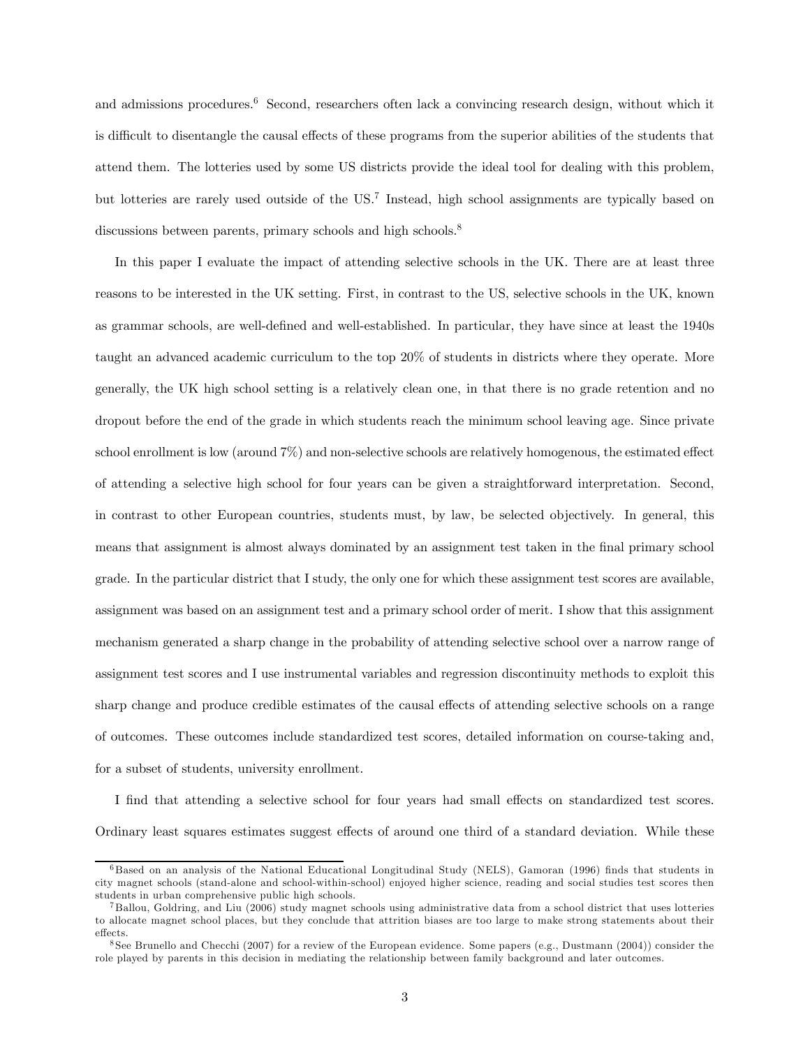and admissions procedures.[6] Second, researchers often lack a convincing research design, without which it is difficult to disentangle the causal effects of these programs from the superior abilities of the students that attend them. The lotteries used by some US districts provide the ideal tool for dealing with this problem, but lotteries are rarely used outside of the US.[7] Instead, high school assignments are typically based on discussions between parents, primary schools and high schools.[8]

In this paper I evaluate the impact of attending selective schools in the UK. There are at least three reasons to be interested in the UK setting. First, in contrast to the US, selective schools in the UK, known as grammar schools, are well-defined and well-established. In particular, they have since at least the 1940s taught an advanced academic curriculum to the top 20% of students in districts where they operate. More generally, the UK high school setting is a relatively clean one, in that there is no grade retention and no dropout before the end of the grade in which students reach the minimum school leaving age. Since private school enrollment is low (around 7%) and non-selective schools are relatively homogenous, the estimated effect of attending a selective high school for four years can be given a straightforward interpretation. Second, in contrast to other European countries, students must, by law, be selected objectively. In general, this means that assignment is almost always dominated by an assignment test taken in the final primary school grade. In the particular district that I study, the only one for which these assignment test scores are available, assignment was based on an assignment test and a primary school order of merit. I show that this assignment mechanism generated a sharp change in the probability of attending selective school over a narrow range of assignment test scores and I use instrumental variables and regression discontinuity methods to exploit this sharp change and produce credible estimates of the causal effects of attending selective schools on a range of outcomes. These outcomes include standardized test scores, detailed information on course-taking and, for a subset of students, university enrollment.

I find that attending a selective school for four years had small effects on standardized test scores. Ordinary least squares estimates suggest effects of around one third of a standard deviation. While these

[6] Based on an analysis of the National Educational Longitudinal Study (NELS), Gamoran (1996) finds that students in city magnet schools (stand-alone and school-within-school) enjoyed higher science, reading and social studies test scores then students in urban comprehensive public high schools.

[7] Ballou, Goldring, and Liu (2006) study magnet schools using administrative data from a school district that uses lotteries to allocate magnet school places, but they conclude that attrition biases are too large to make strong statements about their effects.

[8] See Brunello and Checchi (2007) for a review of the European evidence. Some papers (e.g., Dustmann (2004)) consider the role played by parents in this decision in mediating the relationship between family background and later outcomes.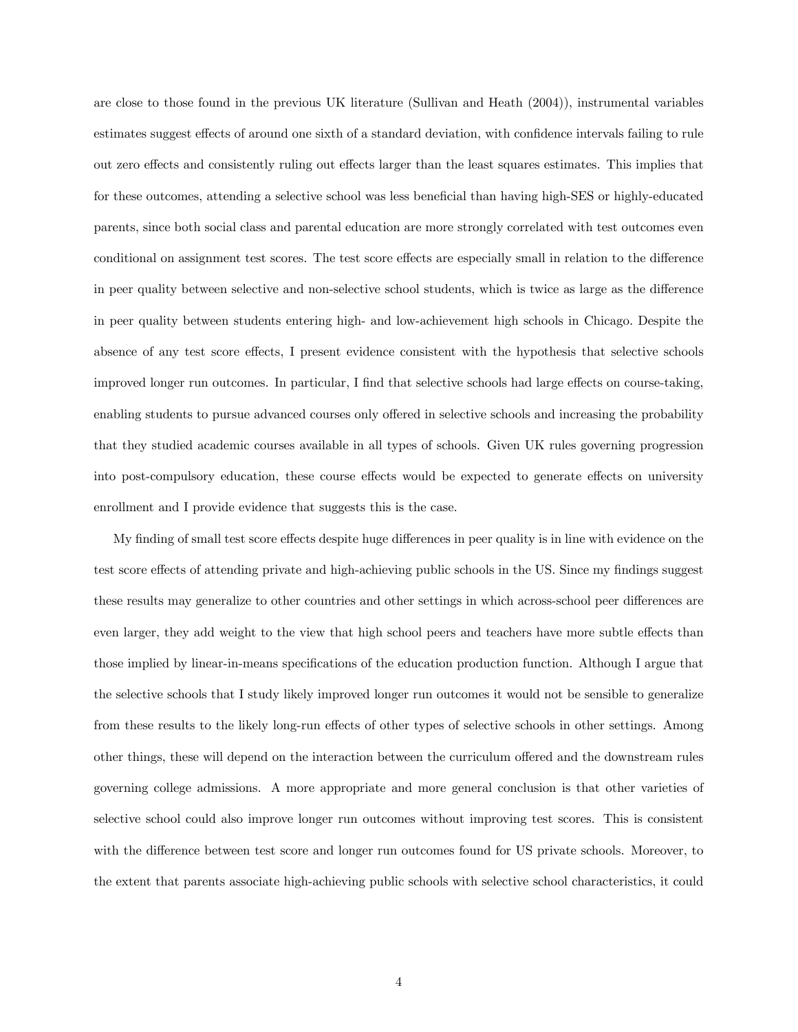are close to those found in the previous UK literature (Sullivan and Heath (2004)), instrumental variables estimates suggest effects of around one sixth of a standard deviation, with confidence intervals failing to rule out zero effects and consistently ruling out effects larger than the least squares estimates. This implies that for these outcomes, attending a selective school was less beneficial than having high-SES or highly-educated parents, since both social class and parental education are more strongly correlated with test outcomes even conditional on assignment test scores. The test score effects are especially small in relation to the difference in peer quality between selective and non-selective school students, which is twice as large as the difference in peer quality between students entering high- and low-achievement high schools in Chicago. Despite the absence of any test score effects, I present evidence consistent with the hypothesis that selective schools improved longer run outcomes. In particular, I find that selective schools had large effects on course-taking, enabling students to pursue advanced courses only offered in selective schools and increasing the probability that they studied academic courses available in all types of schools. Given UK rules governing progression into post-compulsory education, these course effects would be expected to generate effects on university enrollment and I provide evidence that suggests this is the case.

My finding of small test score effects despite huge differences in peer quality is in line with evidence on the test score effects of attending private and high-achieving public schools in the US. Since my findings suggest these results may generalize to other countries and other settings in which across-school peer differences are even larger, they add weight to the view that high school peers and teachers have more subtle effects than those implied by linear-in-means specifications of the education production function. Although I argue that the selective schools that I study likely improved longer run outcomes it would not be sensible to generalize from these results to the likely long-run effects of other types of selective schools in other settings. Among other things, these will depend on the interaction between the curriculum offered and the downstream rules governing college admissions. A more appropriate and more general conclusion is that other varieties of selective school could also improve longer run outcomes without improving test scores. This is consistent with the difference between test score and longer run outcomes found for US private schools. Moreover, to the extent that parents associate high-achieving public schools with selective school characteristics, it could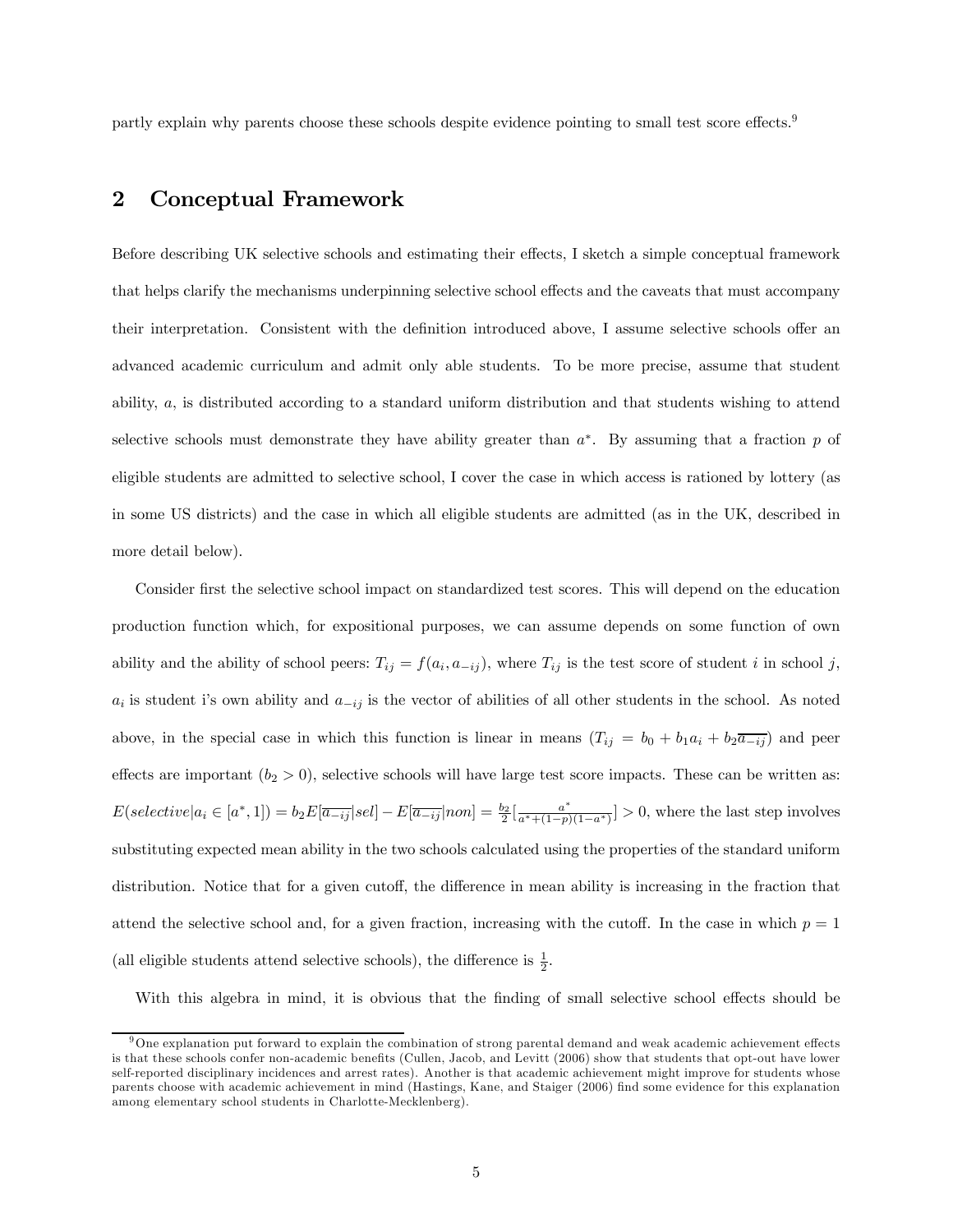partly explain why parents choose these schools despite evidence pointing to small test score effects.[9]

## 2 Conceptual Framework

Before describing UK selective schools and estimating their effects, I sketch a simple conceptual framework that helps clarify the mechanisms underpinning selective school effects and the caveats that must accompany their interpretation. Consistent with the definition introduced above, I assume selective schools offer an advanced academic curriculum and admit only able students. To be more precise, assume that student ability, $a$, is distributed according to a standard uniform distribution and that students wishing to attend selective schools must demonstrate they have ability greater than $a^*$. By assuming that a fraction $p$ of eligible students are admitted to selective school, I cover the case in which access is rationed by lottery (as in some US districts) and the case in which all eligible students are admitted (as in the UK, described in more detail below).

Consider first the selective school impact on standardized test scores. This will depend on the education production function which, for expositional purposes, we can assume depends on some function of own ability and the ability of school peers: $T_{ij} = f(a_i, a_{-ij})$, where $T_{ij}$ is the test score of student $i$ in school $j$, $a_i$ is student i's own ability and $a_{-ij}$ is the vector of abilities of all other students in the school. As noted above, in the special case in which this function is linear in means ($T_{ij} = b_0 + b_1 a_i + b_2 \overline{a_{-ij}}$) and peer effects are important ($b_2 > 0$), selective schools will have large test score impacts. These can be written as: $E(selective|a_i \in [a^*, 1]) = b_2 E[\overline{a_{-ij}}|sel] - E[\overline{a_{-ij}}|non] = \frac{b_2}{2}[\frac{a^*}{a^*+(1-p)(1-a^*)}] > 0$, where the last step involves substituting expected mean ability in the two schools calculated using the properties of the standard uniform distribution. Notice that for a given cutoff, the difference in mean ability is increasing in the fraction that attend the selective school and, for a given fraction, increasing with the cutoff. In the case in which $p = 1$ (all eligible students attend selective schools), the difference is $\frac{1}{2}$.

With this algebra in mind, it is obvious that the finding of small selective school effects should be

[9] One explanation put forward to explain the combination of strong parental demand and weak academic achievement effects is that these schools confer non-academic benefits (Cullen, Jacob, and Levitt (2006) show that students that opt-out have lower self-reported disciplinary incidences and arrest rates). Another is that academic achievement might improve for students whose parents choose with academic achievement in mind (Hastings, Kane, and Staiger (2006) find some evidence for this explanation among elementary school students in Charlotte-Mecklenberg).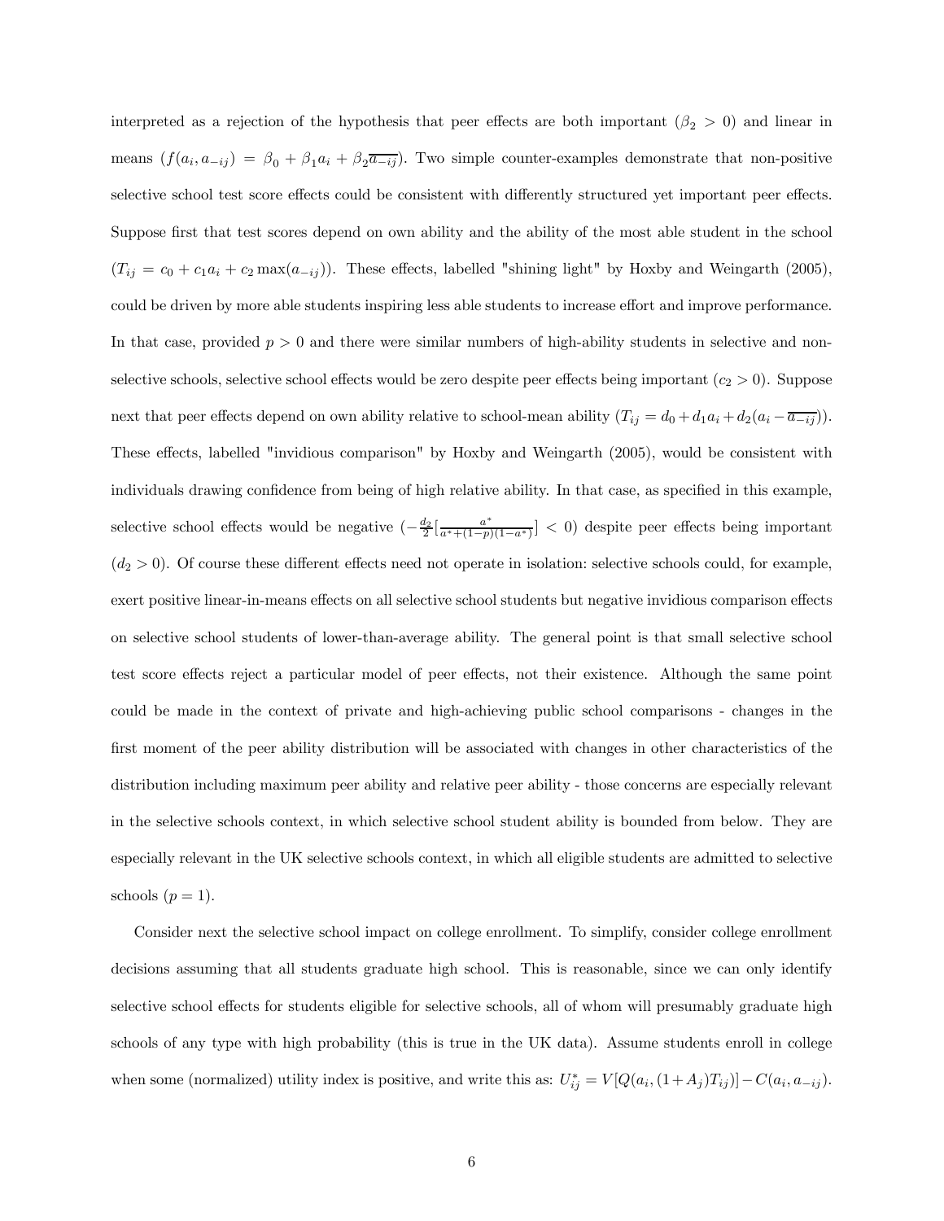interpreted as a rejection of the hypothesis that peer effects are both important ($\beta_2 > 0$) and linear in means ($f(a_i, a_{-ij}) = \beta_0 + \beta_1 a_i + \beta_2 \overline{a_{-ij}}$). Two simple counter-examples demonstrate that non-positive selective school test score effects could be consistent with differently structured yet important peer effects. Suppose first that test scores depend on own ability and the ability of the most able student in the school ($T_{ij} = c_0 + c_1 a_i + c_2 \max(a_{-ij})$). These effects, labelled "shining light" by Hoxby and Weingarth (2005), could be driven by more able students inspiring less able students to increase effort and improve performance. In that case, provided $p > 0$ and there were similar numbers of high-ability students in selective and non-selective schools, selective school effects would be zero despite peer effects being important ($c_2 > 0$). Suppose next that peer effects depend on own ability relative to school-mean ability ($T_{ij} = d_0 + d_1 a_i + d_2(a_i - \overline{a_{-ij}})$). These effects, labelled "invidious comparison" by Hoxby and Weingarth (2005), would be consistent with individuals drawing confidence from being of high relative ability. In that case, as specified in this example, selective school effects would be negative ($-\frac{d_2}{2}[\frac{a^*}{a^*+(1-p)(1-a^*)}] < 0$) despite peer effects being important ($d_2 > 0$). Of course these different effects need not operate in isolation: selective schools could, for example, exert positive linear-in-means effects on all selective school students but negative invidious comparison effects on selective school students of lower-than-average ability. The general point is that small selective school test score effects reject a particular model of peer effects, not their existence. Although the same point could be made in the context of private and high-achieving public school comparisons - changes in the first moment of the peer ability distribution will be associated with changes in other characteristics of the distribution including maximum peer ability and relative peer ability - those concerns are especially relevant in the selective schools context, in which selective school student ability is bounded from below. They are especially relevant in the UK selective schools context, in which all eligible students are admitted to selective schools ($p = 1$).

Consider next the selective school impact on college enrollment. To simplify, consider college enrollment decisions assuming that all students graduate high school. This is reasonable, since we can only identify selective school effects for students eligible for selective schools, all of whom will presumably graduate high schools of any type with high probability (this is true in the UK data). Assume students enroll in college when some (normalized) utility index is positive, and write this as: $U^*_{ij} = V[Q(a_i, (1 + A_j)T_{ij})] - C(a_i, a_{-ij})$.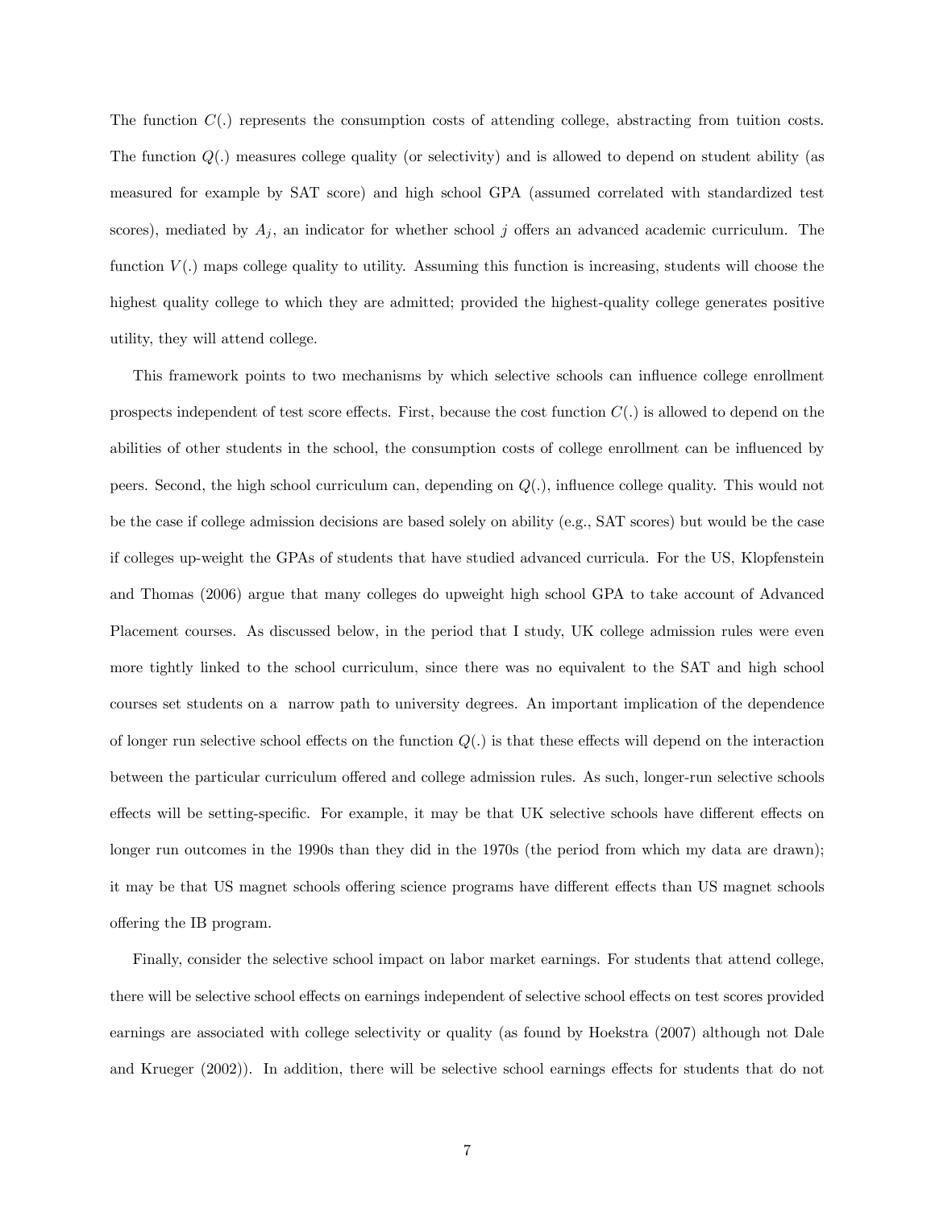The function $C(.)$ represents the consumption costs of attending college, abstracting from tuition costs. The function $Q(.)$ measures college quality (or selectivity) and is allowed to depend on student ability (as measured for example by SAT score) and high school GPA (assumed correlated with standardized test scores), mediated by $A_j$, an indicator for whether school $j$ offers an advanced academic curriculum. The function $V(.)$ maps college quality to utility. Assuming this function is increasing, students will choose the highest quality college to which they are admitted; provided the highest-quality college generates positive utility, they will attend college.

This framework points to two mechanisms by which selective schools can influence college enrollment prospects independent of test score effects. First, because the cost function $C(.)$ is allowed to depend on the abilities of other students in the school, the consumption costs of college enrollment can be influenced by peers. Second, the high school curriculum can, depending on $Q(.)$, influence college quality. This would not be the case if college admission decisions are based solely on ability (e.g., SAT scores) but would be the case if colleges up-weight the GPAs of students that have studied advanced curricula. For the US, Klopfenstein and Thomas (2006) argue that many colleges do upweight high school GPA to take account of Advanced Placement courses. As discussed below, in the period that I study, UK college admission rules were even more tightly linked to the school curriculum, since there was no equivalent to the SAT and high school courses set students on a narrow path to university degrees. An important implication of the dependence of longer run selective school effects on the function $Q(.)$ is that these effects will depend on the interaction between the particular curriculum offered and college admission rules. As such, longer-run selective schools effects will be setting-specific. For example, it may be that UK selective schools have different effects on longer run outcomes in the 1990s than they did in the 1970s (the period from which my data are drawn); it may be that US magnet schools offering science programs have different effects than US magnet schools offering the IB program.

Finally, consider the selective school impact on labor market earnings. For students that attend college, there will be selective school effects on earnings independent of selective school effects on test scores provided earnings are associated with college selectivity or quality (as found by Hoekstra (2007) although not Dale and Krueger (2002)). In addition, there will be selective school earnings effects for students that do not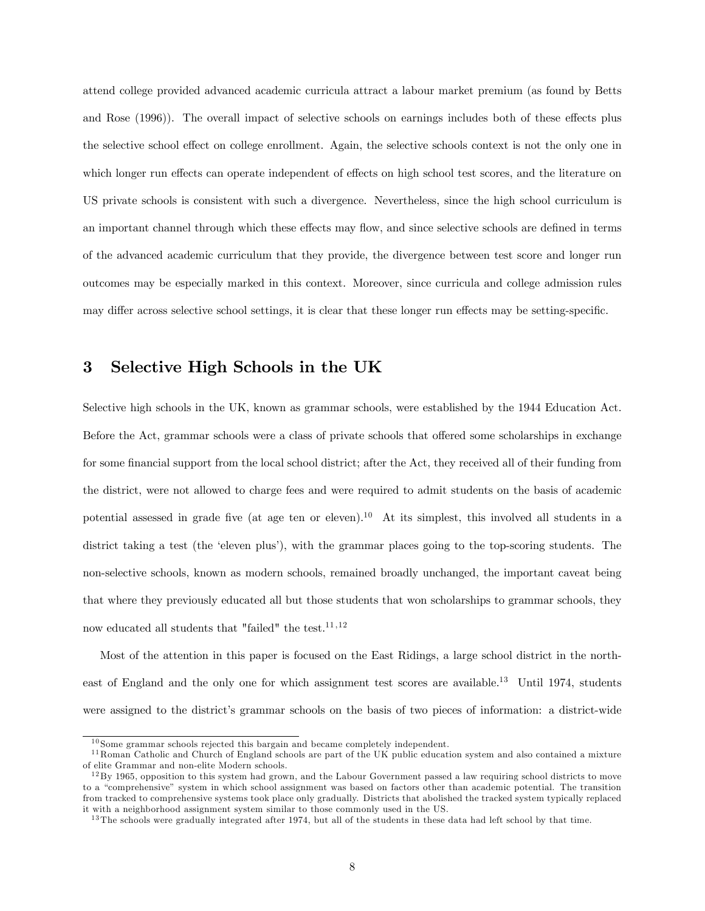attend college provided advanced academic curricula attract a labour market premium (as found by Betts and Rose (1996)). The overall impact of selective schools on earnings includes both of these effects plus the selective school effect on college enrollment. Again, the selective schools context is not the only one in which longer run effects can operate independent of effects on high school test scores, and the literature on US private schools is consistent with such a divergence. Nevertheless, since the high school curriculum is an important channel through which these effects may flow, and since selective schools are defined in terms of the advanced academic curriculum that they provide, the divergence between test score and longer run outcomes may be especially marked in this context. Moreover, since curricula and college admission rules may differ across selective school settings, it is clear that these longer run effects may be setting-specific.

# 3 Selective High Schools in the UK

Selective high schools in the UK, known as grammar schools, were established by the 1944 Education Act. Before the Act, grammar schools were a class of private schools that offered some scholarships in exchange for some financial support from the local school district; after the Act, they received all of their funding from the district, were not allowed to charge fees and were required to admit students on the basis of academic potential assessed in grade five (at age ten or eleven).[10] At its simplest, this involved all students in a district taking a test (the 'eleven plus'), with the grammar places going to the top-scoring students. The non-selective schools, known as modern schools, remained broadly unchanged, the important caveat being that where they previously educated all but those students that won scholarships to grammar schools, they now educated all students that "failed" the test.[11,12]

Most of the attention in this paper is focused on the East Ridings, a large school district in the north-east of England and the only one for which assignment test scores are available.[13] Until 1974, students were assigned to the district's grammar schools on the basis of two pieces of information: a district-wide

[10] Some grammar schools rejected this bargain and became completely independent.

[11] Roman Catholic and Church of England schools are part of the UK public education system and also contained a mixture of elite Grammar and non-elite Modern schools.

[12] By 1965, opposition to this system had grown, and the Labour Government passed a law requiring school districts to move to a "comprehensive" system in which school assignment was based on factors other than academic potential. The transition from tracked to comprehensive systems took place only gradually. Districts that abolished the tracked system typically replaced it with a neighborhood assignment system similar to those commonly used in the US.

[13] The schools were gradually integrated after 1974, but all of the students in these data had left school by that time.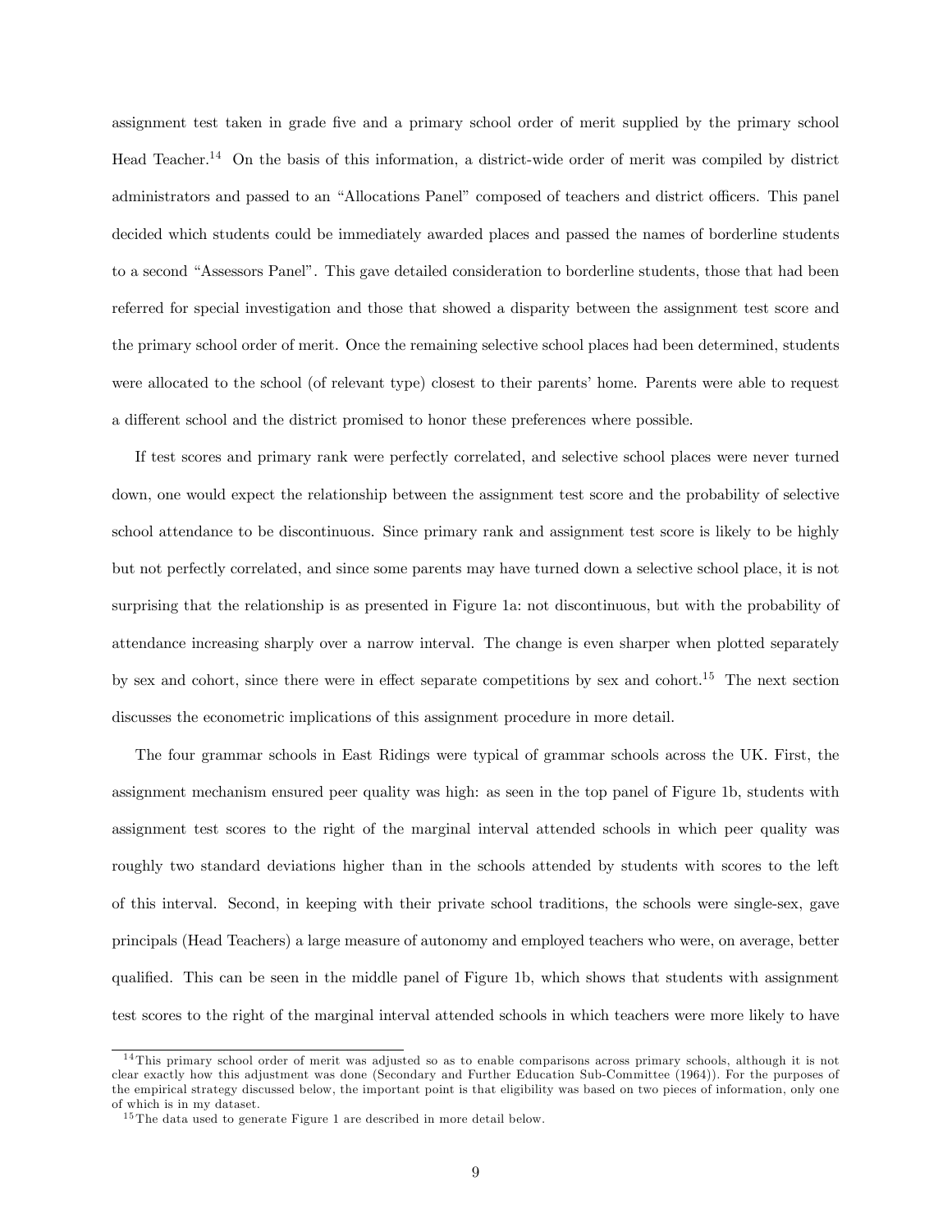assignment test taken in grade five and a primary school order of merit supplied by the primary school Head Teacher.[14] On the basis of this information, a district-wide order of merit was compiled by district administrators and passed to an "Allocations Panel" composed of teachers and district officers. This panel decided which students could be immediately awarded places and passed the names of borderline students to a second "Assessors Panel". This gave detailed consideration to borderline students, those that had been referred for special investigation and those that showed a disparity between the assignment test score and the primary school order of merit. Once the remaining selective school places had been determined, students were allocated to the school (of relevant type) closest to their parents' home. Parents were able to request a different school and the district promised to honor these preferences where possible.

If test scores and primary rank were perfectly correlated, and selective school places were never turned down, one would expect the relationship between the assignment test score and the probability of selective school attendance to be discontinuous. Since primary rank and assignment test score is likely to be highly but not perfectly correlated, and since some parents may have turned down a selective school place, it is not surprising that the relationship is as presented in Figure 1a: not discontinuous, but with the probability of attendance increasing sharply over a narrow interval. The change is even sharper when plotted separately by sex and cohort, since there were in effect separate competitions by sex and cohort.[15] The next section discusses the econometric implications of this assignment procedure in more detail.

The four grammar schools in East Ridings were typical of grammar schools across the UK. First, the assignment mechanism ensured peer quality was high: as seen in the top panel of Figure 1b, students with assignment test scores to the right of the marginal interval attended schools in which peer quality was roughly two standard deviations higher than in the schools attended by students with scores to the left of this interval. Second, in keeping with their private school traditions, the schools were single-sex, gave principals (Head Teachers) a large measure of autonomy and employed teachers who were, on average, better qualified. This can be seen in the middle panel of Figure 1b, which shows that students with assignment test scores to the right of the marginal interval attended schools in which teachers were more likely to have

[14] This primary school order of merit was adjusted so as to enable comparisons across primary schools, although it is not clear exactly how this adjustment was done (Secondary and Further Education Sub-Committee (1964)). For the purposes of the empirical strategy discussed below, the important point is that eligibility was based on two pieces of information, only one of which is in my dataset.

[15] The data used to generate Figure 1 are described in more detail below.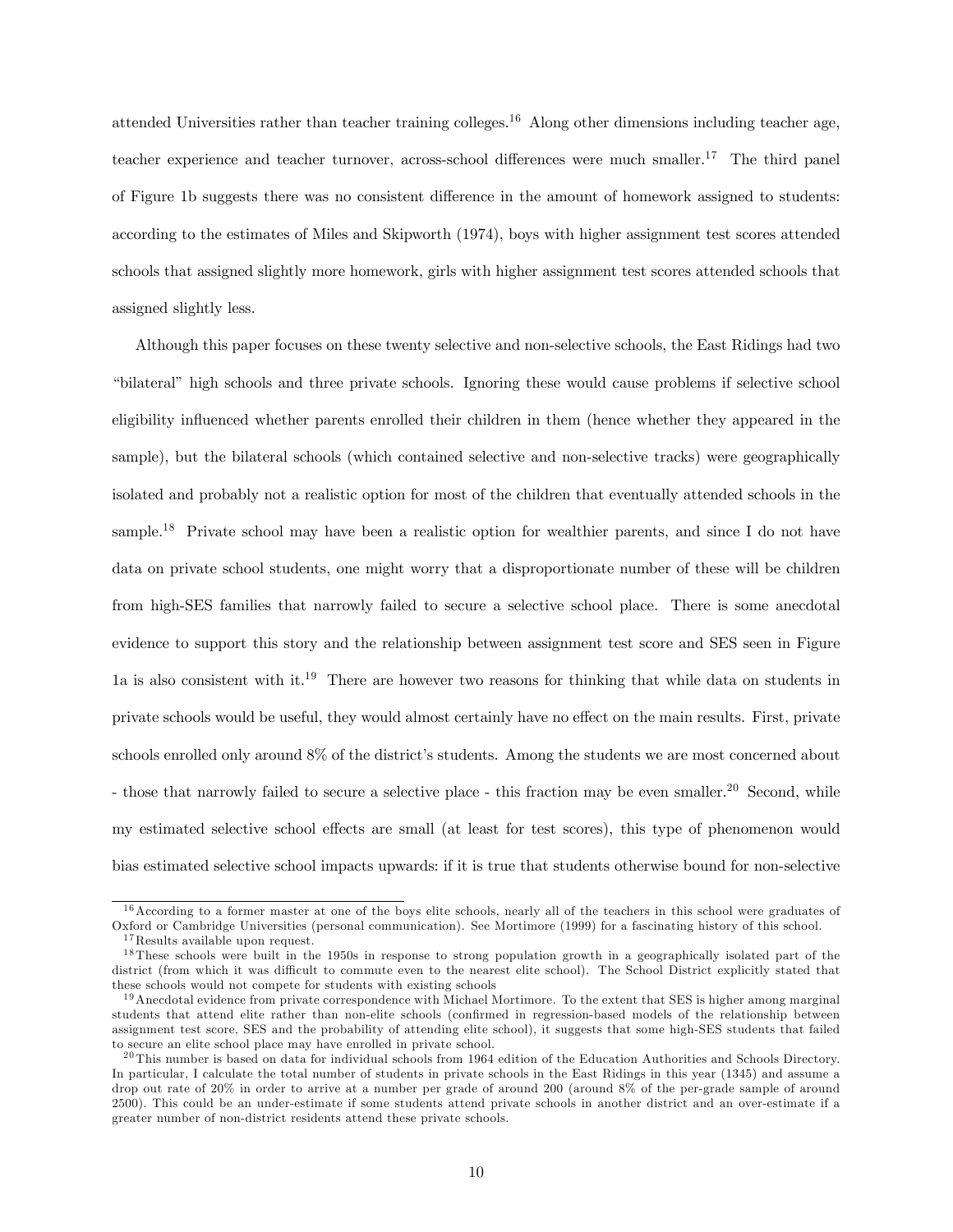attended Universities rather than teacher training colleges.[16] Along other dimensions including teacher age, teacher experience and teacher turnover, across-school differences were much smaller.[17] The third panel of Figure 1b suggests there was no consistent difference in the amount of homework assigned to students: according to the estimates of Miles and Skipworth (1974), boys with higher assignment test scores attended schools that assigned slightly more homework, girls with higher assignment test scores attended schools that assigned slightly less.

Although this paper focuses on these twenty selective and non-selective schools, the East Ridings had two "bilateral" high schools and three private schools. Ignoring these would cause problems if selective school eligibility influenced whether parents enrolled their children in them (hence whether they appeared in the sample), but the bilateral schools (which contained selective and non-selective tracks) were geographically isolated and probably not a realistic option for most of the children that eventually attended schools in the sample.[18] Private school may have been a realistic option for wealthier parents, and since I do not have data on private school students, one might worry that a disproportionate number of these will be children from high-SES families that narrowly failed to secure a selective school place. There is some anecdotal evidence to support this story and the relationship between assignment test score and SES seen in Figure 1a is also consistent with it.[19] There are however two reasons for thinking that while data on students in private schools would be useful, they would almost certainly have no effect on the main results. First, private schools enrolled only around 8% of the district's students. Among the students we are most concerned about - those that narrowly failed to secure a selective place - this fraction may be even smaller.[20] Second, while my estimated selective school effects are small (at least for test scores), this type of phenomenon would bias estimated selective school impacts upwards: if it is true that students otherwise bound for non-selective

[16] According to a former master at one of the boys elite schools, nearly all of the teachers in this school were graduates of Oxford or Cambridge Universities (personal communication). See Mortimore (1999) for a fascinating history of this school.

[17] Results available upon request.

[18] These schools were built in the 1950s in response to strong population growth in a geographically isolated part of the district (from which it was difficult to commute even to the nearest elite school). The School District explicitly stated that these schools would not compete for students with existing schools

[19] Anecdotal evidence from private correspondence with Michael Mortimore. To the extent that SES is higher among marginal students that attend elite rather than non-elite schools (confirmed in regression-based models of the relationship between assignment test score, SES and the probability of attending elite school), it suggests that some high-SES students that failed to secure an elite school place may have enrolled in private school.

[20] This number is based on data for individual schools from 1964 edition of the Education Authorities and Schools Directory. In particular, I calculate the total number of students in private schools in the East Ridings in this year (1345) and assume a drop out rate of 20% in order to arrive at a number per grade of around 200 (around 8% of the per-grade sample of around 2500). This could be an under-estimate if some students attend private schools in another district and an over-estimate if a greater number of non-district residents attend these private schools.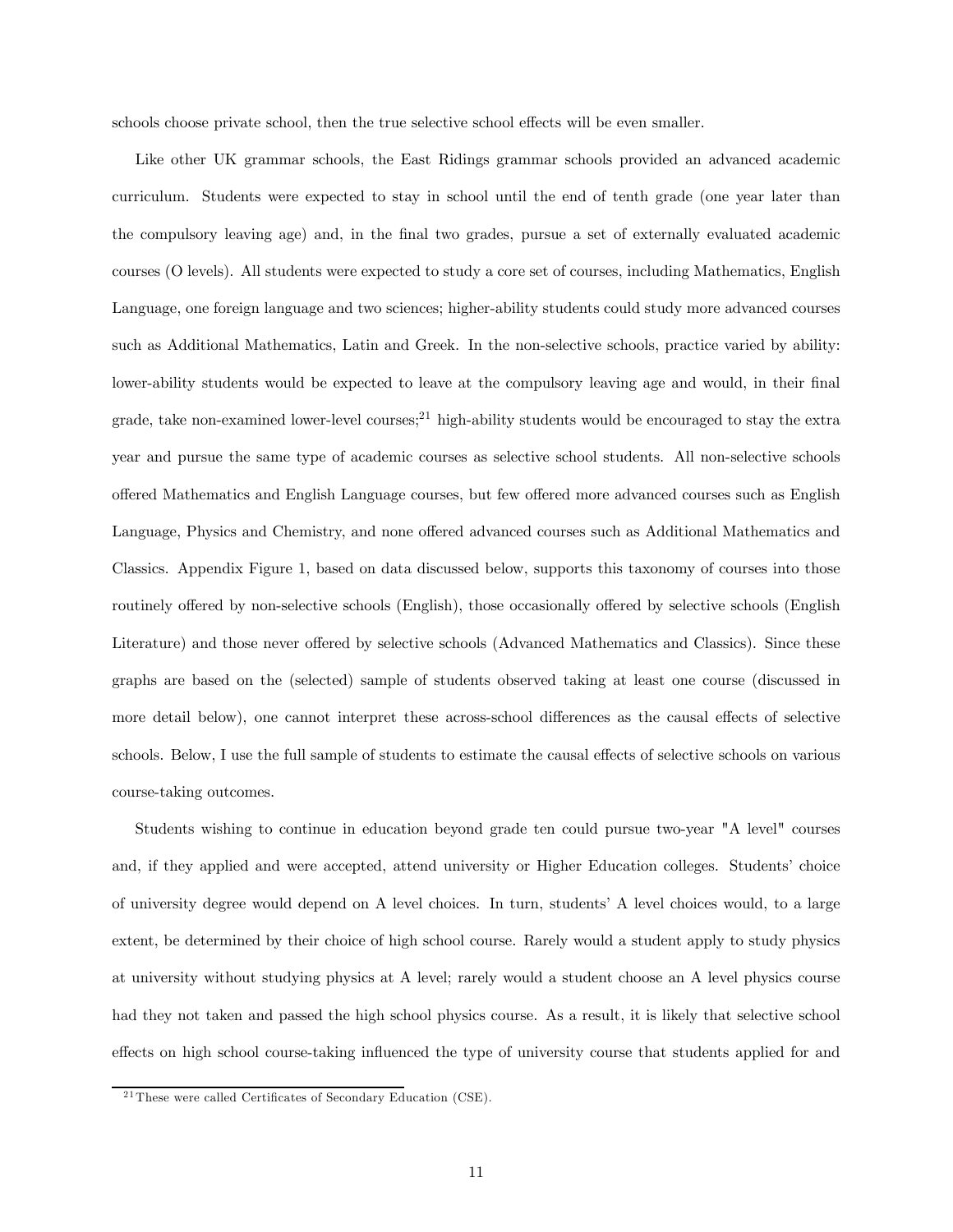schools choose private school, then the true selective school effects will be even smaller.

Like other UK grammar schools, the East Ridings grammar schools provided an advanced academic curriculum. Students were expected to stay in school until the end of tenth grade (one year later than the compulsory leaving age) and, in the final two grades, pursue a set of externally evaluated academic courses (O levels). All students were expected to study a core set of courses, including Mathematics, English Language, one foreign language and two sciences; higher-ability students could study more advanced courses such as Additional Mathematics, Latin and Greek. In the non-selective schools, practice varied by ability: lower-ability students would be expected to leave at the compulsory leaving age and would, in their final grade, take non-examined lower-level courses;[21] high-ability students would be encouraged to stay the extra year and pursue the same type of academic courses as selective school students. All non-selective schools offered Mathematics and English Language courses, but few offered more advanced courses such as English Language, Physics and Chemistry, and none offered advanced courses such as Additional Mathematics and Classics. Appendix Figure 1, based on data discussed below, supports this taxonomy of courses into those routinely offered by non-selective schools (English), those occasionally offered by selective schools (English Literature) and those never offered by selective schools (Advanced Mathematics and Classics). Since these graphs are based on the (selected) sample of students observed taking at least one course (discussed in more detail below), one cannot interpret these across-school differences as the causal effects of selective schools. Below, I use the full sample of students to estimate the causal effects of selective schools on various course-taking outcomes.

Students wishing to continue in education beyond grade ten could pursue two-year "A level" courses and, if they applied and were accepted, attend university or Higher Education colleges. Students' choice of university degree would depend on A level choices. In turn, students' A level choices would, to a large extent, be determined by their choice of high school course. Rarely would a student apply to study physics at university without studying physics at A level; rarely would a student choose an A level physics course had they not taken and passed the high school physics course. As a result, it is likely that selective school effects on high school course-taking influenced the type of university course that students applied for and

[21] These were called Certificates of Secondary Education (CSE).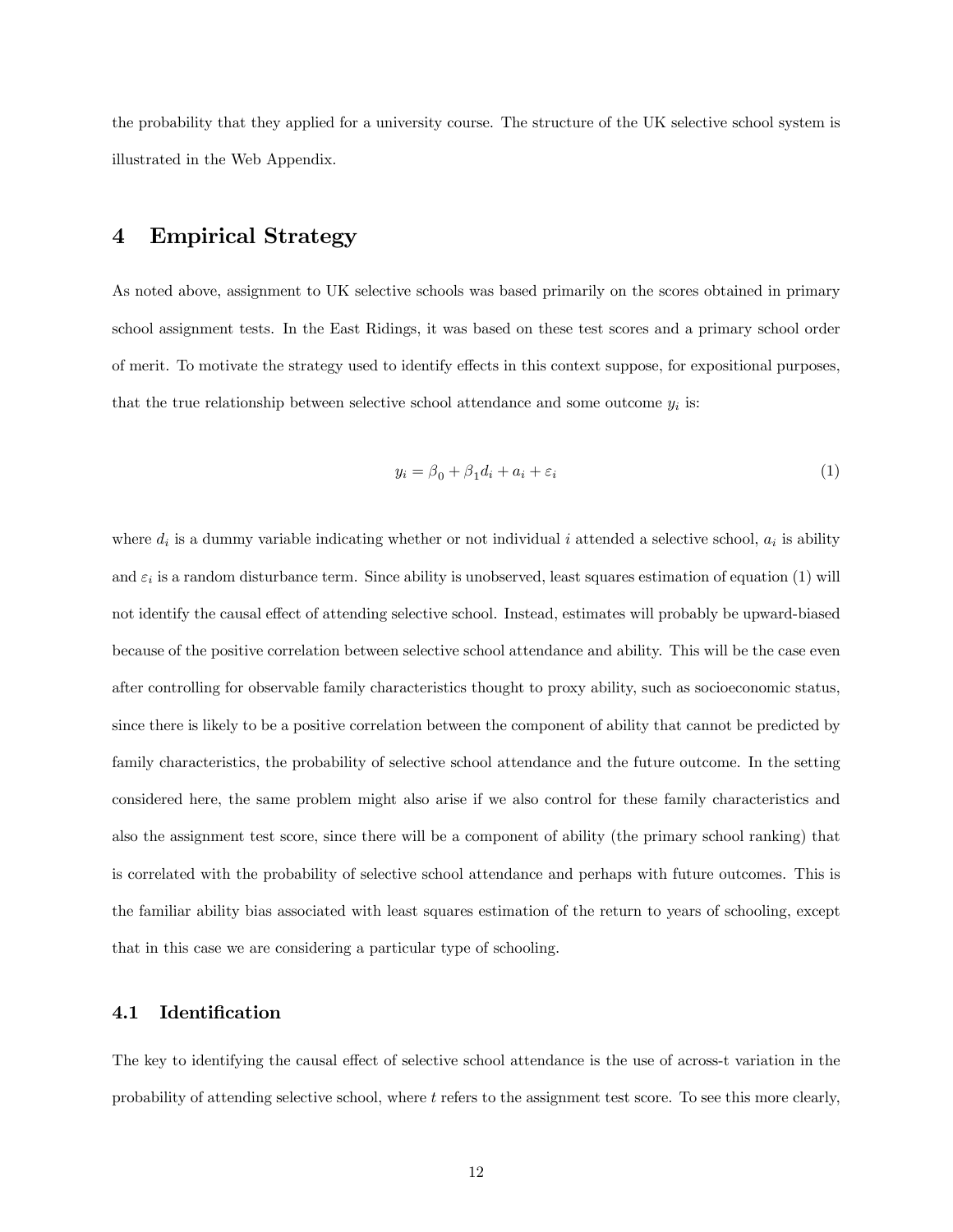the probability that they applied for a university course. The structure of the UK selective school system is illustrated in the Web Appendix.

## 4 Empirical Strategy

As noted above, assignment to UK selective schools was based primarily on the scores obtained in primary school assignment tests. In the East Ridings, it was based on these test scores and a primary school order of merit. To motivate the strategy used to identify effects in this context suppose, for expositional purposes, that the true relationship between selective school attendance and some outcome $y_i$ is:

$$y_i = \beta_0 + \beta_1 d_i + a_i + \varepsilon_i \tag{1}$$

where $d_i$ is a dummy variable indicating whether or not individual $i$ attended a selective school, $a_i$ is ability and $\varepsilon_i$ is a random disturbance term. Since ability is unobserved, least squares estimation of equation (1) will not identify the causal effect of attending selective school. Instead, estimates will probably be upward-biased because of the positive correlation between selective school attendance and ability. This will be the case even after controlling for observable family characteristics thought to proxy ability, such as socioeconomic status, since there is likely to be a positive correlation between the component of ability that cannot be predicted by family characteristics, the probability of selective school attendance and the future outcome. In the setting considered here, the same problem might also arise if we also control for these family characteristics and also the assignment test score, since there will be a component of ability (the primary school ranking) that is correlated with the probability of selective school attendance and perhaps with future outcomes. This is the familiar ability bias associated with least squares estimation of the return to years of schooling, except that in this case we are considering a particular type of schooling.

### 4.1 Identification

The key to identifying the causal effect of selective school attendance is the use of across-t variation in the probability of attending selective school, where $t$ refers to the assignment test score. To see this more clearly,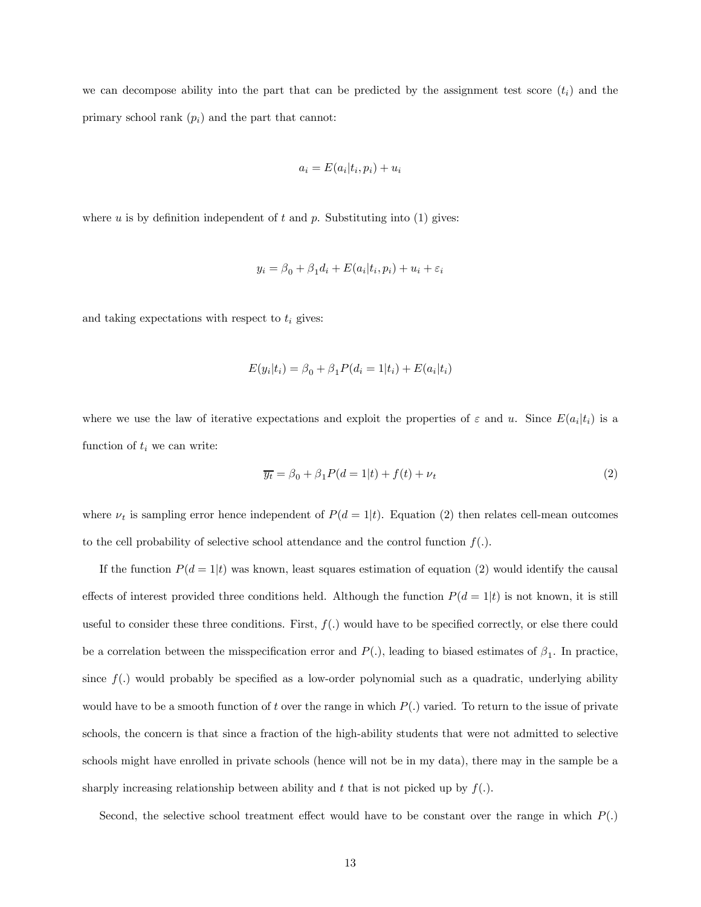we can decompose ability into the part that can be predicted by the assignment test score ($t_i$) and the primary school rank ($p_i$) and the part that cannot:

$$a_i = E(a_i|t_i, p_i) + u_i$$

where $u$ is by definition independent of $t$ and $p$. Substituting into (1) gives:

$$y_i = \beta_0 + \beta_1 d_i + E(a_i|t_i, p_i) + u_i + \varepsilon_i$$

and taking expectations with respect to $t_i$ gives:

$$E(y_i|t_i) = \beta_0 + \beta_1 P(d_i = 1|t_i) + E(a_i|t_i)$$

where we use the law of iterative expectations and exploit the properties of $\varepsilon$ and $u$. Since $E(a_i|t_i)$ is a function of $t_i$ we can write:

$$\overline{y_t} = \beta_0 + \beta_1 P(d = 1|t) + f(t) + \nu_t \tag{2}$$

where $\nu_t$ is sampling error hence independent of $P(d = 1|t)$. Equation (2) then relates cell-mean outcomes to the cell probability of selective school attendance and the control function $f(.)$.

If the function $P(d = 1|t)$ was known, least squares estimation of equation (2) would identify the causal effects of interest provided three conditions held. Although the function $P(d = 1|t)$ is not known, it is still useful to consider these three conditions. First, $f(.)$ would have to be specified correctly, or else there could be a correlation between the misspecification error and $P(.)$, leading to biased estimates of $\beta_1$. In practice, since $f(.)$ would probably be specified as a low-order polynomial such as a quadratic, underlying ability would have to be a smooth function of $t$ over the range in which $P(.)$ varied. To return to the issue of private schools, the concern is that since a fraction of the high-ability students that were not admitted to selective schools might have enrolled in private schools (hence will not be in my data), there may in the sample be a sharply increasing relationship between ability and $t$ that is not picked up by $f(.)$.

Second, the selective school treatment effect would have to be constant over the range in which $P(.)$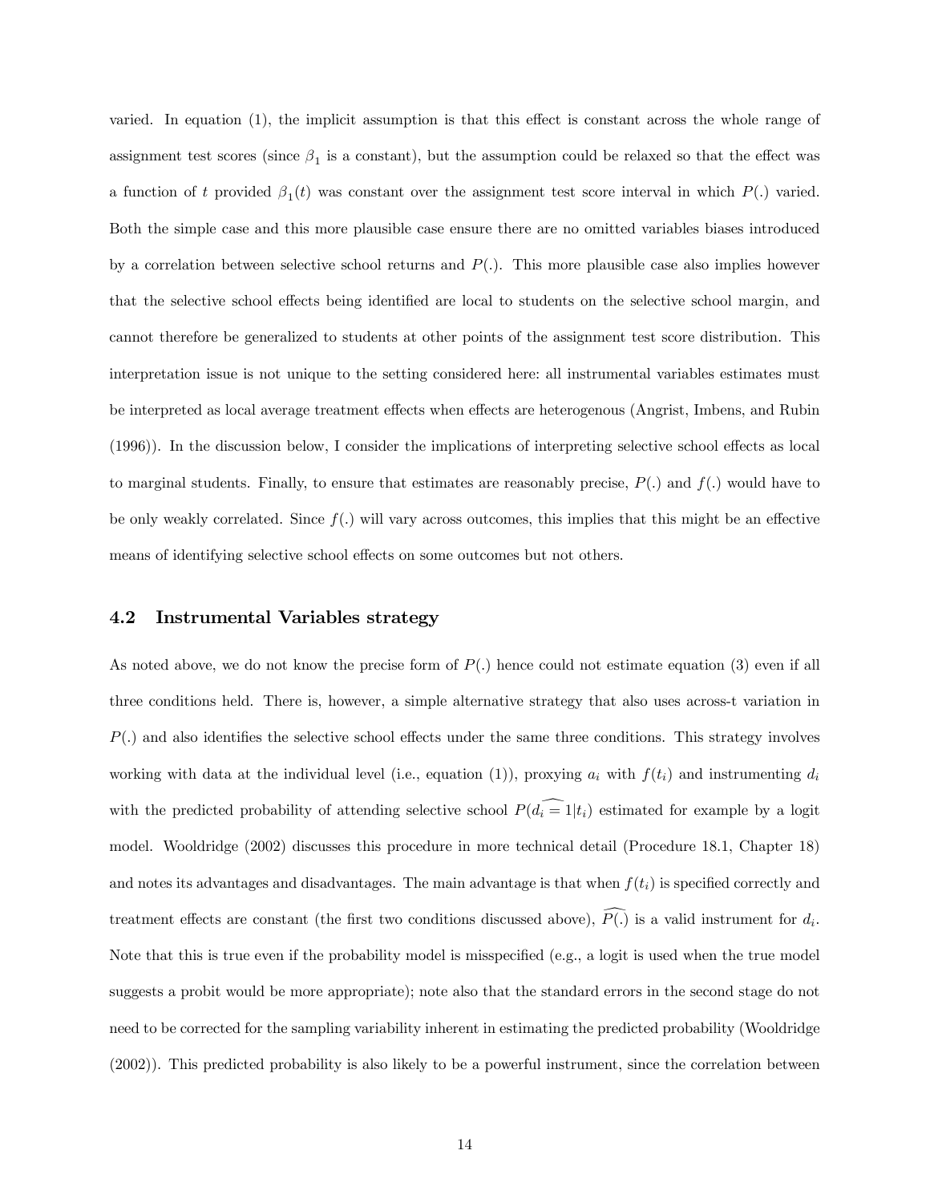varied. In equation (1), the implicit assumption is that this effect is constant across the whole range of assignment test scores (since $\beta_1$ is a constant), but the assumption could be relaxed so that the effect was a function of $t$ provided $\beta_1(t)$ was constant over the assignment test score interval in which $P(.)$ varied. Both the simple case and this more plausible case ensure there are no omitted variables biases introduced by a correlation between selective school returns and $P(.)$. This more plausible case also implies however that the selective school effects being identified are local to students on the selective school margin, and cannot therefore be generalized to students at other points of the assignment test score distribution. This interpretation issue is not unique to the setting considered here: all instrumental variables estimates must be interpreted as local average treatment effects when effects are heterogenous (Angrist, Imbens, and Rubin (1996)). In the discussion below, I consider the implications of interpreting selective school effects as local to marginal students. Finally, to ensure that estimates are reasonably precise, $P(.)$ and $f(.)$ would have to be only weakly correlated. Since $f(.)$ will vary across outcomes, this implies that this might be an effective means of identifying selective school effects on some outcomes but not others.

### 4.2 Instrumental Variables strategy

As noted above, we do not know the precise form of $P(.)$ hence could not estimate equation (3) even if all three conditions held. There is, however, a simple alternative strategy that also uses across-t variation in $P(.)$ and also identifies the selective school effects under the same three conditions. This strategy involves working with data at the individual level (i.e., equation (1)), proxying $a_i$ with $f(t_i)$ and instrumenting $d_i$ with the predicted probability of attending selective school $P(\widehat{d_i = 1}|t_i)$ estimated for example by a logit model. Wooldridge (2002) discusses this procedure in more technical detail (Procedure 18.1, Chapter 18) and notes its advantages and disadvantages. The main advantage is that when $f(t_i)$ is specified correctly and treatment effects are constant (the first two conditions discussed above), $\widehat{P(.)}$ is a valid instrument for $d_i$. Note that this is true even if the probability model is misspecified (e.g., a logit is used when the true model suggests a probit would be more appropriate); note also that the standard errors in the second stage do not need to be corrected for the sampling variability inherent in estimating the predicted probability (Wooldridge (2002)). This predicted probability is also likely to be a powerful instrument, since the correlation between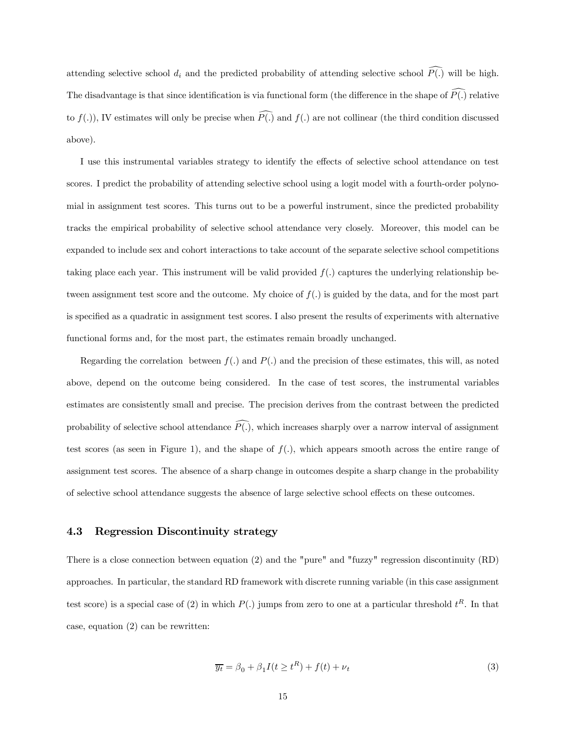attending selective school $d_i$ and the predicted probability of attending selective school $\widehat{P(.)}$ will be high. The disadvantage is that since identification is via functional form (the difference in the shape of $\widehat{P(.)}$ relative to $f(.)$), IV estimates will only be precise when $\widehat{P(.)}$ and $f(.)$ are not collinear (the third condition discussed above).

I use this instrumental variables strategy to identify the effects of selective school attendance on test scores. I predict the probability of attending selective school using a logit model with a fourth-order polynomial in assignment test scores. This turns out to be a powerful instrument, since the predicted probability tracks the empirical probability of selective school attendance very closely. Moreover, this model can be expanded to include sex and cohort interactions to take account of the separate selective school competitions taking place each year. This instrument will be valid provided $f(.)$ captures the underlying relationship between assignment test score and the outcome. My choice of $f(.)$ is guided by the data, and for the most part is specified as a quadratic in assignment test scores. I also present the results of experiments with alternative functional forms and, for the most part, the estimates remain broadly unchanged.

Regarding the correlation between $f(.)$ and $P(.)$ and the precision of these estimates, this will, as noted above, depend on the outcome being considered. In the case of test scores, the instrumental variables estimates are consistently small and precise. The precision derives from the contrast between the predicted probability of selective school attendance $\widehat{P(.)}$, which increases sharply over a narrow interval of assignment test scores (as seen in Figure 1), and the shape of $f(.)$, which appears smooth across the entire range of assignment test scores. The absence of a sharp change in outcomes despite a sharp change in the probability of selective school attendance suggests the absence of large selective school effects on these outcomes.

### 4.3 Regression Discontinuity strategy

There is a close connection between equation (2) and the "pure" and "fuzzy" regression discontinuity (RD) approaches. In particular, the standard RD framework with discrete running variable (in this case assignment test score) is a special case of (2) in which $P(.)$ jumps from zero to one at a particular threshold $t^R$. In that case, equation (2) can be rewritten:

$$\overline{y_t} = \beta_0 + \beta_1 I(t \geq t^R) + f(t) + \nu_t \tag{3}$$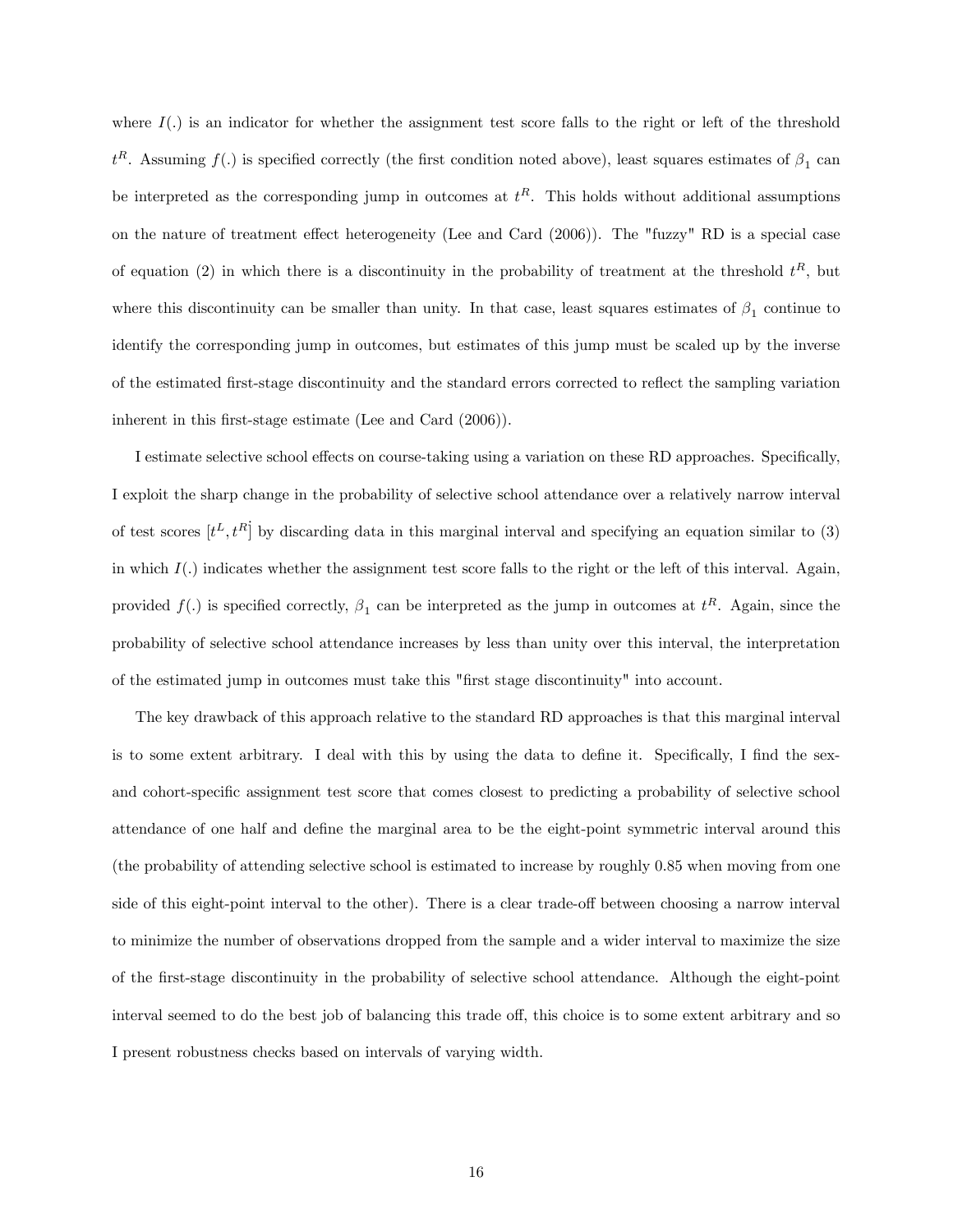where $I(.)$ is an indicator for whether the assignment test score falls to the right or left of the threshold $t^R$. Assuming $f(.)$ is specified correctly (the first condition noted above), least squares estimates of $\beta_1$ can be interpreted as the corresponding jump in outcomes at $t^R$. This holds without additional assumptions on the nature of treatment effect heterogeneity (Lee and Card (2006)). The "fuzzy" RD is a special case of equation (2) in which there is a discontinuity in the probability of treatment at the threshold $t^R$, but where this discontinuity can be smaller than unity. In that case, least squares estimates of $\beta_1$ continue to identify the corresponding jump in outcomes, but estimates of this jump must be scaled up by the inverse of the estimated first-stage discontinuity and the standard errors corrected to reflect the sampling variation inherent in this first-stage estimate (Lee and Card (2006)).

I estimate selective school effects on course-taking using a variation on these RD approaches. Specifically, I exploit the sharp change in the probability of selective school attendance over a relatively narrow interval of test scores $[t^L, t^R]$ by discarding data in this marginal interval and specifying an equation similar to (3) in which $I(.)$ indicates whether the assignment test score falls to the right or the left of this interval. Again, provided $f(.)$ is specified correctly, $\beta_1$ can be interpreted as the jump in outcomes at $t^R$. Again, since the probability of selective school attendance increases by less than unity over this interval, the interpretation of the estimated jump in outcomes must take this "first stage discontinuity" into account.

The key drawback of this approach relative to the standard RD approaches is that this marginal interval is to some extent arbitrary. I deal with this by using the data to define it. Specifically, I find the sex- and cohort-specific assignment test score that comes closest to predicting a probability of selective school attendance of one half and define the marginal area to be the eight-point symmetric interval around this (the probability of attending selective school is estimated to increase by roughly 0.85 when moving from one side of this eight-point interval to the other). There is a clear trade-off between choosing a narrow interval to minimize the number of observations dropped from the sample and a wider interval to maximize the size of the first-stage discontinuity in the probability of selective school attendance. Although the eight-point interval seemed to do the best job of balancing this trade off, this choice is to some extent arbitrary and so I present robustness checks based on intervals of varying width.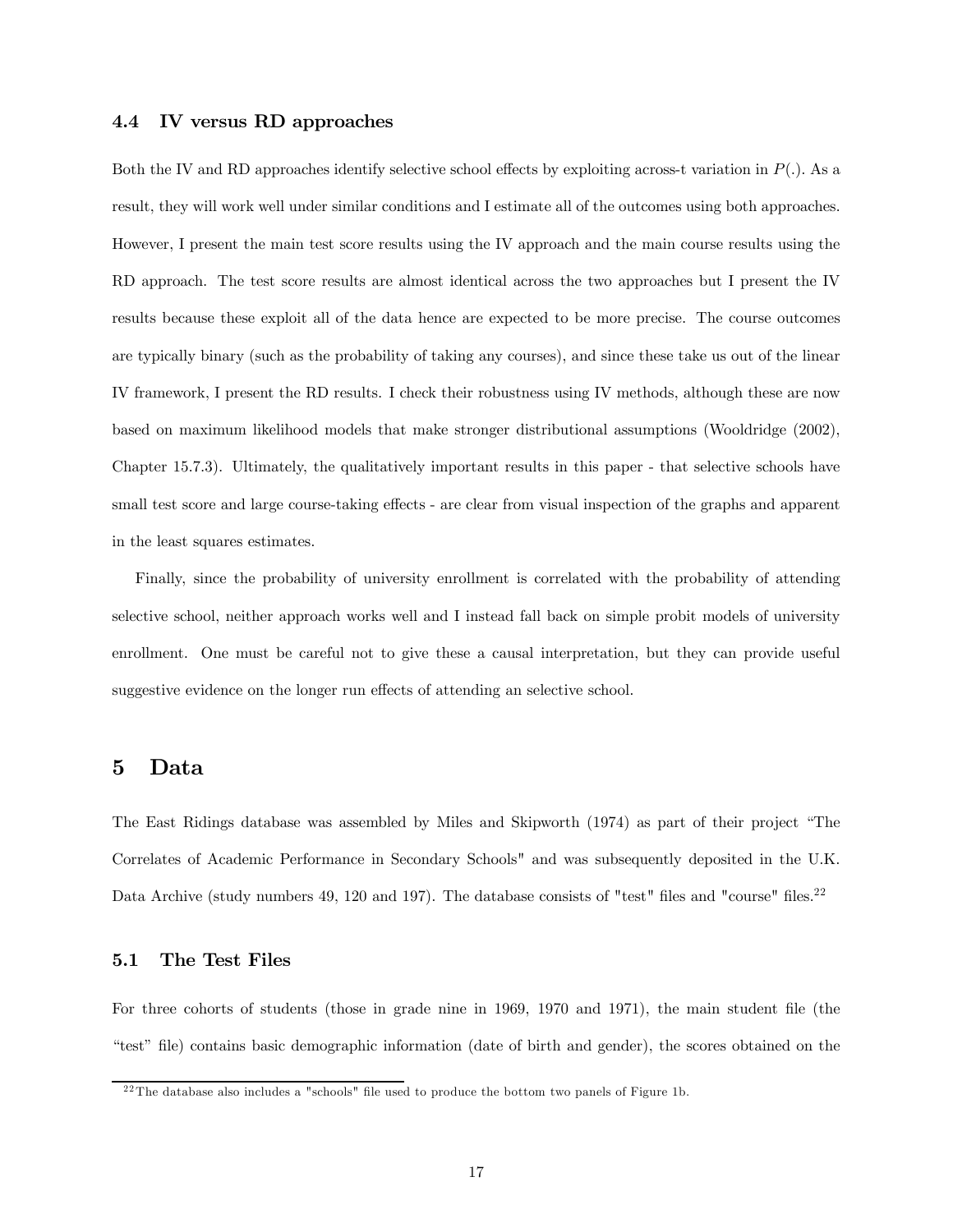### 4.4 IV versus RD approaches

Both the IV and RD approaches identify selective school effects by exploiting across-t variation in $P(.)$. As a result, they will work well under similar conditions and I estimate all of the outcomes using both approaches. However, I present the main test score results using the IV approach and the main course results using the RD approach. The test score results are almost identical across the two approaches but I present the IV results because these exploit all of the data hence are expected to be more precise. The course outcomes are typically binary (such as the probability of taking any courses), and since these take us out of the linear IV framework, I present the RD results. I check their robustness using IV methods, although these are now based on maximum likelihood models that make stronger distributional assumptions (Wooldridge (2002), Chapter 15.7.3). Ultimately, the qualitatively important results in this paper - that selective schools have small test score and large course-taking effects - are clear from visual inspection of the graphs and apparent in the least squares estimates.

Finally, since the probability of university enrollment is correlated with the probability of attending selective school, neither approach works well and I instead fall back on simple probit models of university enrollment. One must be careful not to give these a causal interpretation, but they can provide useful suggestive evidence on the longer run effects of attending an selective school.

## 5 Data

The East Ridings database was assembled by Miles and Skipworth (1974) as part of their project "The Correlates of Academic Performance in Secondary Schools" and was subsequently deposited in the U.K. Data Archive (study numbers 49, 120 and 197). The database consists of "test" files and "course" files.[22]

### 5.1 The Test Files

For three cohorts of students (those in grade nine in 1969, 1970 and 1971), the main student file (the "test" file) contains basic demographic information (date of birth and gender), the scores obtained on the

[22] The database also includes a "schools" file used to produce the bottom two panels of Figure 1b.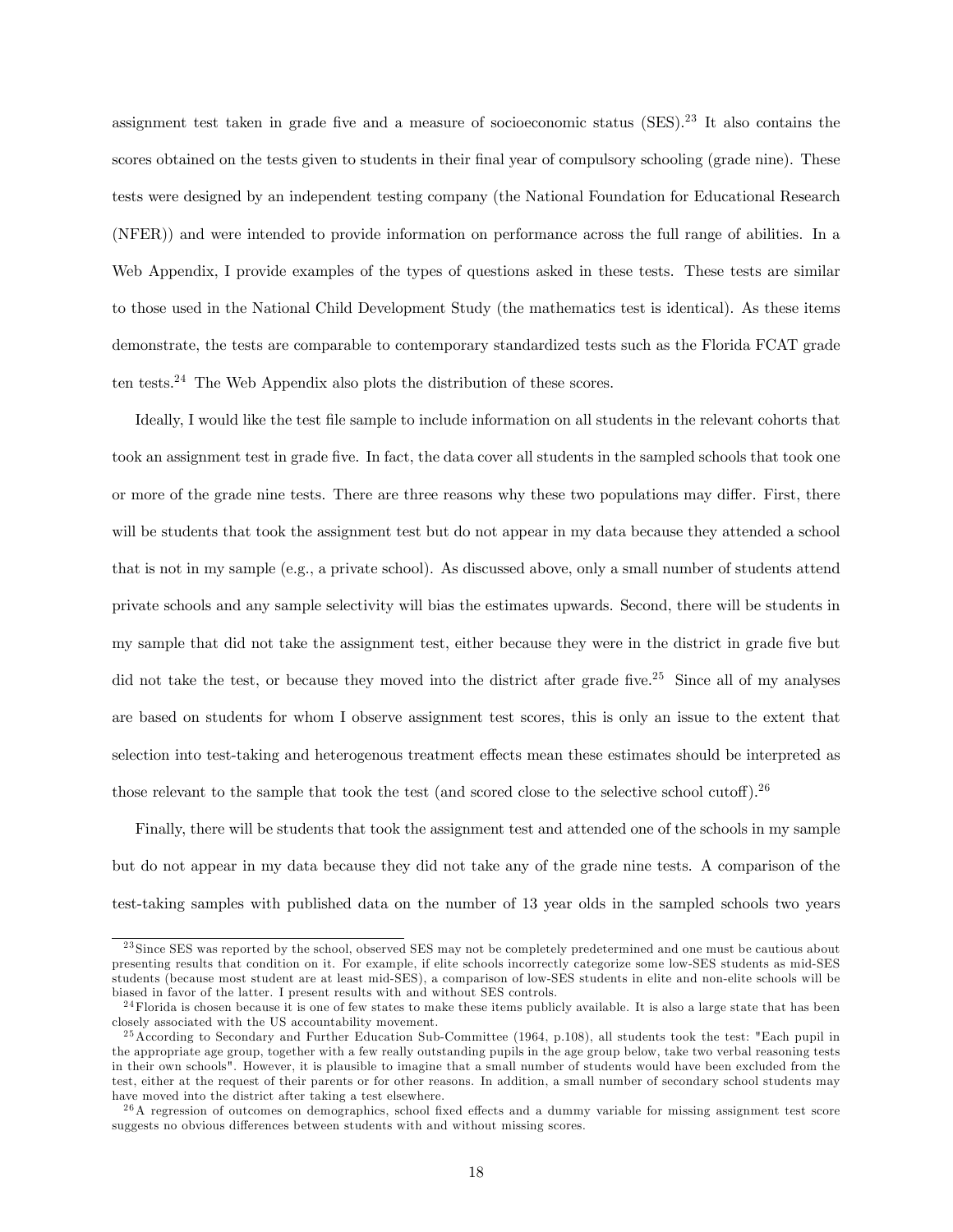assignment test taken in grade five and a measure of socioeconomic status (SES).[23] It also contains the scores obtained on the tests given to students in their final year of compulsory schooling (grade nine). These tests were designed by an independent testing company (the National Foundation for Educational Research (NFER)) and were intended to provide information on performance across the full range of abilities. In a Web Appendix, I provide examples of the types of questions asked in these tests. These tests are similar to those used in the National Child Development Study (the mathematics test is identical). As these items demonstrate, the tests are comparable to contemporary standardized tests such as the Florida FCAT grade ten tests.[24] The Web Appendix also plots the distribution of these scores.

Ideally, I would like the test file sample to include information on all students in the relevant cohorts that took an assignment test in grade five. In fact, the data cover all students in the sampled schools that took one or more of the grade nine tests. There are three reasons why these two populations may differ. First, there will be students that took the assignment test but do not appear in my data because they attended a school that is not in my sample (e.g., a private school). As discussed above, only a small number of students attend private schools and any sample selectivity will bias the estimates upwards. Second, there will be students in my sample that did not take the assignment test, either because they were in the district in grade five but did not take the test, or because they moved into the district after grade five.[25] Since all of my analyses are based on students for whom I observe assignment test scores, this is only an issue to the extent that selection into test-taking and heterogenous treatment effects mean these estimates should be interpreted as those relevant to the sample that took the test (and scored close to the selective school cutoff).[26]

Finally, there will be students that took the assignment test and attended one of the schools in my sample but do not appear in my data because they did not take any of the grade nine tests. A comparison of the test-taking samples with published data on the number of 13 year olds in the sampled schools two years

---

[23] Since SES was reported by the school, observed SES may not be completely predetermined and one must be cautious about presenting results that condition on it. For example, if elite schools incorrectly categorize some low-SES students as mid-SES students (because most student are at least mid-SES), a comparison of low-SES students in elite and non-elite schools will be biased in favor of the latter. I present results with and without SES controls.

[24] Florida is chosen because it is one of few states to make these items publicly available. It is also a large state that has been closely associated with the US accountability movement.

[25] According to Secondary and Further Education Sub-Committee (1964, p.108), all students took the test: "Each pupil in the appropriate age group, together with a few really outstanding pupils in the age group below, take two verbal reasoning tests in their own schools". However, it is plausible to imagine that a small number of students would have been excluded from the test, either at the request of their parents or for other reasons. In addition, a small number of secondary school students may have moved into the district after taking a test elsewhere.

[26] A regression of outcomes on demographics, school fixed effects and a dummy variable for missing assignment test score suggests no obvious differences between students with and without missing scores.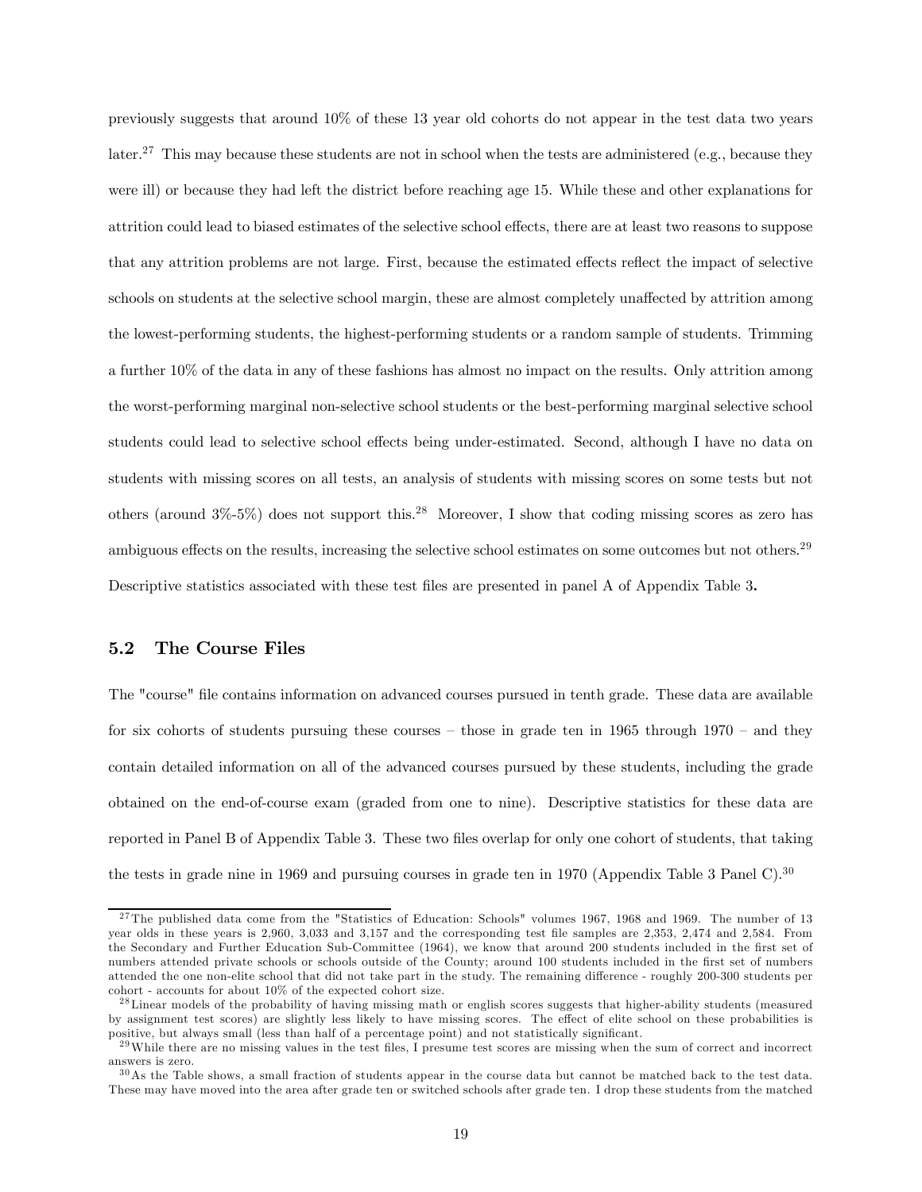previously suggests that around 10% of these 13 year old cohorts do not appear in the test data two years later.[27] This may because these students are not in school when the tests are administered (e.g., because they were ill) or because they had left the district before reaching age 15. While these and other explanations for attrition could lead to biased estimates of the selective school effects, there are at least two reasons to suppose that any attrition problems are not large. First, because the estimated effects reflect the impact of selective schools on students at the selective school margin, these are almost completely unaffected by attrition among the lowest-performing students, the highest-performing students or a random sample of students. Trimming a further 10% of the data in any of these fashions has almost no impact on the results. Only attrition among the worst-performing marginal non-selective school students or the best-performing marginal selective school students could lead to selective school effects being under-estimated. Second, although I have no data on students with missing scores on all tests, an analysis of students with missing scores on some tests but not others (around 3%-5%) does not support this.[28] Moreover, I show that coding missing scores as zero has ambiguous effects on the results, increasing the selective school estimates on some outcomes but not others.[29] Descriptive statistics associated with these test files are presented in panel A of Appendix Table 3**.**

## 5.2 The Course Files

The "course" file contains information on advanced courses pursued in tenth grade. These data are available for six cohorts of students pursuing these courses – those in grade ten in 1965 through 1970 – and they contain detailed information on all of the advanced courses pursued by these students, including the grade obtained on the end-of-course exam (graded from one to nine). Descriptive statistics for these data are reported in Panel B of Appendix Table 3. These two files overlap for only one cohort of students, that taking the tests in grade nine in 1969 and pursuing courses in grade ten in 1970 (Appendix Table 3 Panel C).[30]

---

[27] The published data come from the "Statistics of Education: Schools" volumes 1967, 1968 and 1969. The number of 13 year olds in these years is 2,960, 3,033 and 3,157 and the corresponding test file samples are 2,353, 2,474 and 2,584. From the Secondary and Further Education Sub-Committee (1964), we know that around 200 students included in the first set of numbers attended private schools or schools outside of the County; around 100 students included in the first set of numbers attended the one non-elite school that did not take part in the study. The remaining difference - roughly 200-300 students per cohort - accounts for about 10% of the expected cohort size.

[28] Linear models of the probability of having missing math or english scores suggests that higher-ability students (measured by assignment test scores) are slightly less likely to have missing scores. The effect of elite school on these probabilities is positive, but always small (less than half of a percentage point) and not statistically significant.

[29] While there are no missing values in the test files, I presume test scores are missing when the sum of correct and incorrect answers is zero.

[30] As the Table shows, a small fraction of students appear in the course data but cannot be matched back to the test data. These may have moved into the area after grade ten or switched schools after grade ten. I drop these students from the matched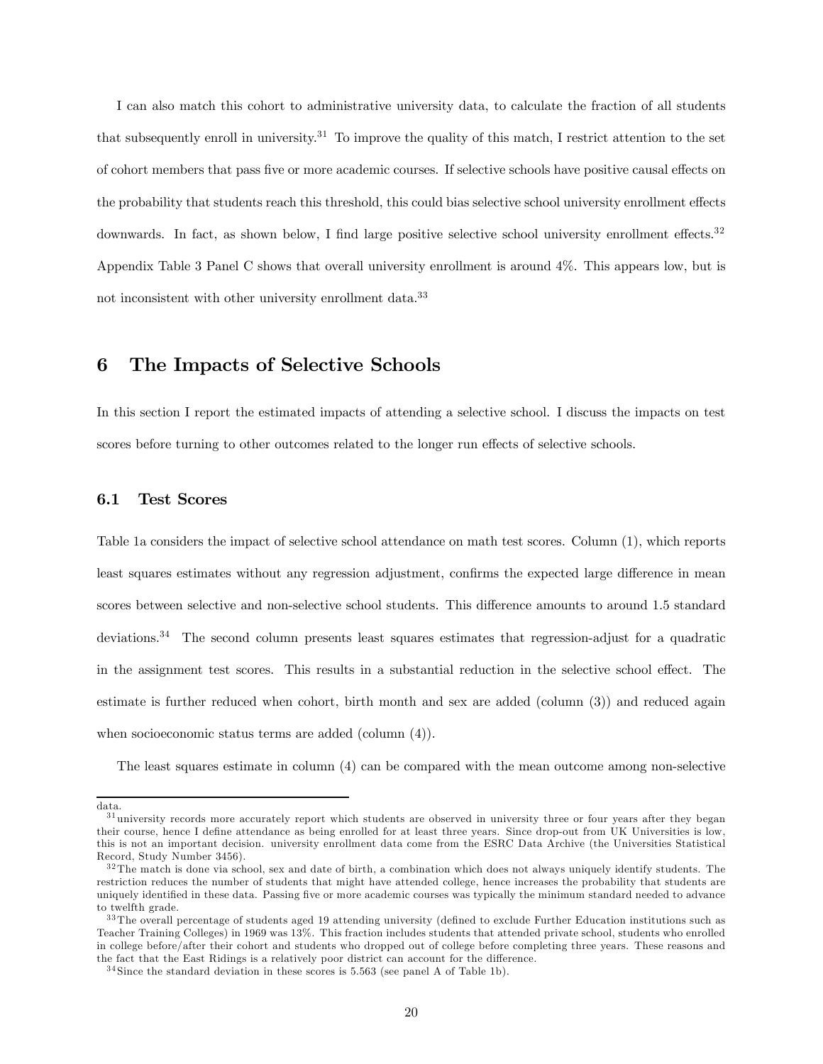I can also match this cohort to administrative university data, to calculate the fraction of all students that subsequently enroll in university.[31] To improve the quality of this match, I restrict attention to the set of cohort members that pass five or more academic courses. If selective schools have positive causal effects on the probability that students reach this threshold, this could bias selective school university enrollment effects downwards. In fact, as shown below, I find large positive selective school university enrollment effects.[32] Appendix Table 3 Panel C shows that overall university enrollment is around 4%. This appears low, but is not inconsistent with other university enrollment data.[33]

# 6 The Impacts of Selective Schools

In this section I report the estimated impacts of attending a selective school. I discuss the impacts on test scores before turning to other outcomes related to the longer run effects of selective schools.

## 6.1 Test Scores

Table 1a considers the impact of selective school attendance on math test scores. Column (1), which reports least squares estimates without any regression adjustment, confirms the expected large difference in mean scores between selective and non-selective school students. This difference amounts to around 1.5 standard deviations.[34] The second column presents least squares estimates that regression-adjust for a quadratic in the assignment test scores. This results in a substantial reduction in the selective school effect. The estimate is further reduced when cohort, birth month and sex are added (column (3)) and reduced again when socioeconomic status terms are added (column (4)).

The least squares estimate in column (4) can be compared with the mean outcome among non-selective

---

data.

[31] university records more accurately report which students are observed in university three or four years after they began their course, hence I define attendance as being enrolled for at least three years. Since drop-out from UK Universities is low, this is not an important decision. university enrollment data come from the ESRC Data Archive (the Universities Statistical Record, Study Number 3456).

[32] The match is done via school, sex and date of birth, a combination which does not always uniquely identify students. The restriction reduces the number of students that might have attended college, hence increases the probability that students are uniquely identified in these data. Passing five or more academic courses was typically the minimum standard needed to advance to twelfth grade.

[33] The overall percentage of students aged 19 attending university (defined to exclude Further Education institutions such as Teacher Training Colleges) in 1969 was 13%. This fraction includes students that attended private school, students who enrolled in college before/after their cohort and students who dropped out of college before completing three years. These reasons and the fact that the East Ridings is a relatively poor district can account for the difference.

[34] Since the standard deviation in these scores is 5.563 (see panel A of Table 1b).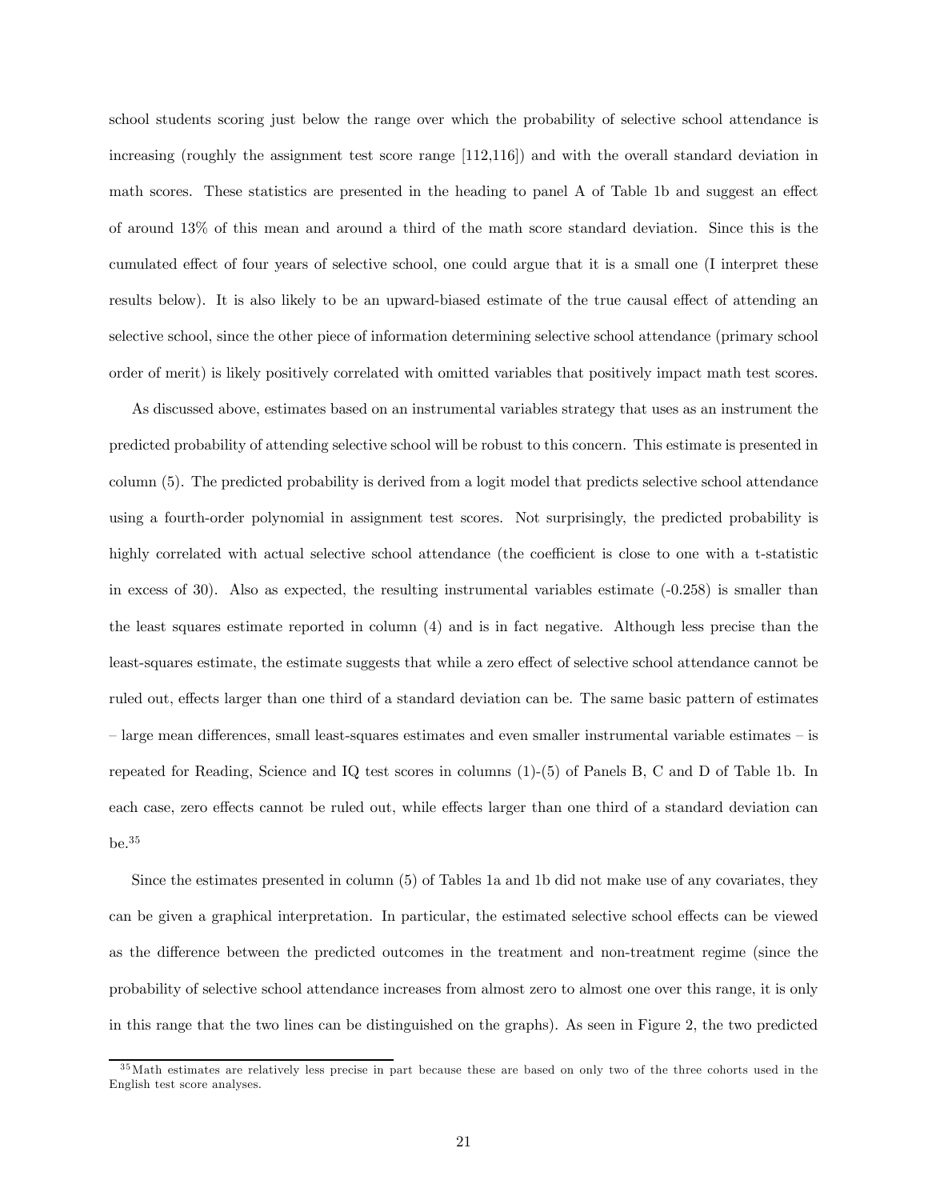school students scoring just below the range over which the probability of selective school attendance is increasing (roughly the assignment test score range [112,116]) and with the overall standard deviation in math scores. These statistics are presented in the heading to panel A of Table 1b and suggest an effect of around 13% of this mean and around a third of the math score standard deviation. Since this is the cumulated effect of four years of selective school, one could argue that it is a small one (I interpret these results below). It is also likely to be an upward-biased estimate of the true causal effect of attending an selective school, since the other piece of information determining selective school attendance (primary school order of merit) is likely positively correlated with omitted variables that positively impact math test scores.

As discussed above, estimates based on an instrumental variables strategy that uses as an instrument the predicted probability of attending selective school will be robust to this concern. This estimate is presented in column (5). The predicted probability is derived from a logit model that predicts selective school attendance using a fourth-order polynomial in assignment test scores. Not surprisingly, the predicted probability is highly correlated with actual selective school attendance (the coefficient is close to one with a t-statistic in excess of 30). Also as expected, the resulting instrumental variables estimate (-0.258) is smaller than the least squares estimate reported in column (4) and is in fact negative. Although less precise than the least-squares estimate, the estimate suggests that while a zero effect of selective school attendance cannot be ruled out, effects larger than one third of a standard deviation can be. The same basic pattern of estimates – large mean differences, small least-squares estimates and even smaller instrumental variable estimates – is repeated for Reading, Science and IQ test scores in columns (1)-(5) of Panels B, C and D of Table 1b. In each case, zero effects cannot be ruled out, while effects larger than one third of a standard deviation can be.[35]

Since the estimates presented in column (5) of Tables 1a and 1b did not make use of any covariates, they can be given a graphical interpretation. In particular, the estimated selective school effects can be viewed as the difference between the predicted outcomes in the treatment and non-treatment regime (since the probability of selective school attendance increases from almost zero to almost one over this range, it is only in this range that the two lines can be distinguished on the graphs). As seen in Figure 2, the two predicted

[35] Math estimates are relatively less precise in part because these are based on only two of the three cohorts used in the English test score analyses.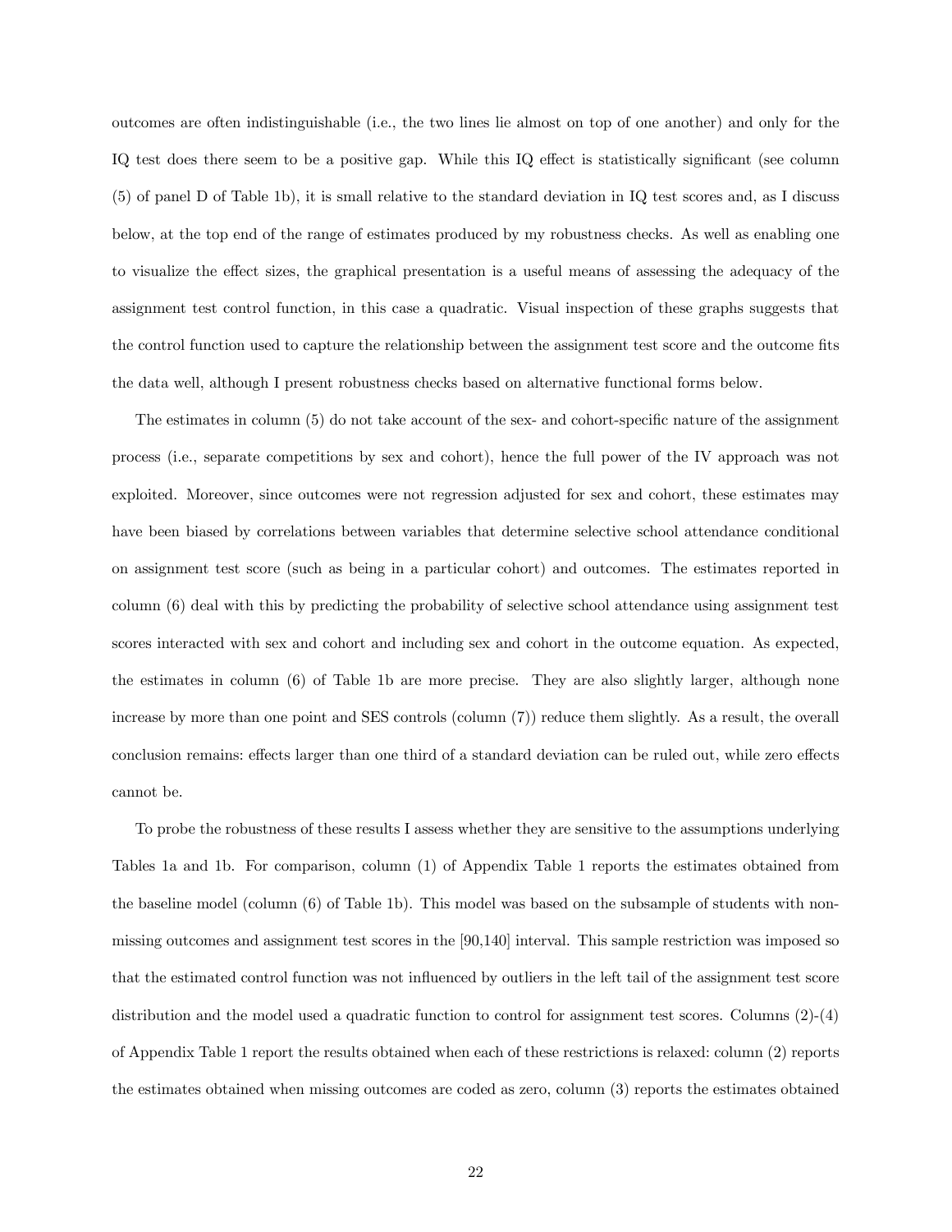outcomes are often indistinguishable (i.e., the two lines lie almost on top of one another) and only for the IQ test does there seem to be a positive gap. While this IQ effect is statistically significant (see column (5) of panel D of Table 1b), it is small relative to the standard deviation in IQ test scores and, as I discuss below, at the top end of the range of estimates produced by my robustness checks. As well as enabling one to visualize the effect sizes, the graphical presentation is a useful means of assessing the adequacy of the assignment test control function, in this case a quadratic. Visual inspection of these graphs suggests that the control function used to capture the relationship between the assignment test score and the outcome fits the data well, although I present robustness checks based on alternative functional forms below.

The estimates in column (5) do not take account of the sex- and cohort-specific nature of the assignment process (i.e., separate competitions by sex and cohort), hence the full power of the IV approach was not exploited. Moreover, since outcomes were not regression adjusted for sex and cohort, these estimates may have been biased by correlations between variables that determine selective school attendance conditional on assignment test score (such as being in a particular cohort) and outcomes. The estimates reported in column (6) deal with this by predicting the probability of selective school attendance using assignment test scores interacted with sex and cohort and including sex and cohort in the outcome equation. As expected, the estimates in column (6) of Table 1b are more precise. They are also slightly larger, although none increase by more than one point and SES controls (column (7)) reduce them slightly. As a result, the overall conclusion remains: effects larger than one third of a standard deviation can be ruled out, while zero effects cannot be.

To probe the robustness of these results I assess whether they are sensitive to the assumptions underlying Tables 1a and 1b. For comparison, column (1) of Appendix Table 1 reports the estimates obtained from the baseline model (column (6) of Table 1b). This model was based on the subsample of students with non-missing outcomes and assignment test scores in the [90,140] interval. This sample restriction was imposed so that the estimated control function was not influenced by outliers in the left tail of the assignment test score distribution and the model used a quadratic function to control for assignment test scores. Columns (2)-(4) of Appendix Table 1 report the results obtained when each of these restrictions is relaxed: column (2) reports the estimates obtained when missing outcomes are coded as zero, column (3) reports the estimates obtained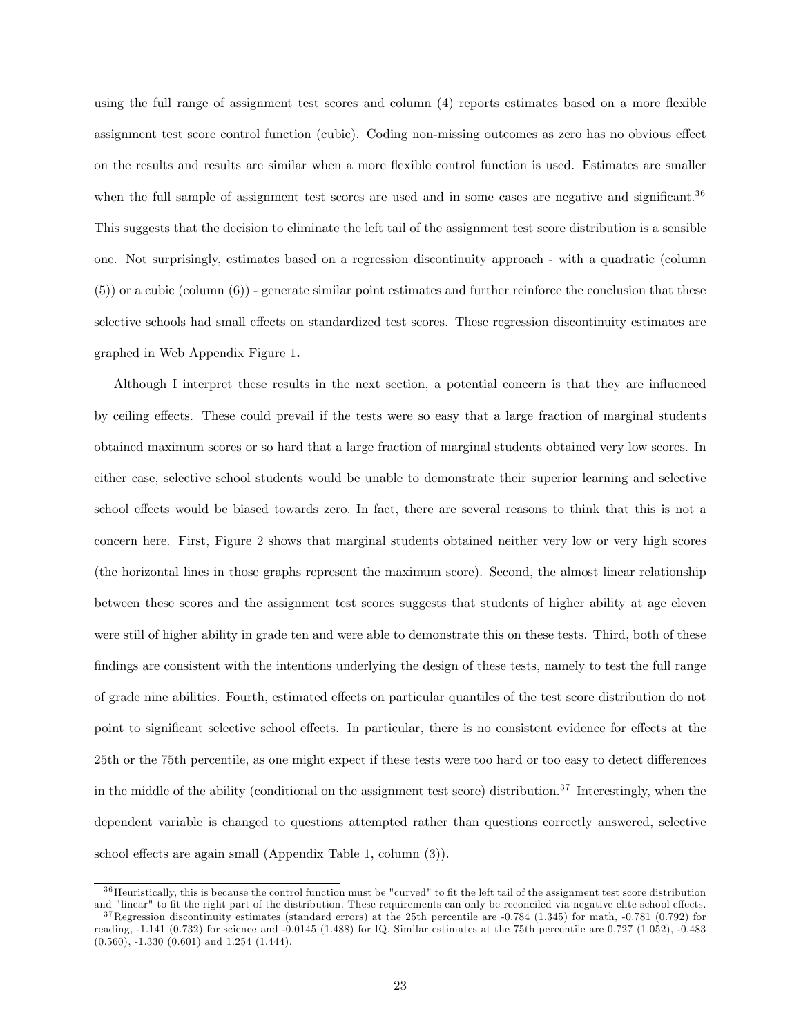using the full range of assignment test scores and column (4) reports estimates based on a more flexible assignment test score control function (cubic). Coding non-missing outcomes as zero has no obvious effect on the results and results are similar when a more flexible control function is used. Estimates are smaller when the full sample of assignment test scores are used and in some cases are negative and significant.[36] This suggests that the decision to eliminate the left tail of the assignment test score distribution is a sensible one. Not surprisingly, estimates based on a regression discontinuity approach - with a quadratic (column (5)) or a cubic (column (6)) - generate similar point estimates and further reinforce the conclusion that these selective schools had small effects on standardized test scores. These regression discontinuity estimates are graphed in Web Appendix Figure 1**.**

Although I interpret these results in the next section, a potential concern is that they are influenced by ceiling effects. These could prevail if the tests were so easy that a large fraction of marginal students obtained maximum scores or so hard that a large fraction of marginal students obtained very low scores. In either case, selective school students would be unable to demonstrate their superior learning and selective school effects would be biased towards zero. In fact, there are several reasons to think that this is not a concern here. First, Figure 2 shows that marginal students obtained neither very low or very high scores (the horizontal lines in those graphs represent the maximum score). Second, the almost linear relationship between these scores and the assignment test scores suggests that students of higher ability at age eleven were still of higher ability in grade ten and were able to demonstrate this on these tests. Third, both of these findings are consistent with the intentions underlying the design of these tests, namely to test the full range of grade nine abilities. Fourth, estimated effects on particular quantiles of the test score distribution do not point to significant selective school effects. In particular, there is no consistent evidence for effects at the 25th or the 75th percentile, as one might expect if these tests were too hard or too easy to detect differences in the middle of the ability (conditional on the assignment test score) distribution.[37] Interestingly, when the dependent variable is changed to questions attempted rather than questions correctly answered, selective school effects are again small (Appendix Table 1, column (3)).

[36] Heuristically, this is because the control function must be "curved" to fit the left tail of the assignment test score distribution and "linear" to fit the right part of the distribution. These requirements can only be reconciled via negative elite school effects.

[37] Regression discontinuity estimates (standard errors) at the 25th percentile are -0.784 (1.345) for math, -0.781 (0.792) for reading, -1.141 (0.732) for science and -0.0145 (1.488) for IQ. Similar estimates at the 75th percentile are 0.727 (1.052), -0.483 (0.560), -1.330 (0.601) and 1.254 (1.444).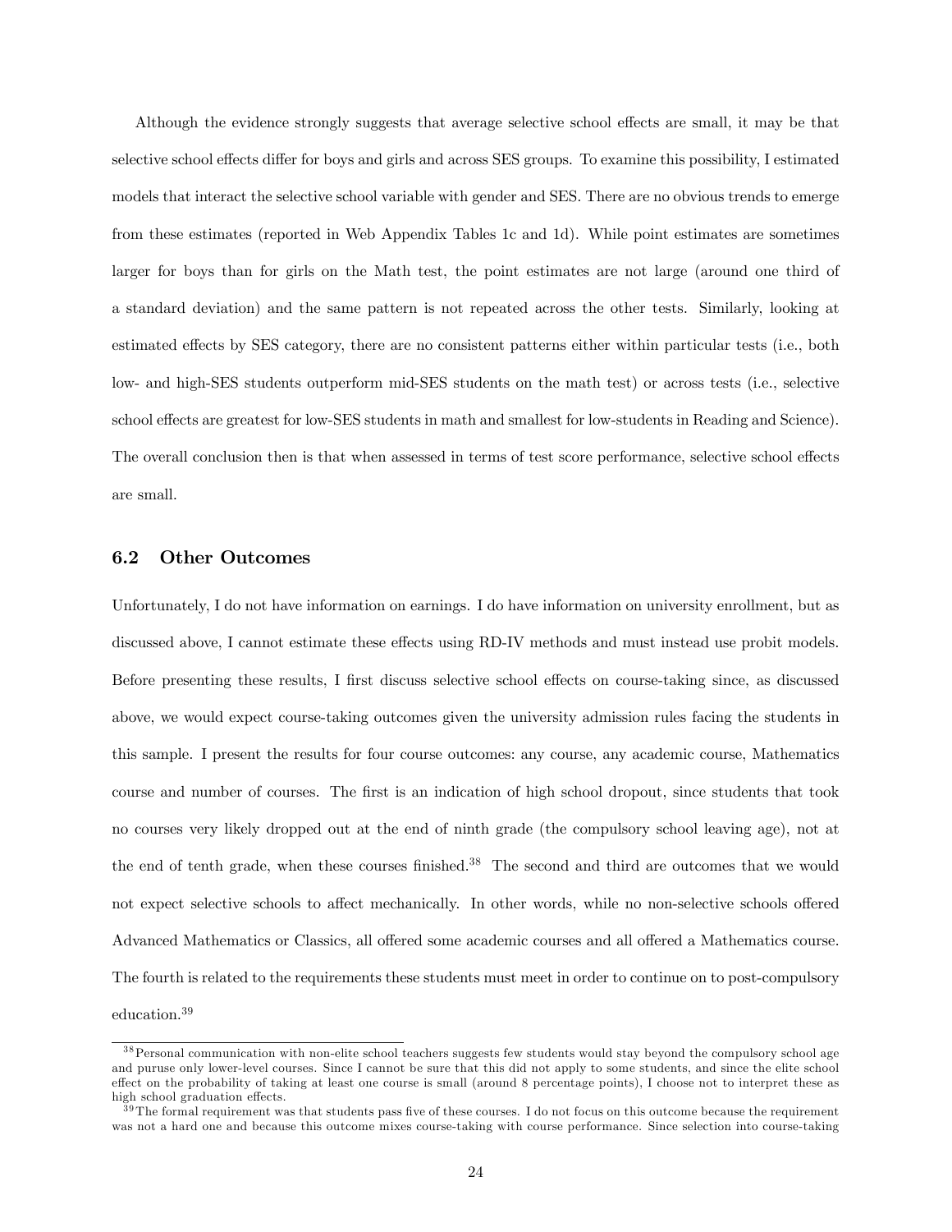Although the evidence strongly suggests that average selective school effects are small, it may be that selective school effects differ for boys and girls and across SES groups. To examine this possibility, I estimated models that interact the selective school variable with gender and SES. There are no obvious trends to emerge from these estimates (reported in Web Appendix Tables 1c and 1d). While point estimates are sometimes larger for boys than for girls on the Math test, the point estimates are not large (around one third of a standard deviation) and the same pattern is not repeated across the other tests. Similarly, looking at estimated effects by SES category, there are no consistent patterns either within particular tests (i.e., both low- and high-SES students outperform mid-SES students on the math test) or across tests (i.e., selective school effects are greatest for low-SES students in math and smallest for low-students in Reading and Science). The overall conclusion then is that when assessed in terms of test score performance, selective school effects are small.

## 6.2 Other Outcomes

Unfortunately, I do not have information on earnings. I do have information on university enrollment, but as discussed above, I cannot estimate these effects using RD-IV methods and must instead use probit models. Before presenting these results, I first discuss selective school effects on course-taking since, as discussed above, we would expect course-taking outcomes given the university admission rules facing the students in this sample. I present the results for four course outcomes: any course, any academic course, Mathematics course and number of courses. The first is an indication of high school dropout, since students that took no courses very likely dropped out at the end of ninth grade (the compulsory school leaving age), not at the end of tenth grade, when these courses finished.[38] The second and third are outcomes that we would not expect selective schools to affect mechanically. In other words, while no non-selective schools offered Advanced Mathematics or Classics, all offered some academic courses and all offered a Mathematics course. The fourth is related to the requirements these students must meet in order to continue on to post-compulsory education.[39]

---

[38] Personal communication with non-elite school teachers suggests few students would stay beyond the compulsory school age and puruse only lower-level courses. Since I cannot be sure that this did not apply to some students, and since the elite school effect on the probability of taking at least one course is small (around 8 percentage points), I choose not to interpret these as high school graduation effects.

[39] The formal requirement was that students pass five of these courses. I do not focus on this outcome because the requirement was not a hard one and because this outcome mixes course-taking with course performance. Since selection into course-taking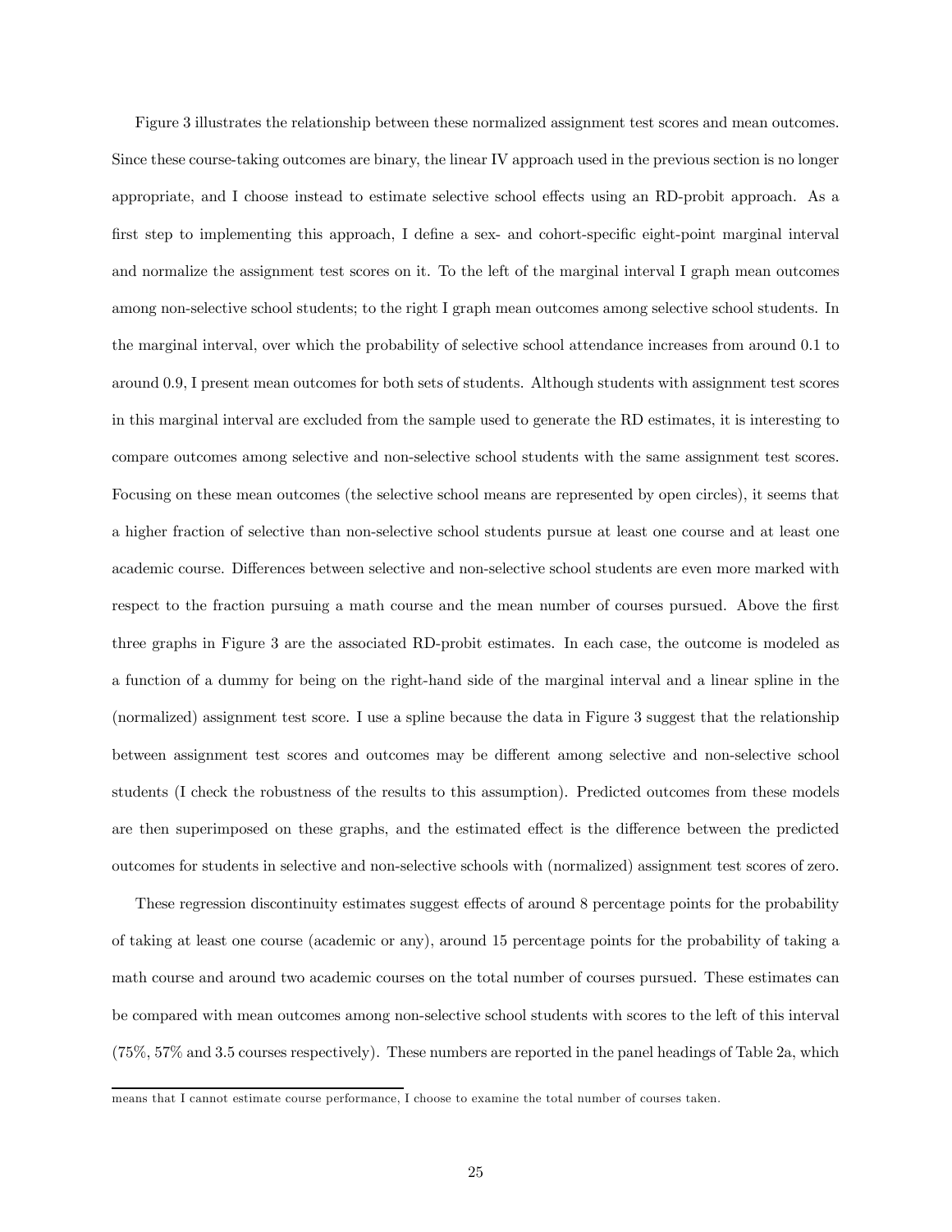Figure 3 illustrates the relationship between these normalized assignment test scores and mean outcomes. Since these course-taking outcomes are binary, the linear IV approach used in the previous section is no longer appropriate, and I choose instead to estimate selective school effects using an RD-probit approach. As a first step to implementing this approach, I define a sex- and cohort-specific eight-point marginal interval and normalize the assignment test scores on it. To the left of the marginal interval I graph mean outcomes among non-selective school students; to the right I graph mean outcomes among selective school students. In the marginal interval, over which the probability of selective school attendance increases from around 0.1 to around 0.9, I present mean outcomes for both sets of students. Although students with assignment test scores in this marginal interval are excluded from the sample used to generate the RD estimates, it is interesting to compare outcomes among selective and non-selective school students with the same assignment test scores. Focusing on these mean outcomes (the selective school means are represented by open circles), it seems that a higher fraction of selective than non-selective school students pursue at least one course and at least one academic course. Differences between selective and non-selective school students are even more marked with respect to the fraction pursuing a math course and the mean number of courses pursued. Above the first three graphs in Figure 3 are the associated RD-probit estimates. In each case, the outcome is modeled as a function of a dummy for being on the right-hand side of the marginal interval and a linear spline in the (normalized) assignment test score. I use a spline because the data in Figure 3 suggest that the relationship between assignment test scores and outcomes may be different among selective and non-selective school students (I check the robustness of the results to this assumption). Predicted outcomes from these models are then superimposed on these graphs, and the estimated effect is the difference between the predicted outcomes for students in selective and non-selective schools with (normalized) assignment test scores of zero.

These regression discontinuity estimates suggest effects of around 8 percentage points for the probability of taking at least one course (academic or any), around 15 percentage points for the probability of taking a math course and around two academic courses on the total number of courses pursued. These estimates can be compared with mean outcomes among non-selective school students with scores to the left of this interval (75%, 57% and 3.5 courses respectively). These numbers are reported in the panel headings of Table 2a, which

means that I cannot estimate course performance, I choose to examine the total number of courses taken.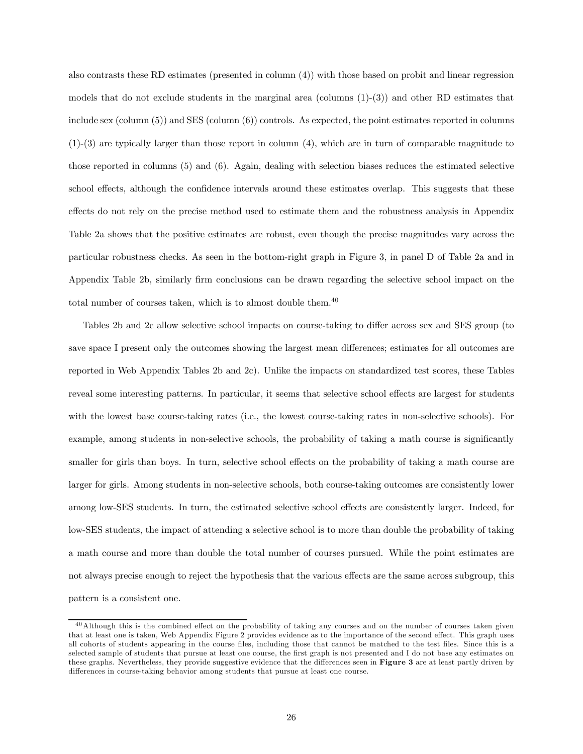also contrasts these RD estimates (presented in column (4)) with those based on probit and linear regression models that do not exclude students in the marginal area (columns (1)-(3)) and other RD estimates that include sex (column (5)) and SES (column (6)) controls. As expected, the point estimates reported in columns (1)-(3) are typically larger than those report in column (4), which are in turn of comparable magnitude to those reported in columns (5) and (6). Again, dealing with selection biases reduces the estimated selective school effects, although the confidence intervals around these estimates overlap. This suggests that these effects do not rely on the precise method used to estimate them and the robustness analysis in Appendix Table 2a shows that the positive estimates are robust, even though the precise magnitudes vary across the particular robustness checks. As seen in the bottom-right graph in Figure 3, in panel D of Table 2a and in Appendix Table 2b, similarly firm conclusions can be drawn regarding the selective school impact on the total number of courses taken, which is to almost double them.[40]

Tables 2b and 2c allow selective school impacts on course-taking to differ across sex and SES group (to save space I present only the outcomes showing the largest mean differences; estimates for all outcomes are reported in Web Appendix Tables 2b and 2c). Unlike the impacts on standardized test scores, these Tables reveal some interesting patterns. In particular, it seems that selective school effects are largest for students with the lowest base course-taking rates (i.e., the lowest course-taking rates in non-selective schools). For example, among students in non-selective schools, the probability of taking a math course is significantly smaller for girls than boys. In turn, selective school effects on the probability of taking a math course are larger for girls. Among students in non-selective schools, both course-taking outcomes are consistently lower among low-SES students. In turn, the estimated selective school effects are consistently larger. Indeed, for low-SES students, the impact of attending a selective school is to more than double the probability of taking a math course and more than double the total number of courses pursued. While the point estimates are not always precise enough to reject the hypothesis that the various effects are the same across subgroup, this pattern is a consistent one.

[40] Although this is the combined effect on the probability of taking any courses and on the number of courses taken given that at least one is taken, Web Appendix Figure 2 provides evidence as to the importance of the second effect. This graph uses all cohorts of students appearing in the course files, including those that cannot be matched to the test files. Since this is a selected sample of students that pursue at least one course, the first graph is not presented and I do not base any estimates on these graphs. Nevertheless, they provide suggestive evidence that the differences seen in **Figure 3** are at least partly driven by differences in course-taking behavior among students that pursue at least one course.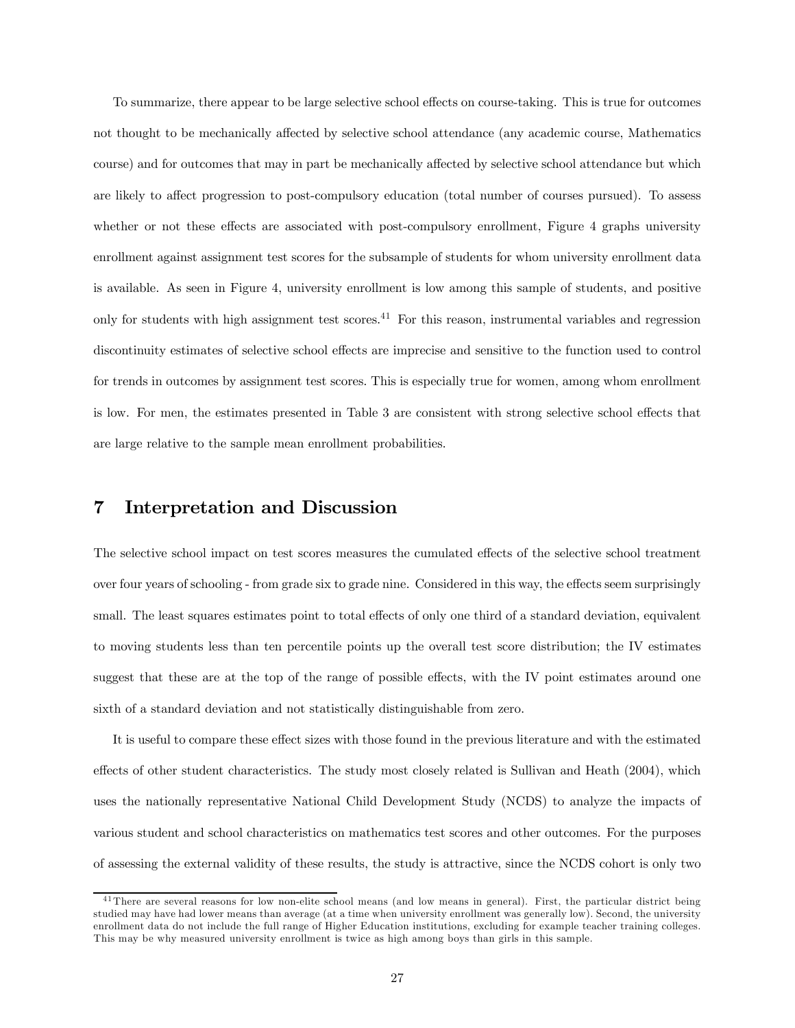To summarize, there appear to be large selective school effects on course-taking. This is true for outcomes not thought to be mechanically affected by selective school attendance (any academic course, Mathematics course) and for outcomes that may in part be mechanically affected by selective school attendance but which are likely to affect progression to post-compulsory education (total number of courses pursued). To assess whether or not these effects are associated with post-compulsory enrollment, Figure 4 graphs university enrollment against assignment test scores for the subsample of students for whom university enrollment data is available. As seen in Figure 4, university enrollment is low among this sample of students, and positive only for students with high assignment test scores.[41] For this reason, instrumental variables and regression discontinuity estimates of selective school effects are imprecise and sensitive to the function used to control for trends in outcomes by assignment test scores. This is especially true for women, among whom enrollment is low. For men, the estimates presented in Table 3 are consistent with strong selective school effects that are large relative to the sample mean enrollment probabilities.

## 7 Interpretation and Discussion

The selective school impact on test scores measures the cumulated effects of the selective school treatment over four years of schooling - from grade six to grade nine. Considered in this way, the effects seem surprisingly small. The least squares estimates point to total effects of only one third of a standard deviation, equivalent to moving students less than ten percentile points up the overall test score distribution; the IV estimates suggest that these are at the top of the range of possible effects, with the IV point estimates around one sixth of a standard deviation and not statistically distinguishable from zero.

It is useful to compare these effect sizes with those found in the previous literature and with the estimated effects of other student characteristics. The study most closely related is Sullivan and Heath (2004), which uses the nationally representative National Child Development Study (NCDS) to analyze the impacts of various student and school characteristics on mathematics test scores and other outcomes. For the purposes of assessing the external validity of these results, the study is attractive, since the NCDS cohort is only two

[41] There are several reasons for low non-elite school means (and low means in general). First, the particular district being studied may have had lower means than average (at a time when university enrollment was generally low). Second, the university enrollment data do not include the full range of Higher Education institutions, excluding for example teacher training colleges. This may be why measured university enrollment is twice as high among boys than girls in this sample.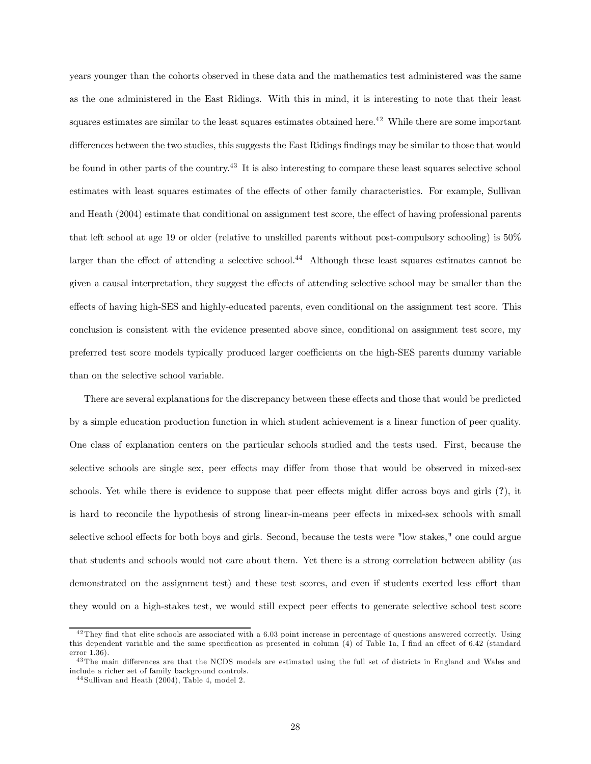years younger than the cohorts observed in these data and the mathematics test administered was the same as the one administered in the East Ridings. With this in mind, it is interesting to note that their least squares estimates are similar to the least squares estimates obtained here.[42] While there are some important differences between the two studies, this suggests the East Ridings findings may be similar to those that would be found in other parts of the country.[43] It is also interesting to compare these least squares selective school estimates with least squares estimates of the effects of other family characteristics. For example, Sullivan and Heath (2004) estimate that conditional on assignment test score, the effect of having professional parents that left school at age 19 or older (relative to unskilled parents without post-compulsory schooling) is 50% larger than the effect of attending a selective school.[44] Although these least squares estimates cannot be given a causal interpretation, they suggest the effects of attending selective school may be smaller than the effects of having high-SES and highly-educated parents, even conditional on the assignment test score. This conclusion is consistent with the evidence presented above since, conditional on assignment test score, my preferred test score models typically produced larger coefficients on the high-SES parents dummy variable than on the selective school variable.

There are several explanations for the discrepancy between these effects and those that would be predicted by a simple education production function in which student achievement is a linear function of peer quality. One class of explanation centers on the particular schools studied and the tests used. First, because the selective schools are single sex, peer effects may differ from those that would be observed in mixed-sex schools. Yet while there is evidence to suppose that peer effects might differ across boys and girls (**?**), it is hard to reconcile the hypothesis of strong linear-in-means peer effects in mixed-sex schools with small selective school effects for both boys and girls. Second, because the tests were "low stakes," one could argue that students and schools would not care about them. Yet there is a strong correlation between ability (as demonstrated on the assignment test) and these test scores, and even if students exerted less effort than they would on a high-stakes test, we would still expect peer effects to generate selective school test score

---

[42] They find that elite schools are associated with a 6.03 point increase in percentage of questions answered correctly. Using this dependent variable and the same specification as presented in column (4) of Table 1a, I find an effect of 6.42 (standard error 1.36).

[43] The main differences are that the NCDS models are estimated using the full set of districts in England and Wales and include a richer set of family background controls.

[44] Sullivan and Heath (2004), Table 4, model 2.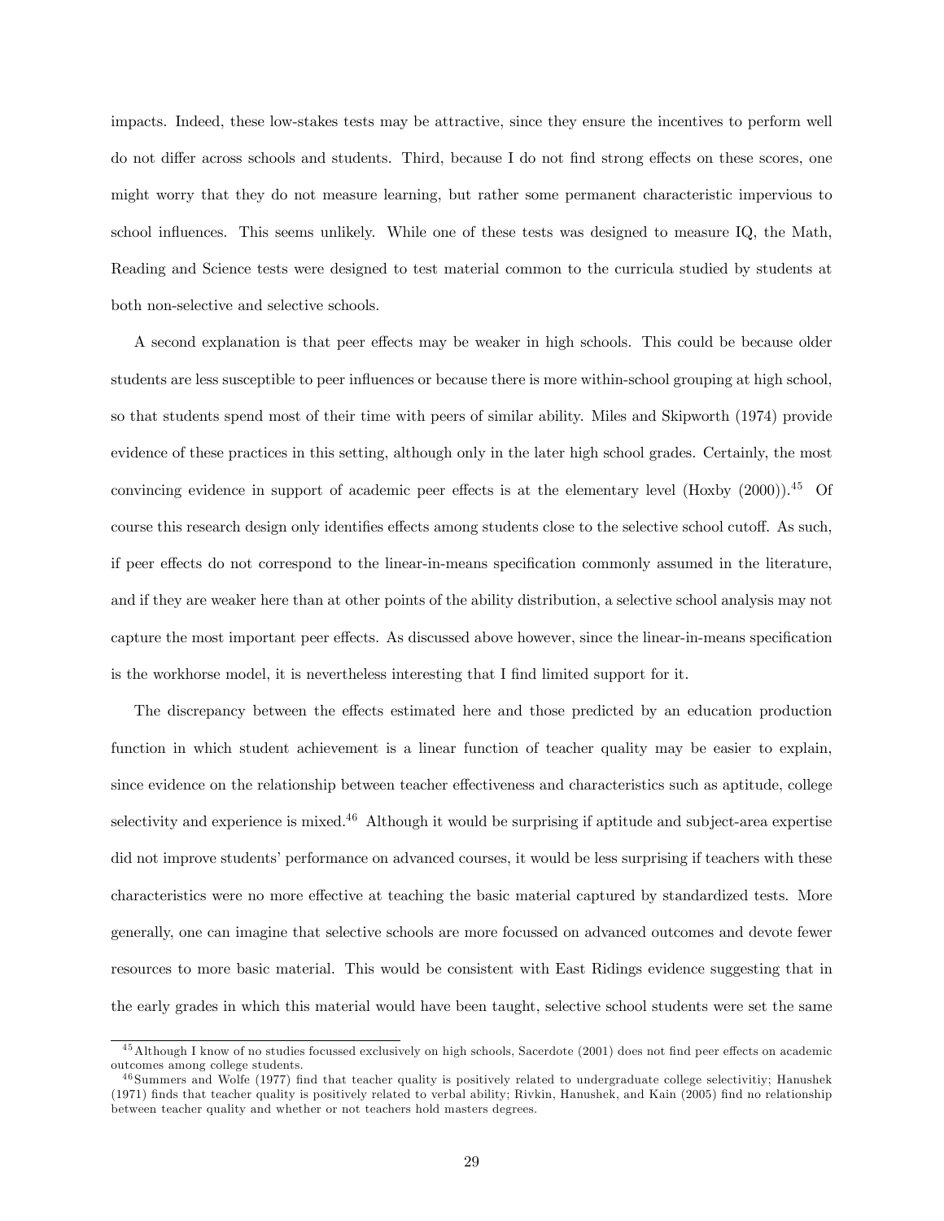impacts. Indeed, these low-stakes tests may be attractive, since they ensure the incentives to perform well do not differ across schools and students. Third, because I do not find strong effects on these scores, one might worry that they do not measure learning, but rather some permanent characteristic impervious to school influences. This seems unlikely. While one of these tests was designed to measure IQ, the Math, Reading and Science tests were designed to test material common to the curricula studied by students at both non-selective and selective schools.

A second explanation is that peer effects may be weaker in high schools. This could be because older students are less susceptible to peer influences or because there is more within-school grouping at high school, so that students spend most of their time with peers of similar ability. Miles and Skipworth (1974) provide evidence of these practices in this setting, although only in the later high school grades. Certainly, the most convincing evidence in support of academic peer effects is at the elementary level (Hoxby (2000)).[45] Of course this research design only identifies effects among students close to the selective school cutoff. As such, if peer effects do not correspond to the linear-in-means specification commonly assumed in the literature, and if they are weaker here than at other points of the ability distribution, a selective school analysis may not capture the most important peer effects. As discussed above however, since the linear-in-means specification is the workhorse model, it is nevertheless interesting that I find limited support for it.

The discrepancy between the effects estimated here and those predicted by an education production function in which student achievement is a linear function of teacher quality may be easier to explain, since evidence on the relationship between teacher effectiveness and characteristics such as aptitude, college selectivity and experience is mixed.[46] Although it would be surprising if aptitude and subject-area expertise did not improve students' performance on advanced courses, it would be less surprising if teachers with these characteristics were no more effective at teaching the basic material captured by standardized tests. More generally, one can imagine that selective schools are more focussed on advanced outcomes and devote fewer resources to more basic material. This would be consistent with East Ridings evidence suggesting that in the early grades in which this material would have been taught, selective school students were set the same

[45] Although I know of no studies focussed exclusively on high schools, Sacerdote (2001) does not find peer effects on academic outcomes among college students.

[46] Summers and Wolfe (1977) find that teacher quality is positively related to undergraduate college selectivitiy; Hanushek (1971) finds that teacher quality is positively related to verbal ability; Rivkin, Hanushek, and Kain (2005) find no relationship between teacher quality and whether or not teachers hold masters degrees.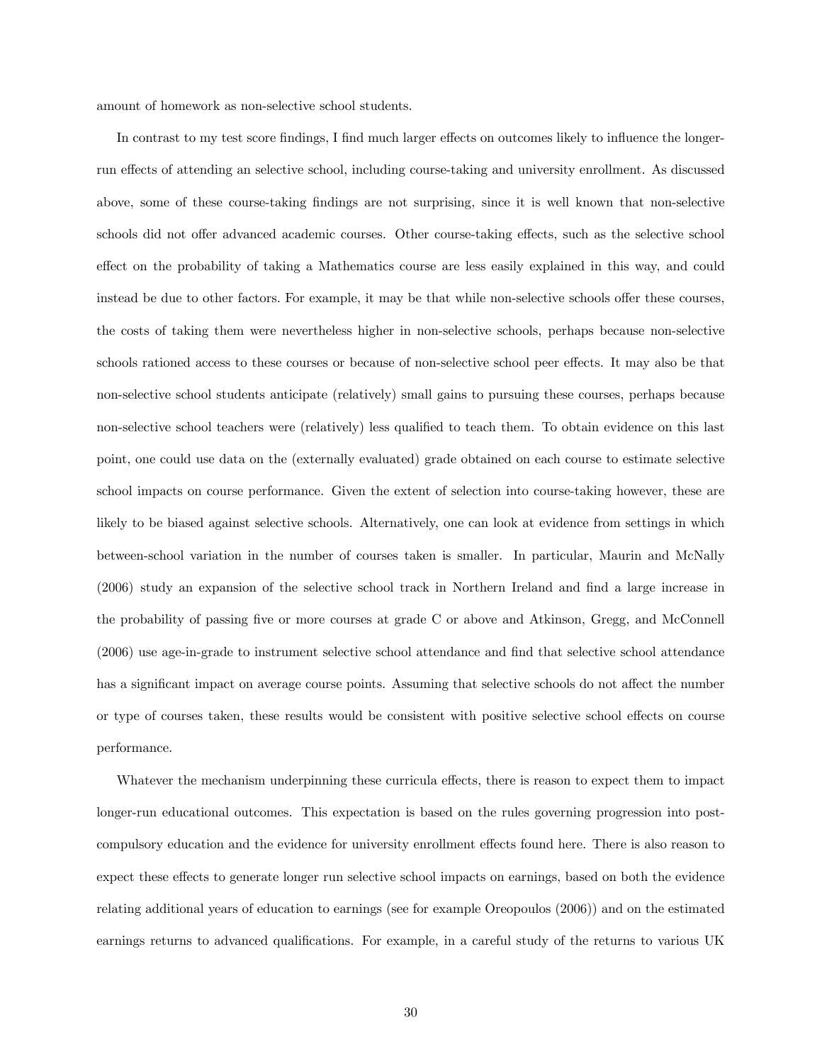amount of homework as non-selective school students.

In contrast to my test score findings, I find much larger effects on outcomes likely to influence the longer-run effects of attending an selective school, including course-taking and university enrollment. As discussed above, some of these course-taking findings are not surprising, since it is well known that non-selective schools did not offer advanced academic courses. Other course-taking effects, such as the selective school effect on the probability of taking a Mathematics course are less easily explained in this way, and could instead be due to other factors. For example, it may be that while non-selective schools offer these courses, the costs of taking them were nevertheless higher in non-selective schools, perhaps because non-selective schools rationed access to these courses or because of non-selective school peer effects. It may also be that non-selective school students anticipate (relatively) small gains to pursuing these courses, perhaps because non-selective school teachers were (relatively) less qualified to teach them. To obtain evidence on this last point, one could use data on the (externally evaluated) grade obtained on each course to estimate selective school impacts on course performance. Given the extent of selection into course-taking however, these are likely to be biased against selective schools. Alternatively, one can look at evidence from settings in which between-school variation in the number of courses taken is smaller. In particular, Maurin and McNally (2006) study an expansion of the selective school track in Northern Ireland and find a large increase in the probability of passing five or more courses at grade C or above and Atkinson, Gregg, and McConnell (2006) use age-in-grade to instrument selective school attendance and find that selective school attendance has a significant impact on average course points. Assuming that selective schools do not affect the number or type of courses taken, these results would be consistent with positive selective school effects on course performance.

Whatever the mechanism underpinning these curricula effects, there is reason to expect them to impact longer-run educational outcomes. This expectation is based on the rules governing progression into post-compulsory education and the evidence for university enrollment effects found here. There is also reason to expect these effects to generate longer run selective school impacts on earnings, based on both the evidence relating additional years of education to earnings (see for example Oreopoulos (2006)) and on the estimated earnings returns to advanced qualifications. For example, in a careful study of the returns to various UK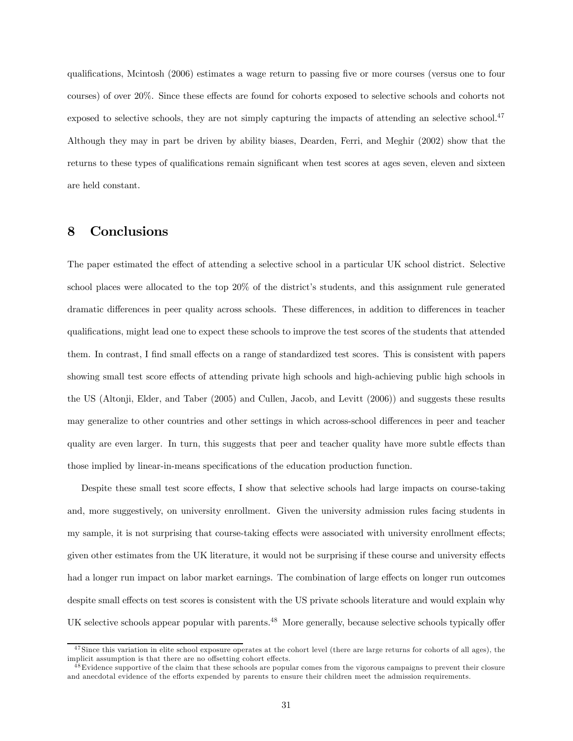qualifications, Mcintosh (2006) estimates a wage return to passing five or more courses (versus one to four courses) of over 20%. Since these effects are found for cohorts exposed to selective schools and cohorts not exposed to selective schools, they are not simply capturing the impacts of attending an selective school.[47] Although they may in part be driven by ability biases, Dearden, Ferri, and Meghir (2002) show that the returns to these types of qualifications remain significant when test scores at ages seven, eleven and sixteen are held constant.

# 8 Conclusions

The paper estimated the effect of attending a selective school in a particular UK school district. Selective school places were allocated to the top 20% of the district's students, and this assignment rule generated dramatic differences in peer quality across schools. These differences, in addition to differences in teacher qualifications, might lead one to expect these schools to improve the test scores of the students that attended them. In contrast, I find small effects on a range of standardized test scores. This is consistent with papers showing small test score effects of attending private high schools and high-achieving public high schools in the US (Altonji, Elder, and Taber (2005) and Cullen, Jacob, and Levitt (2006)) and suggests these results may generalize to other countries and other settings in which across-school differences in peer and teacher quality are even larger. In turn, this suggests that peer and teacher quality have more subtle effects than those implied by linear-in-means specifications of the education production function.

Despite these small test score effects, I show that selective schools had large impacts on course-taking and, more suggestively, on university enrollment. Given the university admission rules facing students in my sample, it is not surprising that course-taking effects were associated with university enrollment effects; given other estimates from the UK literature, it would not be surprising if these course and university effects had a longer run impact on labor market earnings. The combination of large effects on longer run outcomes despite small effects on test scores is consistent with the US private schools literature and would explain why UK selective schools appear popular with parents.[48] More generally, because selective schools typically offer

[47] Since this variation in elite school exposure operates at the cohort level (there are large returns for cohorts of all ages), the implicit assumption is that there are no offsetting cohort effects.

[48] Evidence supportive of the claim that these schools are popular comes from the vigorous campaigns to prevent their closure and anecdotal evidence of the efforts expended by parents to ensure their children meet the admission requirements.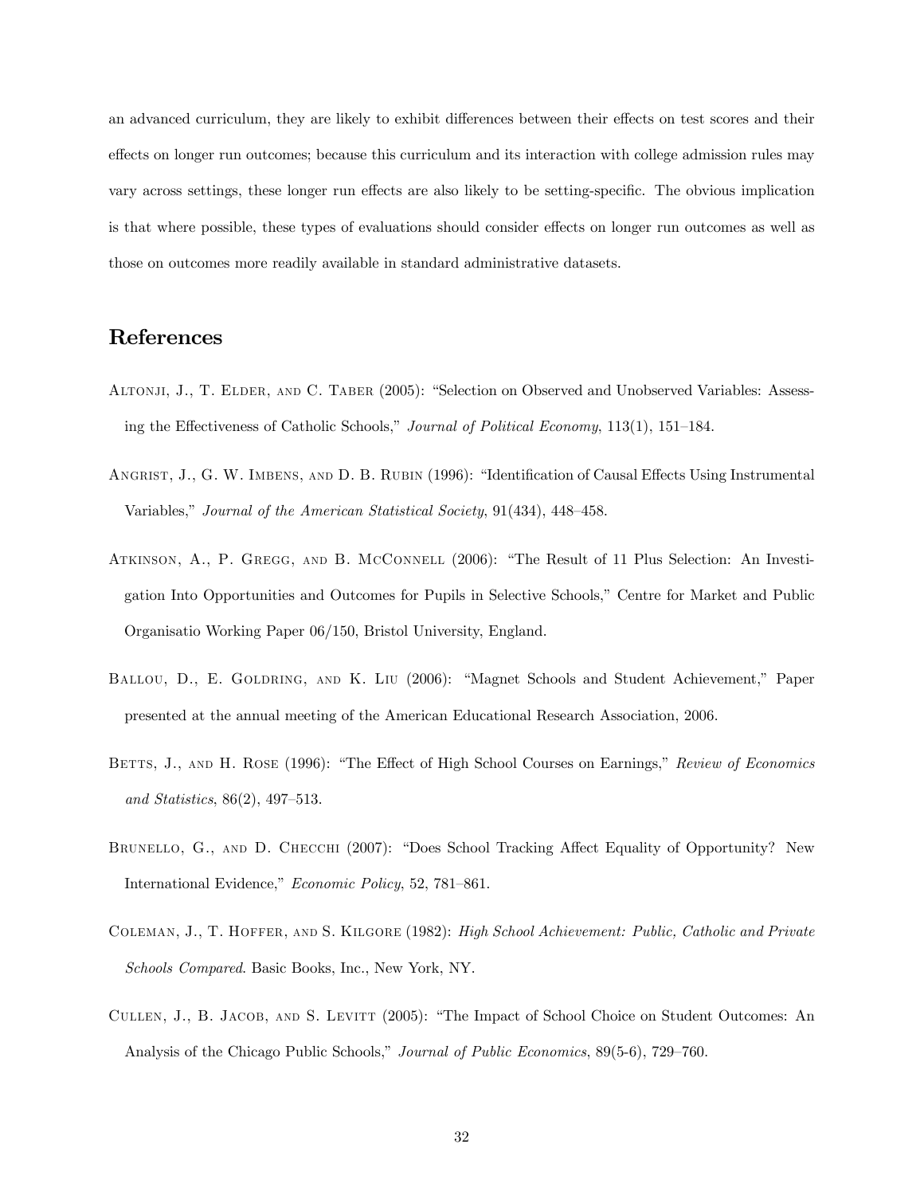an advanced curriculum, they are likely to exhibit differences between their effects on test scores and their effects on longer run outcomes; because this curriculum and its interaction with college admission rules may vary across settings, these longer run effects are also likely to be setting-specific. The obvious implication is that where possible, these types of evaluations should consider effects on longer run outcomes as well as those on outcomes more readily available in standard administrative datasets.

## References

Altonji, J., T. Elder, and C. Taber (2005): "Selection on Observed and Unobserved Variables: Assessing the Effectiveness of Catholic Schools," *Journal of Political Economy*, 113(1), 151–184.

Angrist, J., G. W. Imbens, and D. B. Rubin (1996): "Identification of Causal Effects Using Instrumental Variables," *Journal of the American Statistical Society*, 91(434), 448–458.

Atkinson, A., P. Gregg, and B. McConnell (2006): "The Result of 11 Plus Selection: An Investigation Into Opportunities and Outcomes for Pupils in Selective Schools," Centre for Market and Public Organisatio Working Paper 06/150, Bristol University, England.

Ballou, D., E. Goldring, and K. Liu (2006): "Magnet Schools and Student Achievement," Paper presented at the annual meeting of the American Educational Research Association, 2006.

Betts, J., and H. Rose (1996): "The Effect of High School Courses on Earnings," *Review of Economics and Statistics*, 86(2), 497–513.

Brunello, G., and D. Checchi (2007): "Does School Tracking Affect Equality of Opportunity? New International Evidence," *Economic Policy*, 52, 781–861.

Coleman, J., T. Hoffer, and S. Kilgore (1982): *High School Achievement: Public, Catholic and Private Schools Compared*. Basic Books, Inc., New York, NY.

Cullen, J., B. Jacob, and S. Levitt (2005): "The Impact of School Choice on Student Outcomes: An Analysis of the Chicago Public Schools," *Journal of Public Economics*, 89(5-6), 729–760.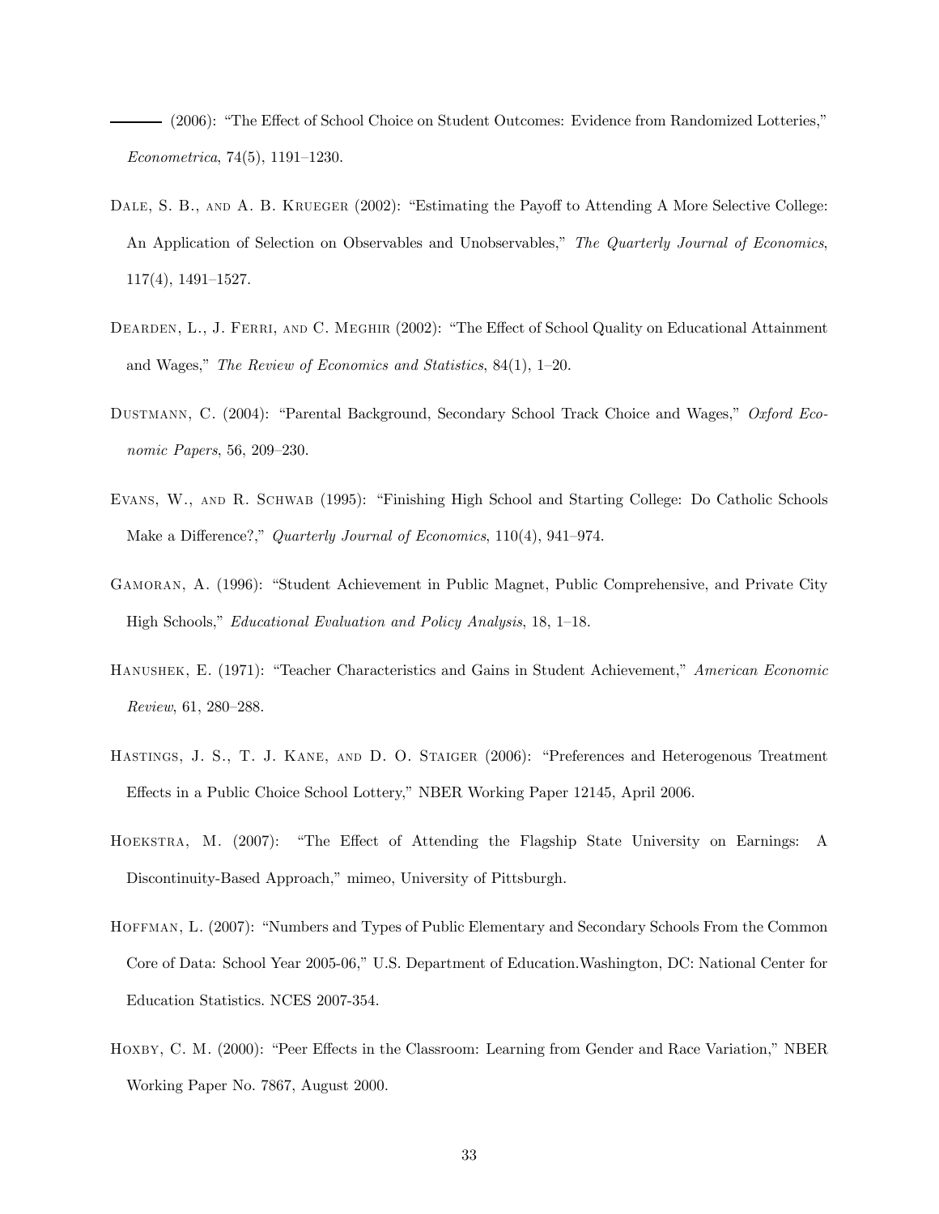——— (2006): "The Effect of School Choice on Student Outcomes: Evidence from Randomized Lotteries," *Econometrica*, 74(5), 1191–1230.

Dale, S. B., and A. B. Krueger (2002): "Estimating the Payoff to Attending A More Selective College: An Application of Selection on Observables and Unobservables," *The Quarterly Journal of Economics*, 117(4), 1491–1527.

Dearden, L., J. Ferri, and C. Meghir (2002): "The Effect of School Quality on Educational Attainment and Wages," *The Review of Economics and Statistics*, 84(1), 1–20.

Dustmann, C. (2004): "Parental Background, Secondary School Track Choice and Wages," *Oxford Economic Papers*, 56, 209–230.

Evans, W., and R. Schwab (1995): "Finishing High School and Starting College: Do Catholic Schools Make a Difference?," *Quarterly Journal of Economics*, 110(4), 941–974.

Gamoran, A. (1996): "Student Achievement in Public Magnet, Public Comprehensive, and Private City High Schools," *Educational Evaluation and Policy Analysis*, 18, 1–18.

Hanushek, E. (1971): "Teacher Characteristics and Gains in Student Achievement," *American Economic Review*, 61, 280–288.

Hastings, J. S., T. J. Kane, and D. O. Staiger (2006): "Preferences and Heterogenous Treatment Effects in a Public Choice School Lottery," NBER Working Paper 12145, April 2006.

Hoekstra, M. (2007): "The Effect of Attending the Flagship State University on Earnings: A Discontinuity-Based Approach," mimeo, University of Pittsburgh.

Hoffman, L. (2007): "Numbers and Types of Public Elementary and Secondary Schools From the Common Core of Data: School Year 2005-06," U.S. Department of Education.Washington, DC: National Center for Education Statistics. NCES 2007-354.

Hoxby, C. M. (2000): "Peer Effects in the Classroom: Learning from Gender and Race Variation," NBER Working Paper No. 7867, August 2000.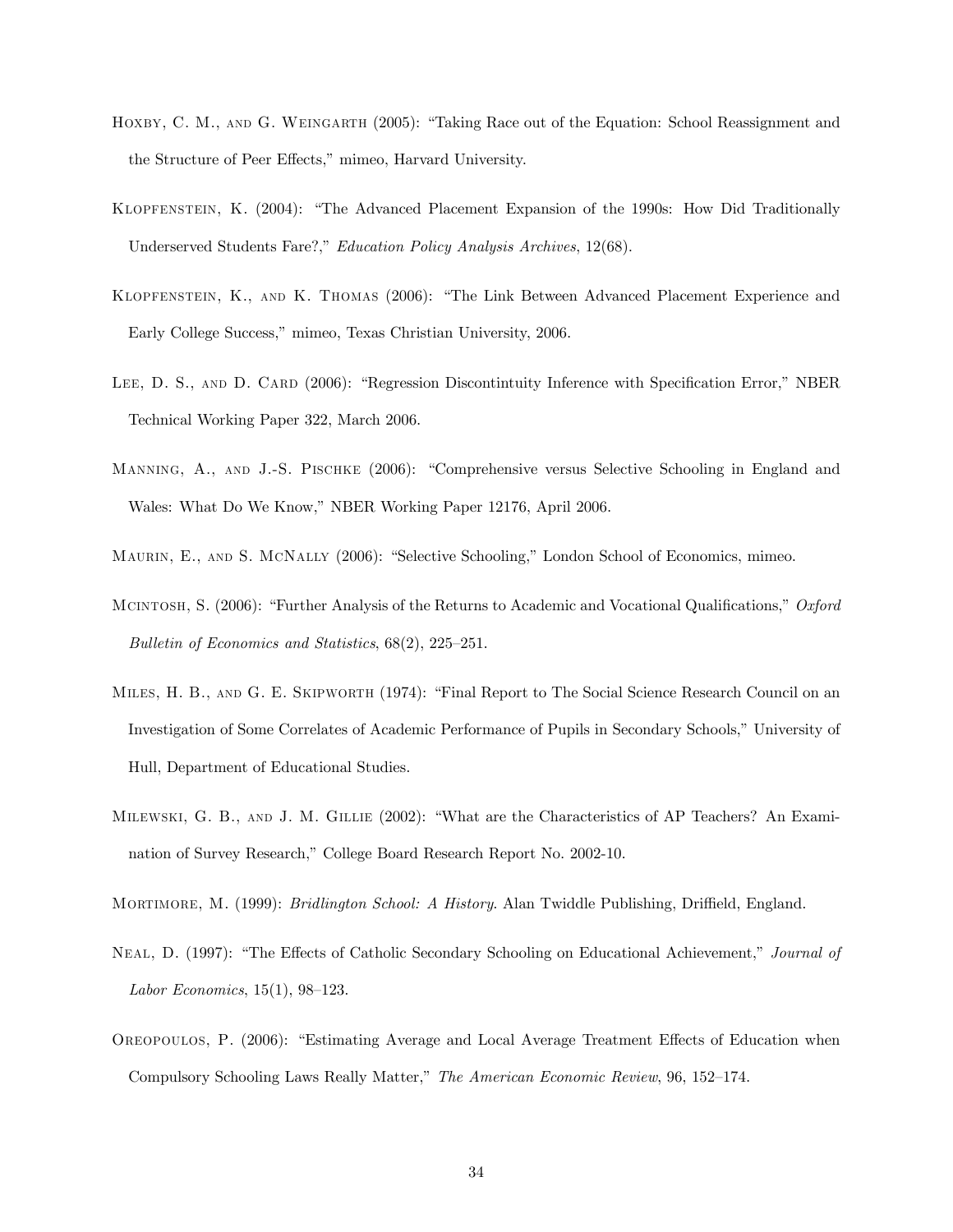Hoxby, C. M., and G. Weingarth (2005): "Taking Race out of the Equation: School Reassignment and the Structure of Peer Effects," mimeo, Harvard University.

Klopfenstein, K. (2004): "The Advanced Placement Expansion of the 1990s: How Did Traditionally Underserved Students Fare?," *Education Policy Analysis Archives*, 12(68).

Klopfenstein, K., and K. Thomas (2006): "The Link Between Advanced Placement Experience and Early College Success," mimeo, Texas Christian University, 2006.

Lee, D. S., and D. Card (2006): "Regression Discontintuity Inference with Specification Error," NBER Technical Working Paper 322, March 2006.

Manning, A., and J.-S. Pischke (2006): "Comprehensive versus Selective Schooling in England and Wales: What Do We Know," NBER Working Paper 12176, April 2006.

Maurin, E., and S. McNally (2006): "Selective Schooling," London School of Economics, mimeo.

Mcintosh, S. (2006): "Further Analysis of the Returns to Academic and Vocational Qualifications," *Oxford Bulletin of Economics and Statistics*, 68(2), 225–251.

Miles, H. B., and G. E. Skipworth (1974): "Final Report to The Social Science Research Council on an Investigation of Some Correlates of Academic Performance of Pupils in Secondary Schools," University of Hull, Department of Educational Studies.

Milewski, G. B., and J. M. Gillie (2002): "What are the Characteristics of AP Teachers? An Examination of Survey Research," College Board Research Report No. 2002-10.

Mortimore, M. (1999): *Bridlington School: A History*. Alan Twiddle Publishing, Driffield, England.

Neal, D. (1997): "The Effects of Catholic Secondary Schooling on Educational Achievement," *Journal of Labor Economics*, 15(1), 98–123.

Oreopoulos, P. (2006): "Estimating Average and Local Average Treatment Effects of Education when Compulsory Schooling Laws Really Matter," *The American Economic Review*, 96, 152–174.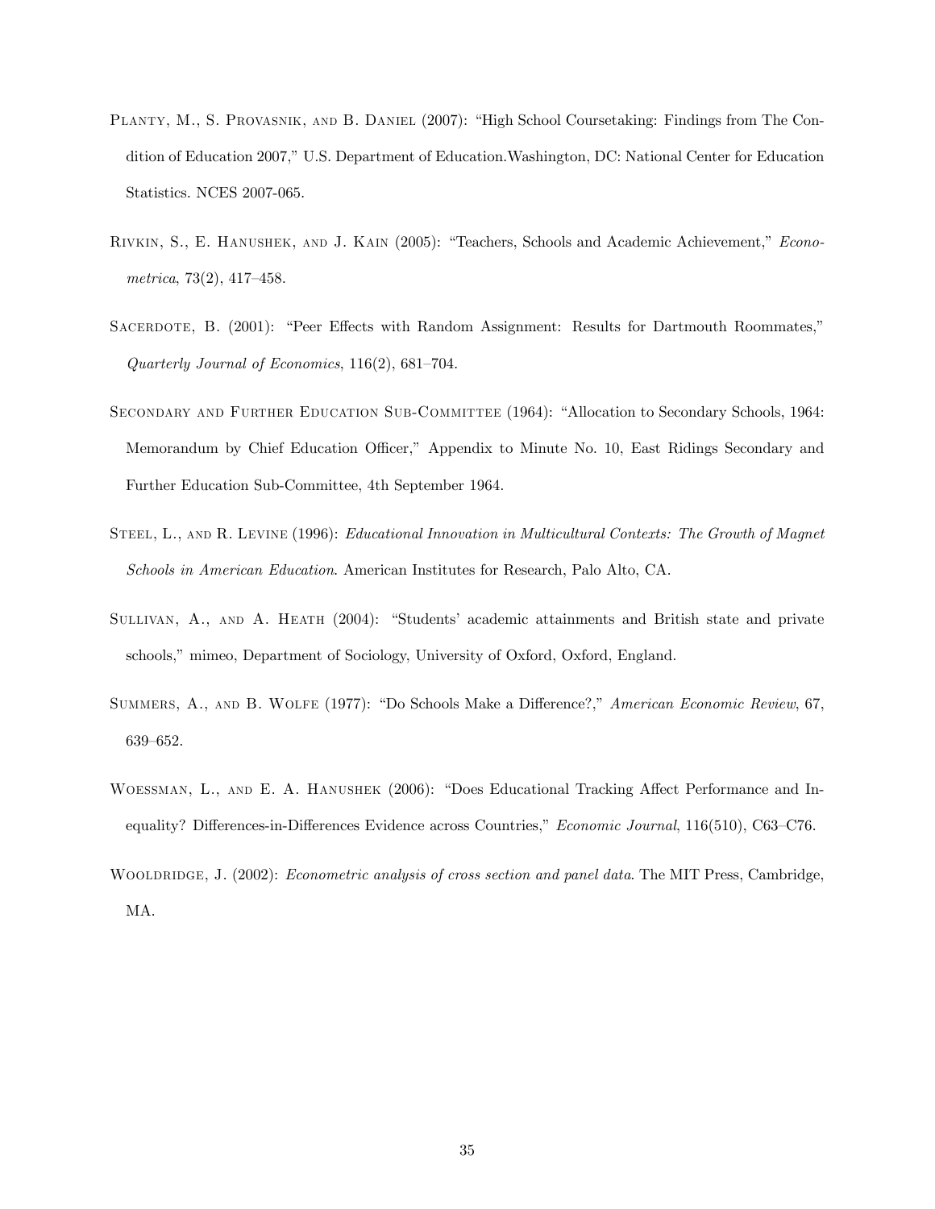Planty, M., S. Provasnik, and B. Daniel (2007): "High School Coursetaking: Findings from The Condition of Education 2007," U.S. Department of Education.Washington, DC: National Center for Education Statistics. NCES 2007-065.

Rivkin, S., E. Hanushek, and J. Kain (2005): "Teachers, Schools and Academic Achievement," *Econometrica*, 73(2), 417–458.

Sacerdote, B. (2001): "Peer Effects with Random Assignment: Results for Dartmouth Roommates," *Quarterly Journal of Economics*, 116(2), 681–704.

Secondary and Further Education Sub-Committee (1964): "Allocation to Secondary Schools, 1964: Memorandum by Chief Education Officer," Appendix to Minute No. 10, East Ridings Secondary and Further Education Sub-Committee, 4th September 1964.

Steel, L., and R. Levine (1996): *Educational Innovation in Multicultural Contexts: The Growth of Magnet Schools in American Education*. American Institutes for Research, Palo Alto, CA.

Sullivan, A., and A. Heath (2004): "Students' academic attainments and British state and private schools," mimeo, Department of Sociology, University of Oxford, Oxford, England.

Summers, A., and B. Wolfe (1977): "Do Schools Make a Difference?," *American Economic Review*, 67, 639–652.

Woessman, L., and E. A. Hanushek (2006): "Does Educational Tracking Affect Performance and Inequality? Differences-in-Differences Evidence across Countries," *Economic Journal*, 116(510), C63–C76.

Wooldridge, J. (2002): *Econometric analysis of cross section and panel data*. The MIT Press, Cambridge, MA.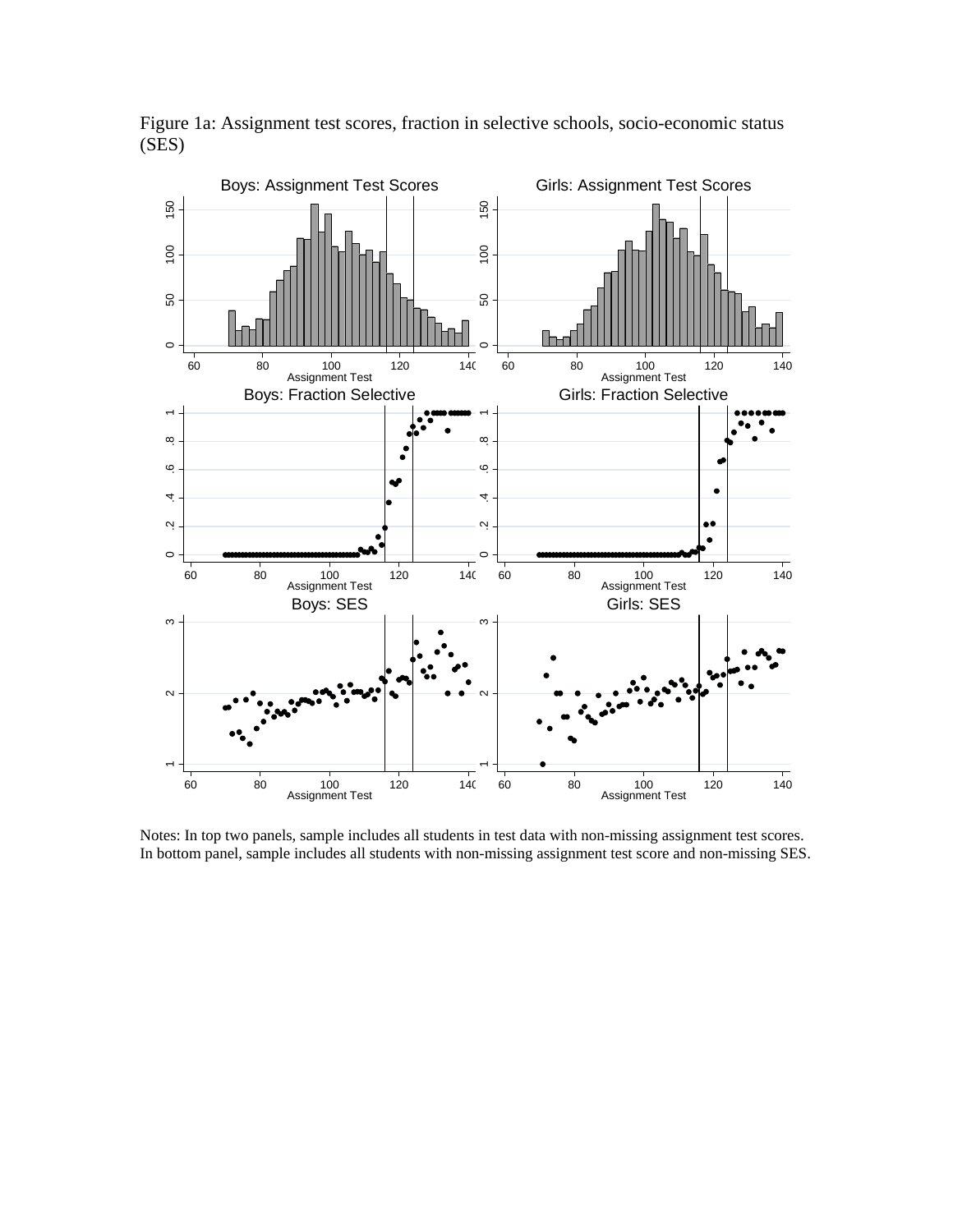Figure 1a: Assignment test scores, fraction in selective schools, socio-economic status (SES)

Notes: In top two panels, sample includes all students in test data with non-missing assignment test scores. In bottom panel, sample includes all students with non-missing assignment test score and non-missing SES.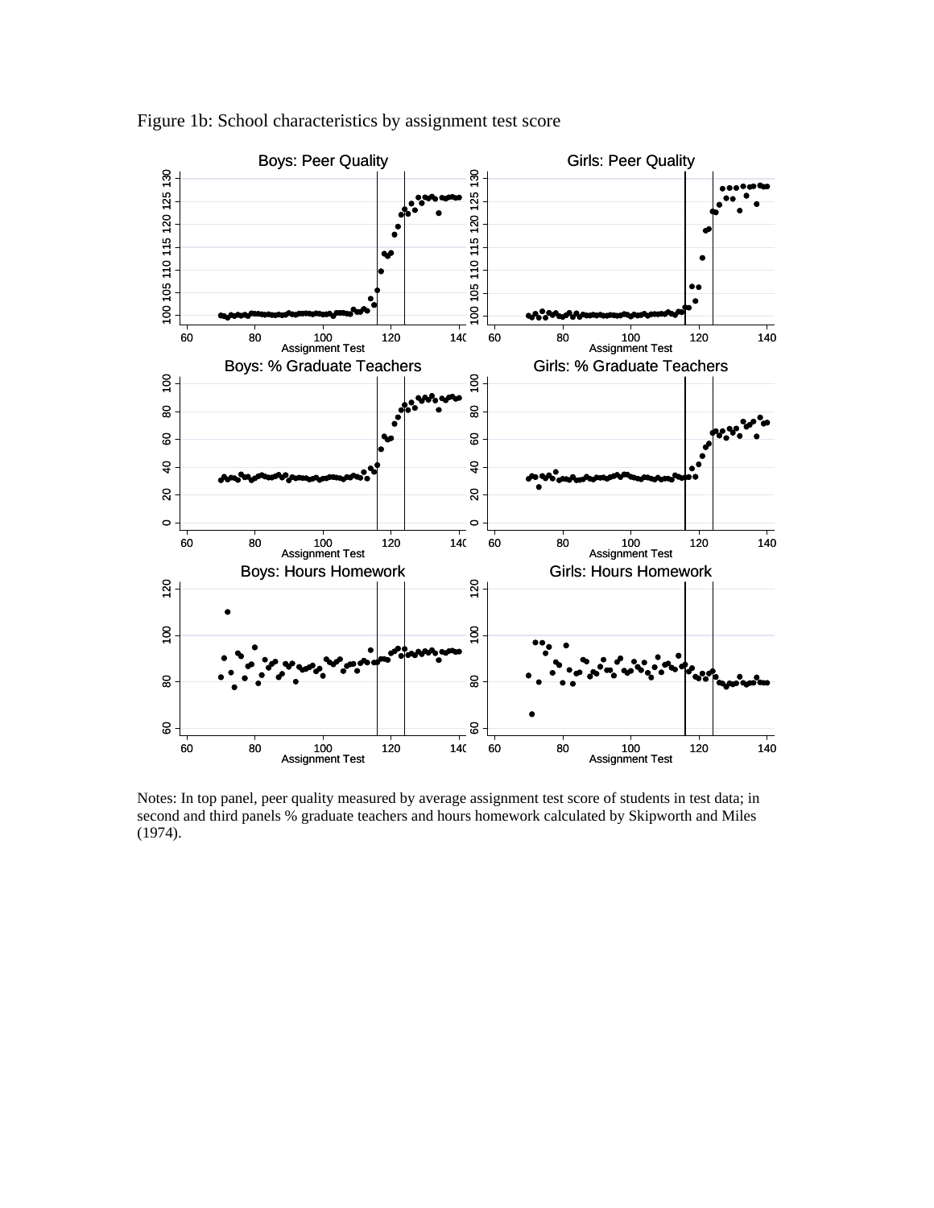Figure 1b: School characteristics by assignment test score

Notes: In top panel, peer quality measured by average assignment test score of students in test data; in second and third panels % graduate teachers and hours homework calculated by Skipworth and Miles (1974).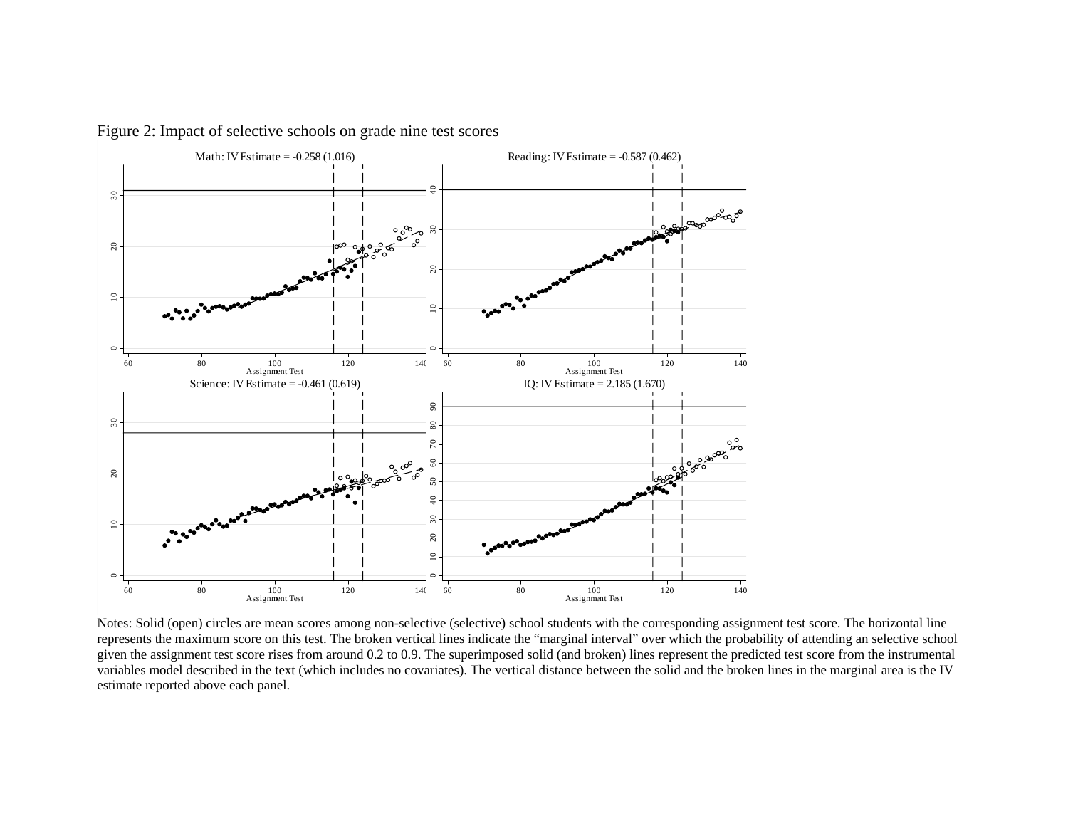Figure 2: Impact of selective schools on grade nine test scores

Math: IV Estimate = -0.258 (1.016)

Reading: IV Estimate = -0.587 (0.462)

Science: IV Estimate = -0.461 (0.619)

IQ: IV Estimate = 2.185 (1.670)

Notes: Solid (open) circles are mean scores among non-selective (selective) school students with the corresponding assignment test score. The horizontal line represents the maximum score on this test. The broken vertical lines indicate the "marginal interval" over which the probability of attending an selective school given the assignment test score rises from around 0.2 to 0.9. The superimposed solid (and broken) lines represent the predicted test score from the instrumental variables model described in the text (which includes no covariates). The vertical distance between the solid and the broken lines in the marginal area is the IV estimate reported above each panel.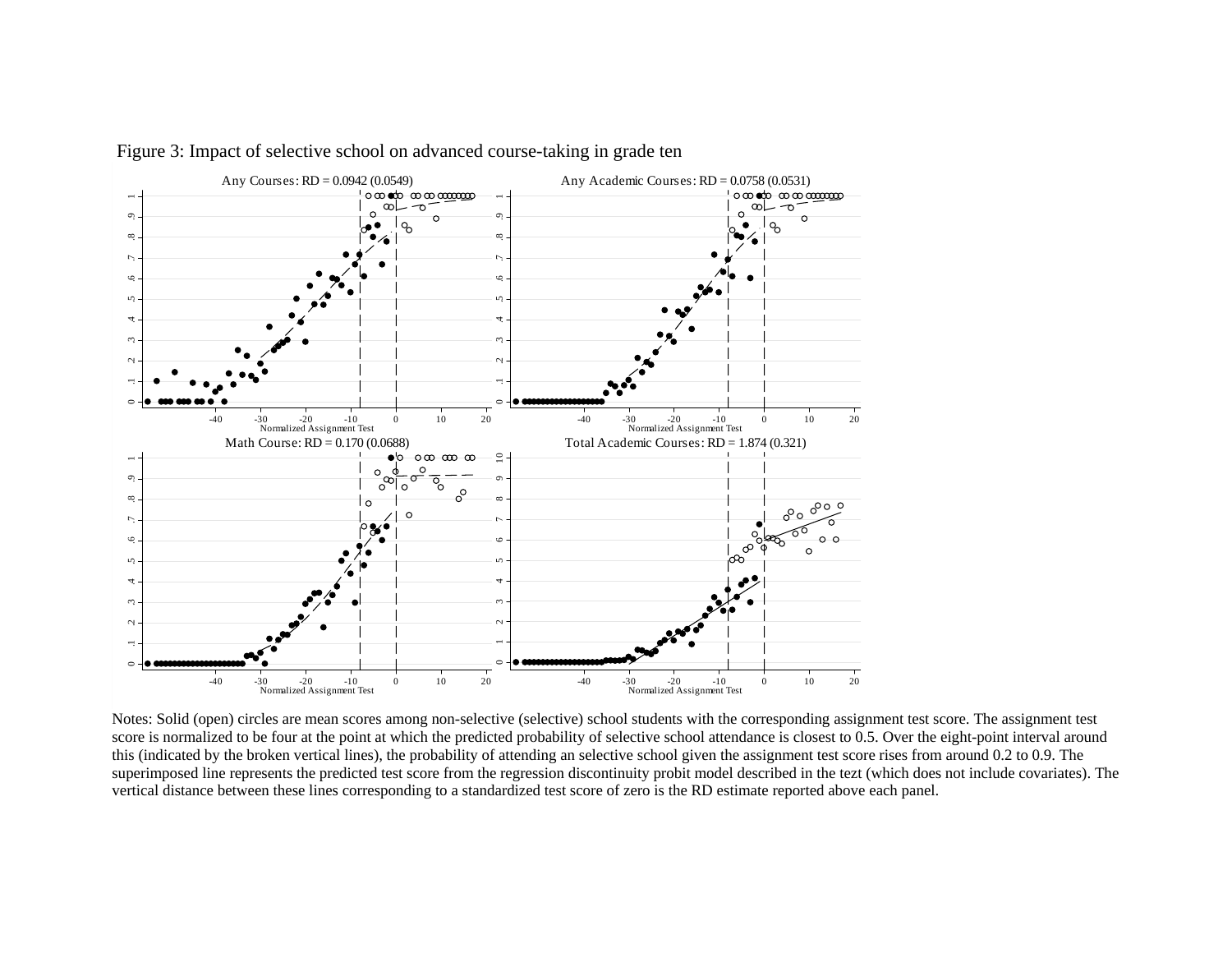Figure 3: Impact of selective school on advanced course-taking in grade ten

Any Courses: RD = 0.0942 (0.0549)

Any Academic Courses: RD = 0.0758 (0.0531)

Math Course: RD = 0.170 (0.0688)

Total Academic Courses: RD = 1.874 (0.321)

Notes: Solid (open) circles are mean scores among non-selective (selective) school students with the corresponding assignment test score. The assignment test score is normalized to be four at the point at which the predicted probability of selective school attendance is closest to 0.5. Over the eight-point interval around this (indicated by the broken vertical lines), the probability of attending an selective school given the assignment test score rises from around 0.2 to 0.9. The superimposed line represents the predicted test score from the regression discontinuity probit model described in the tezt (which does not include covariates). The vertical distance between these lines corresponding to a standardized test score of zero is the RD estimate reported above each panel.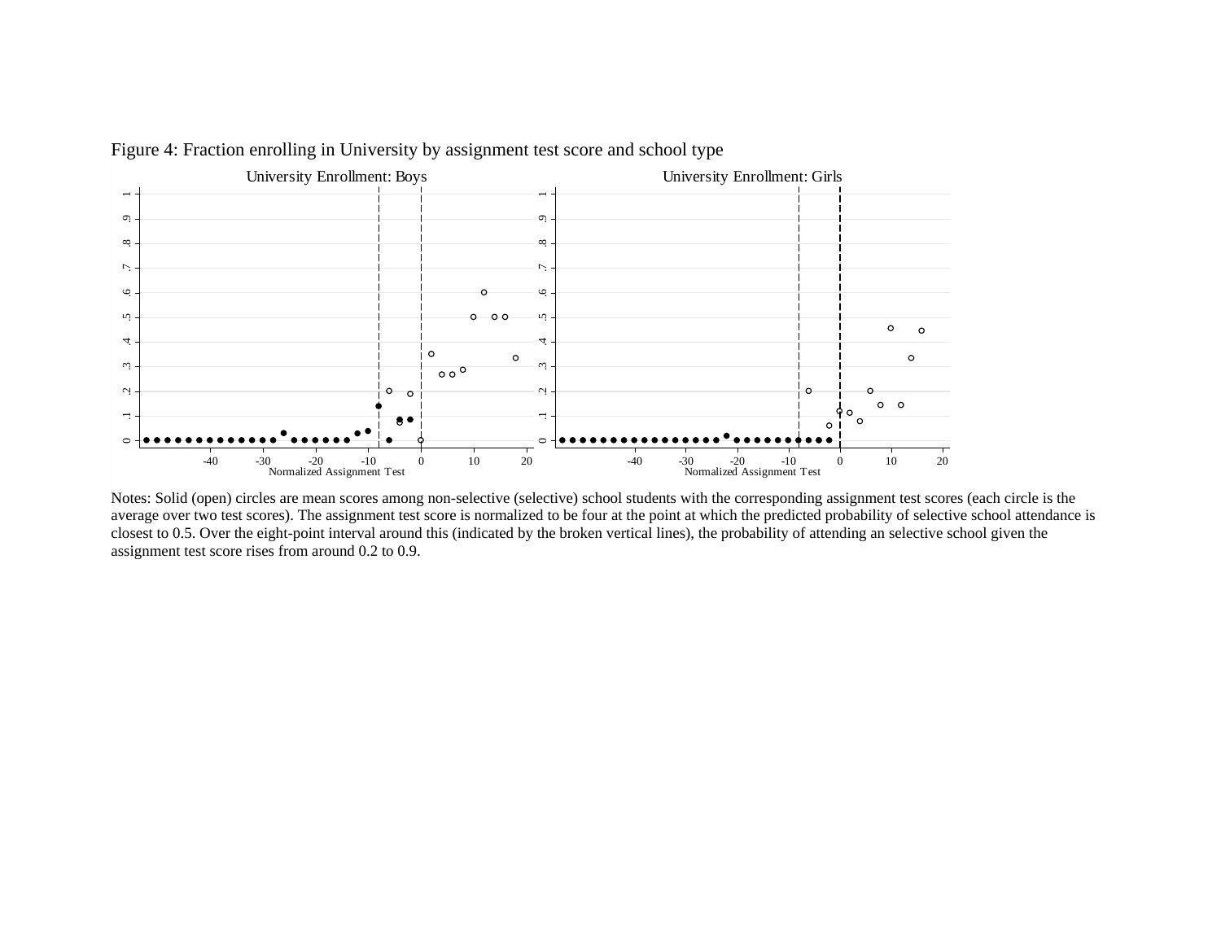Figure 4: Fraction enrolling in University by assignment test score and school type

Notes: Solid (open) circles are mean scores among non-selective (selective) school students with the corresponding assignment test scores (each circle is the average over two test scores). The assignment test score is normalized to be four at the point at which the predicted probability of selective school attendance is closest to 0.5. Over the eight-point interval around this (indicated by the broken vertical lines), the probability of attending an selective school given the assignment test score rises from around 0.2 to 0.9.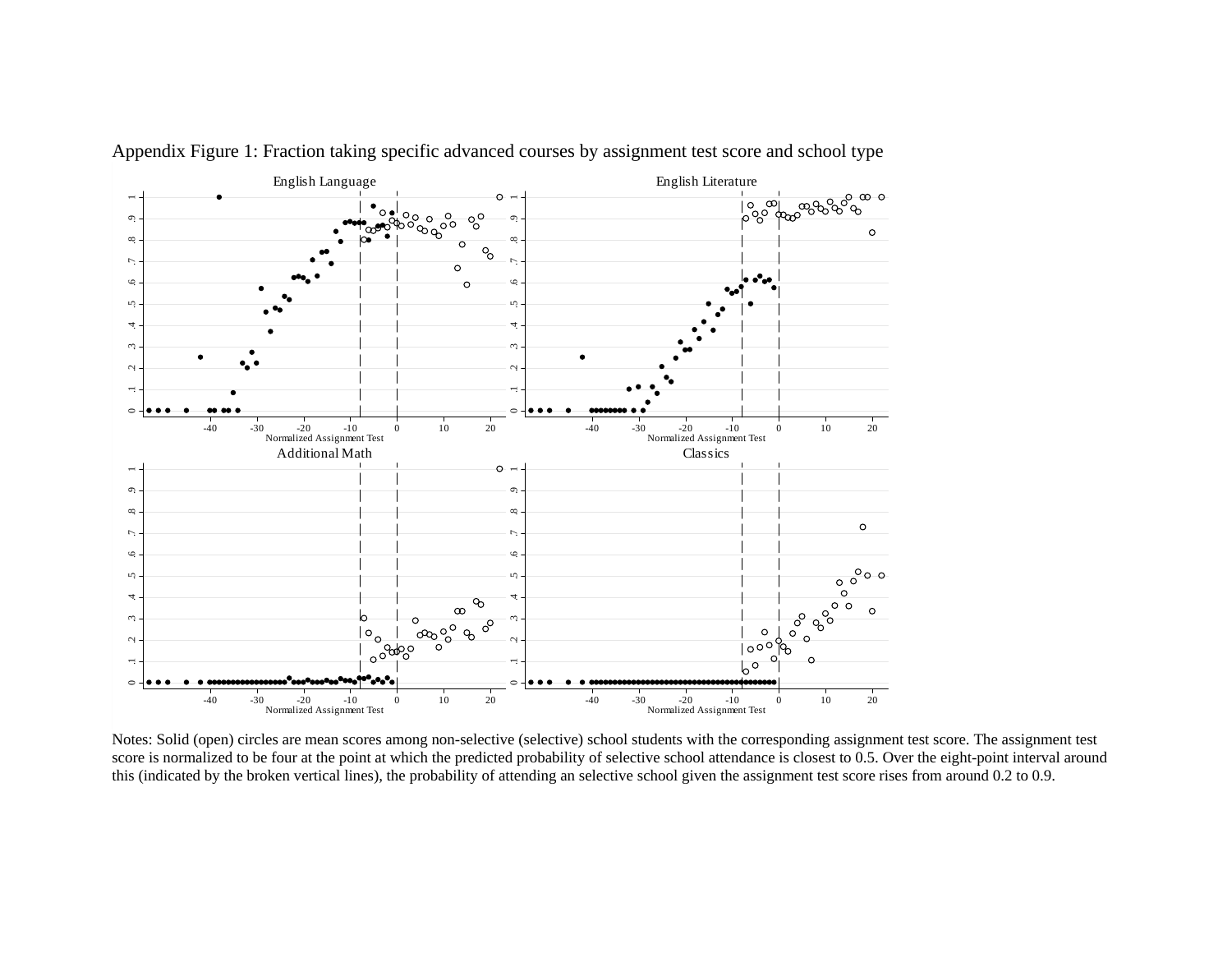Appendix Figure 1: Fraction taking specific advanced courses by assignment test score and school type

Notes: Solid (open) circles are mean scores among non-selective (selective) school students with the corresponding assignment test score. The assignment test score is normalized to be four at the point at which the predicted probability of selective school attendance is closest to 0.5. Over the eight-point interval around this (indicated by the broken vertical lines), the probability of attending an selective school given the assignment test score rises from around 0.2 to 0.9.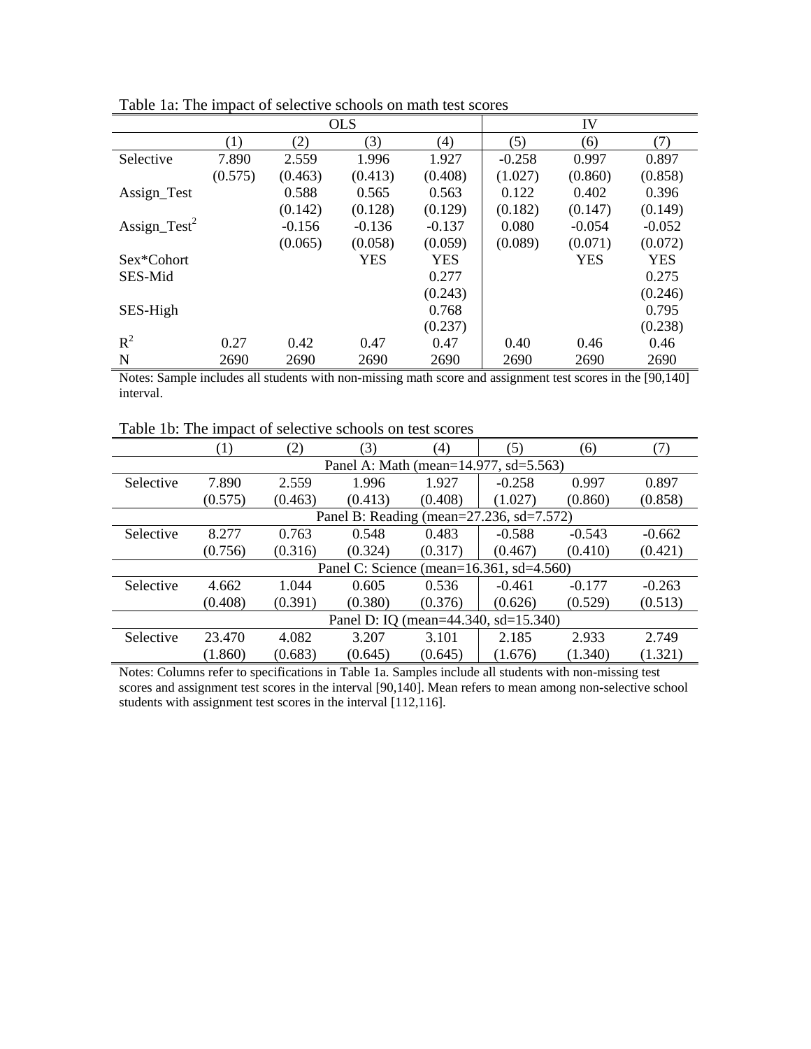Table 1a: The impact of selective schools on math test scores

| | OLS | | | | IV | | |
|---|---|---|---|---|---|---|---|
| | (1) | (2) | (3) | (4) | (5) | (6) | (7) |
| Selective | 7.890 | 2.559 | 1.996 | 1.927 | -0.258 | 0.997 | 0.897 |
| | (0.575) | (0.463) | (0.413) | (0.408) | (1.027) | (0.860) | (0.858) |
| Assign_Test | | 0.588 | 0.565 | 0.563 | 0.122 | 0.402 | 0.396 |
| | | (0.142) | (0.128) | (0.129) | (0.182) | (0.147) | (0.149) |
| $Assign\_Test^2$ | | -0.156 | -0.136 | -0.137 | 0.080 | -0.054 | -0.052 |
| | | (0.065) | (0.058) | (0.059) | (0.089) | (0.071) | (0.072) |
| Sex*Cohort | | | YES | YES | | YES | YES |
| SES-Mid | | | | 0.277 | | | 0.275 |
| | | | | (0.243) | | | (0.246) |
| SES-High | | | | 0.768 | | | 0.795 |
| | | | | (0.237) | | | (0.238) |
| $R^2$ | 0.27 | 0.42 | 0.47 | 0.47 | 0.40 | 0.46 | 0.46 |
| N | 2690 | 2690 | 2690 | 2690 | 2690 | 2690 | 2690 |

Notes: Sample includes all students with non-missing math score and assignment test scores in the [90,140] interval.

Table 1b: The impact of selective schools on test scores

| | (1) | (2) | (3) | (4) | (5) | (6) | (7) |
|---|---|---|---|---|---|---|---|
| | Panel A: Math (mean=14.977, sd=5.563) | | | | | | |
| Selective | 7.890 | 2.559 | 1.996 | 1.927 | -0.258 | 0.997 | 0.897 |
| | (0.575) | (0.463) | (0.413) | (0.408) | (1.027) | (0.860) | (0.858) |
| | Panel B: Reading (mean=27.236, sd=7.572) | | | | | | |
| Selective | 8.277 | 0.763 | 0.548 | 0.483 | -0.588 | -0.543 | -0.662 |
| | (0.756) | (0.316) | (0.324) | (0.317) | (0.467) | (0.410) | (0.421) |
| | Panel C: Science (mean=16.361, sd=4.560) | | | | | | |
| Selective | 4.662 | 1.044 | 0.605 | 0.536 | -0.461 | -0.177 | -0.263 |
| | (0.408) | (0.391) | (0.380) | (0.376) | (0.626) | (0.529) | (0.513) |
| | Panel D: IQ (mean=44.340, sd=15.340) | | | | | | |
| Selective | 23.470 | 4.082 | 3.207 | 3.101 | 2.185 | 2.933 | 2.749 |
| | (1.860) | (0.683) | (0.645) | (0.645) | (1.676) | (1.340) | (1.321) |

Notes: Columns refer to specifications in Table 1a. Samples include all students with non-missing test scores and assignment test scores in the interval [90,140]. Mean refers to mean among non-selective school students with assignment test scores in the interval [112,116].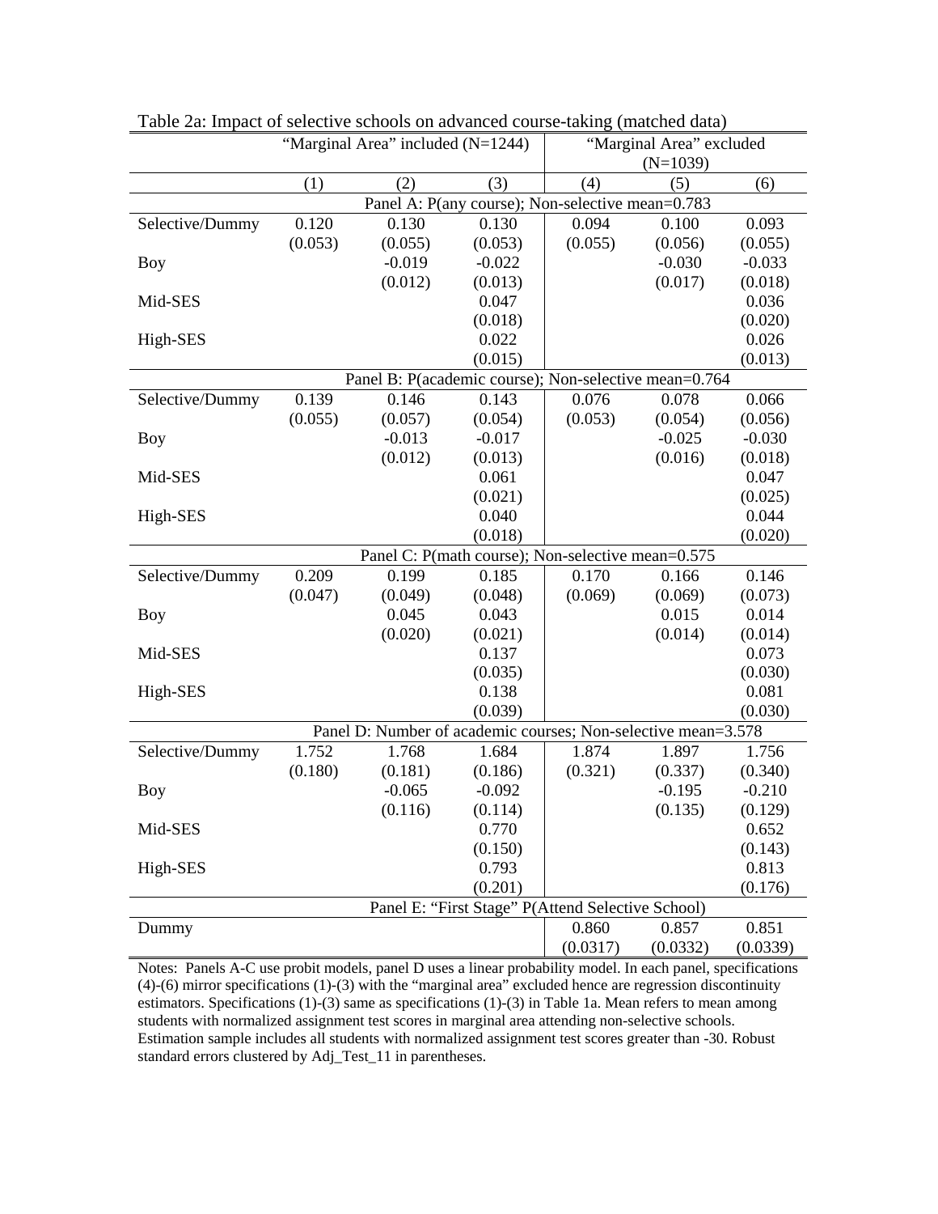Table 2a: Impact of selective schools on advanced course-taking (matched data)

| | "Marginal Area" included (N=1244) | | | "Marginal Area" excluded (N=1039) | | |
|---|---|---|---|---|---|---|
| | (1) | (2) | (3) | (4) | (5) | (6) |
| **Panel A: P(any course); Non-selective mean=0.783** | | | | | | |
| Selective/Dummy | 0.120 | 0.130 | 0.130 | 0.094 | 0.100 | 0.093 |
| | (0.053) | (0.055) | (0.053) | (0.055) | (0.056) | (0.055) |
| Boy | | -0.019 | -0.022 | | -0.030 | -0.033 |
| | | (0.012) | (0.013) | | (0.017) | (0.018) |
| Mid-SES | | | 0.047 | | | 0.036 |
| | | | (0.018) | | | (0.020) |
| High-SES | | | 0.022 | | | 0.026 |
| | | | (0.015) | | | (0.013) |
| **Panel B: P(academic course); Non-selective mean=0.764** | | | | | | |
| Selective/Dummy | 0.139 | 0.146 | 0.143 | 0.076 | 0.078 | 0.066 |
| | (0.055) | (0.057) | (0.054) | (0.053) | (0.054) | (0.056) |
| Boy | | -0.013 | -0.017 | | -0.025 | -0.030 |
| | | (0.012) | (0.013) | | (0.016) | (0.018) |
| Mid-SES | | | 0.061 | | | 0.047 |
| | | | (0.021) | | | (0.025) |
| High-SES | | | 0.040 | | | 0.044 |
| | | | (0.018) | | | (0.020) |
| **Panel C: P(math course); Non-selective mean=0.575** | | | | | | |
| Selective/Dummy | 0.209 | 0.199 | 0.185 | 0.170 | 0.166 | 0.146 |
| | (0.047) | (0.049) | (0.048) | (0.069) | (0.069) | (0.073) |
| Boy | | 0.045 | 0.043 | | 0.015 | 0.014 |
| | | (0.020) | (0.021) | | (0.014) | (0.014) |
| Mid-SES | | | 0.137 | | | 0.073 |
| | | | (0.035) | | | (0.030) |
| High-SES | | | 0.138 | | | 0.081 |
| | | | (0.039) | | | (0.030) |
| **Panel D: Number of academic courses; Non-selective mean=3.578** | | | | | | |
| Selective/Dummy | 1.752 | 1.768 | 1.684 | 1.874 | 1.897 | 1.756 |
| | (0.180) | (0.181) | (0.186) | (0.321) | (0.337) | (0.340) |
| Boy | | -0.065 | -0.092 | | -0.195 | -0.210 |
| | | (0.116) | (0.114) | | (0.135) | (0.129) |
| Mid-SES | | | 0.770 | | | 0.652 |
| | | | (0.150) | | | (0.143) |
| High-SES | | | 0.793 | | | 0.813 |
| | | | (0.201) | | | (0.176) |
| **Panel E: "First Stage" P(Attend Selective School)** | | | | | | |
| Dummy | | | | 0.860 | 0.857 | 0.851 |
| | | | | (0.0317) | (0.0332) | (0.0339) |

Notes: Panels A-C use probit models, panel D uses a linear probability model. In each panel, specifications (4)-(6) mirror specifications (1)-(3) with the "marginal area" excluded hence are regression discontinuity estimators. Specifications (1)-(3) same as specifications (1)-(3) in Table 1a. Mean refers to mean among students with normalized assignment test scores in marginal area attending non-selective schools. Estimation sample includes all students with normalized assignment test scores greater than -30. Robust standard errors clustered by Adj_Test_11 in parentheses.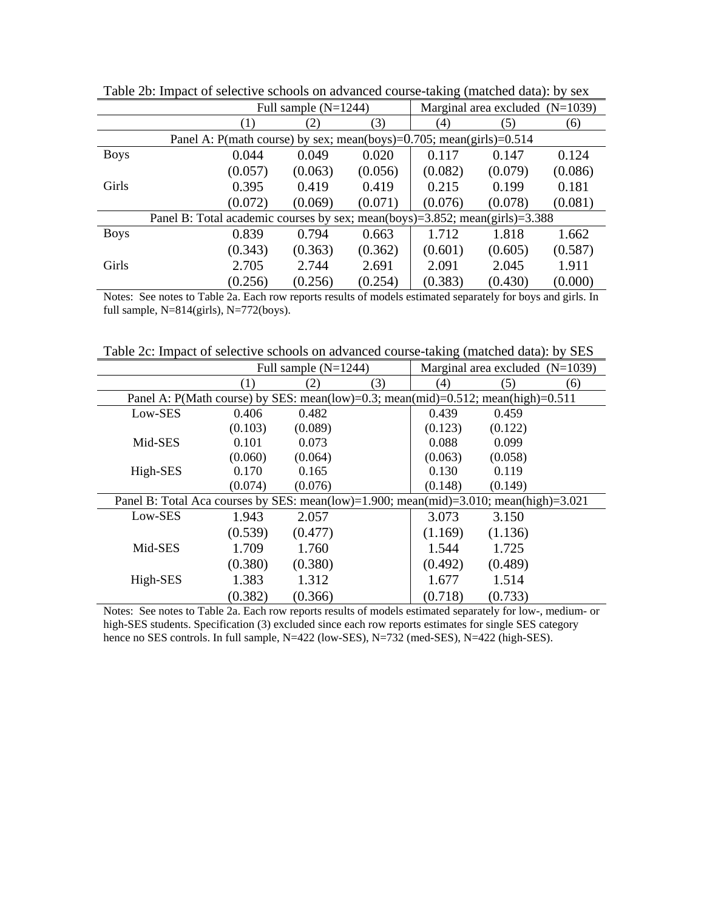Table 2b: Impact of selective schools on advanced course-taking (matched data): by sex

| | Full sample (N=1244) | | | Marginal area excluded (N=1039) | | |
|---|---|---|---|---|---|---|
| | (1) | (2) | (3) | (4) | (5) | (6) |
| Panel A: P(math course) by sex; mean(boys)=0.705; mean(girls)=0.514 | | | | | | |
| Boys | 0.044 | 0.049 | 0.020 | 0.117 | 0.147 | 0.124 |
| | (0.057) | (0.063) | (0.056) | (0.082) | (0.079) | (0.086) |
| Girls | 0.395 | 0.419 | 0.419 | 0.215 | 0.199 | 0.181 |
| | (0.072) | (0.069) | (0.071) | (0.076) | (0.078) | (0.081) |
| Panel B: Total academic courses by sex; mean(boys)=3.852; mean(girls)=3.388 | | | | | | |
| Boys | 0.839 | 0.794 | 0.663 | 1.712 | 1.818 | 1.662 |
| | (0.343) | (0.363) | (0.362) | (0.601) | (0.605) | (0.587) |
| Girls | 2.705 | 2.744 | 2.691 | 2.091 | 2.045 | 1.911 |
| | (0.256) | (0.256) | (0.254) | (0.383) | (0.430) | (0.000) |

Notes: See notes to Table 2a. Each row reports results of models estimated separately for boys and girls. In full sample, N=814(girls), N=772(boys).

Table 2c: Impact of selective schools on advanced course-taking (matched data): by SES

| | Full sample (N=1244) | | | Marginal area excluded (N=1039) | | |
|---|---|---|---|---|---|---|
| | (1) | (2) | (3) | (4) | (5) | (6) |
| Panel A: P(Math course) by SES: mean(low)=0.3; mean(mid)=0.512; mean(high)=0.511 | | | | | | |
| Low-SES | 0.406 | 0.482 | | 0.439 | 0.459 | |
| | (0.103) | (0.089) | | (0.123) | (0.122) | |
| Mid-SES | 0.101 | 0.073 | | 0.088 | 0.099 | |
| | (0.060) | (0.064) | | (0.063) | (0.058) | |
| High-SES | 0.170 | 0.165 | | 0.130 | 0.119 | |
| | (0.074) | (0.076) | | (0.148) | (0.149) | |
| Panel B: Total Aca courses by SES: mean(low)=1.900; mean(mid)=3.010; mean(high)=3.021 | | | | | | |
| Low-SES | 1.943 | 2.057 | | 3.073 | 3.150 | |
| | (0.539) | (0.477) | | (1.169) | (1.136) | |
| Mid-SES | 1.709 | 1.760 | | 1.544 | 1.725 | |
| | (0.380) | (0.380) | | (0.492) | (0.489) | |
| High-SES | 1.383 | 1.312 | | 1.677 | 1.514 | |
| | (0.382) | (0.366) | | (0.718) | (0.733) | |

Notes: See notes to Table 2a. Each row reports results of models estimated separately for low-, medium- or high-SES students. Specification (3) excluded since each row reports estimates for single SES category hence no SES controls. In full sample, N=422 (low-SES), N=732 (med-SES), N=422 (high-SES).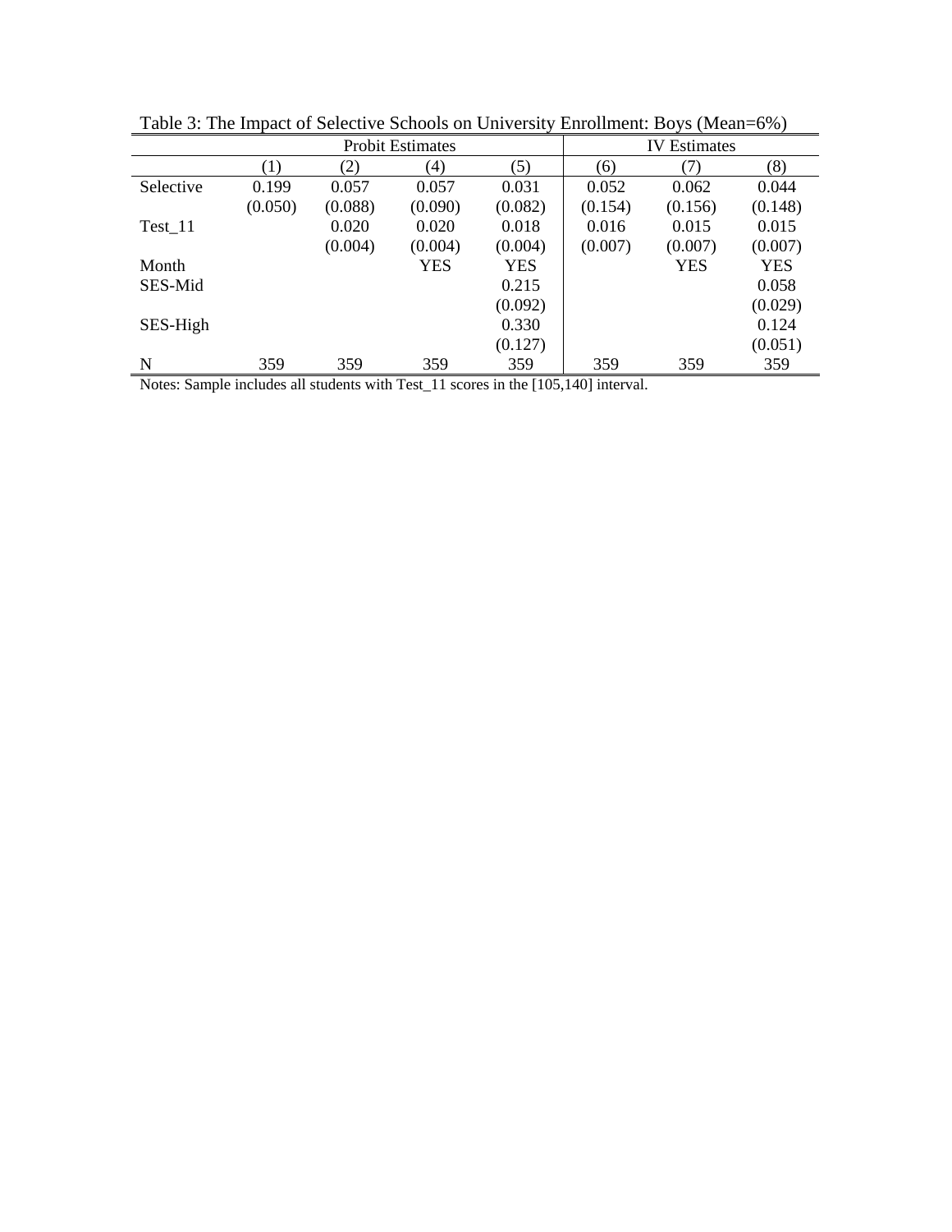Table 3: The Impact of Selective Schools on University Enrollment: Boys (Mean=6%)

| | Probit Estimates | | | | IV Estimates | | |
|---|---|---|---|---|---|---|---|
| | (1) | (2) | (4) | (5) | (6) | (7) | (8) |
| Selective | 0.199 | 0.057 | 0.057 | 0.031 | 0.052 | 0.062 | 0.044 |
| | (0.050) | (0.088) | (0.090) | (0.082) | (0.154) | (0.156) | (0.148) |
| Test_11 | | 0.020 | 0.020 | 0.018 | 0.016 | 0.015 | 0.015 |
| | | (0.004) | (0.004) | (0.004) | (0.007) | (0.007) | (0.007) |
| Month | | | YES | YES | | YES | YES |
| SES-Mid | | | | 0.215 | | | 0.058 |
| | | | | (0.092) | | | (0.029) |
| SES-High | | | | 0.330 | | | 0.124 |
| | | | | (0.127) | | | (0.051) |
| N | 359 | 359 | 359 | 359 | 359 | 359 | 359 |

Notes: Sample includes all students with Test_11 scores in the [105,140] interval.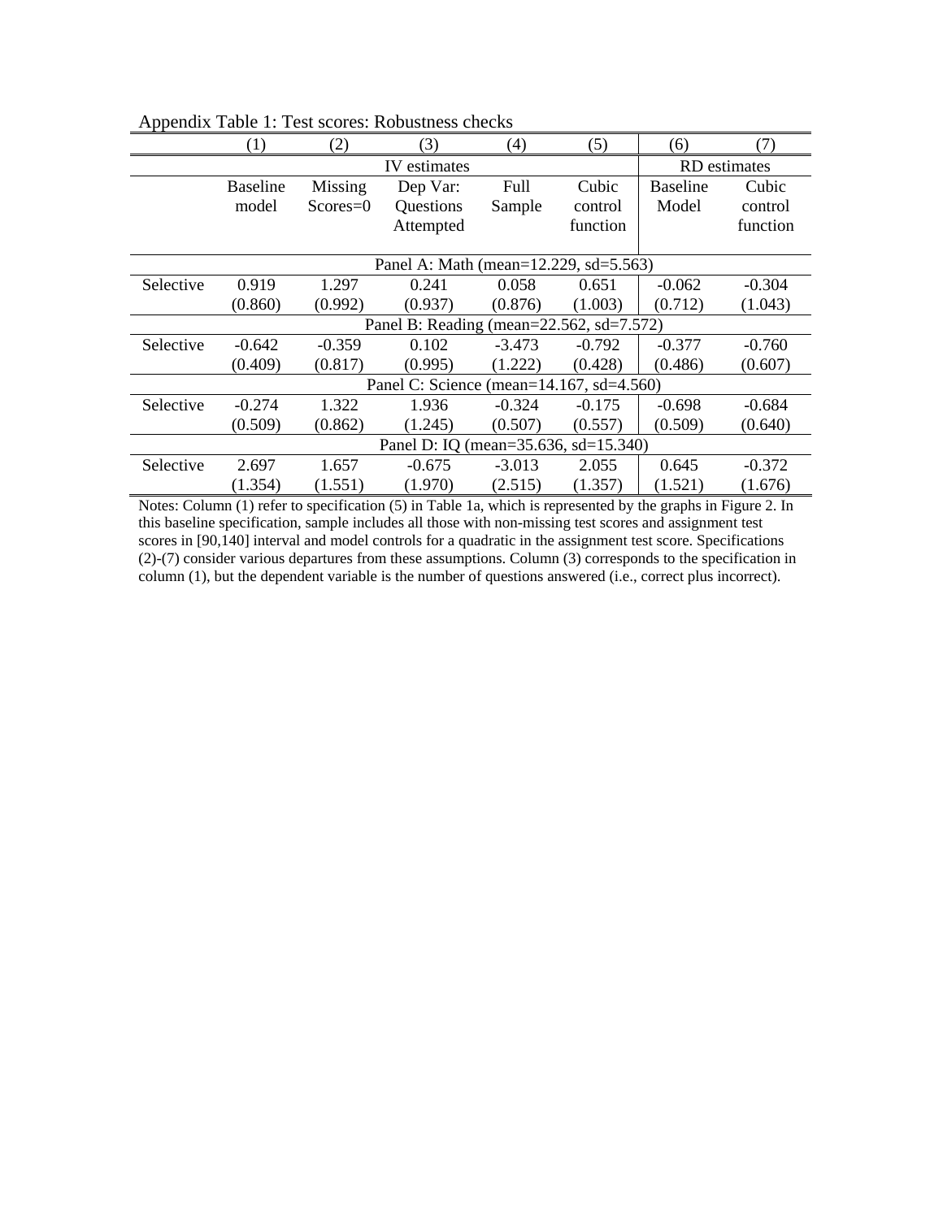Appendix Table 1: Test scores: Robustness checks

| | (1) | (2) | (3) | (4) | (5) | (6) | (7) |
|---|---|---|---|---|---|---|---|
| | IV estimates | | | | | RD estimates | |
| | Baseline model | Missing Scores=0 | Dep Var: Questions Attempted | Full Sample | Cubic control function | Baseline Model | Cubic control function |
| | Panel A: Math (mean=12.229, sd=5.563) | | | | | | |
| Selective | 0.919 | 1.297 | 0.241 | 0.058 | 0.651 | -0.062 | -0.304 |
| | (0.860) | (0.992) | (0.937) | (0.876) | (1.003) | (0.712) | (1.043) |
| | Panel B: Reading (mean=22.562, sd=7.572) | | | | | | |
| Selective | -0.642 | -0.359 | 0.102 | -3.473 | -0.792 | -0.377 | -0.760 |
| | (0.409) | (0.817) | (0.995) | (1.222) | (0.428) | (0.486) | (0.607) |
| | Panel C: Science (mean=14.167, sd=4.560) | | | | | | |
| Selective | -0.274 | 1.322 | 1.936 | -0.324 | -0.175 | -0.698 | -0.684 |
| | (0.509) | (0.862) | (1.245) | (0.507) | (0.557) | (0.509) | (0.640) |
| | Panel D: IQ (mean=35.636, sd=15.340) | | | | | | |
| Selective | 2.697 | 1.657 | -0.675 | -3.013 | 2.055 | 0.645 | -0.372 |
| | (1.354) | (1.551) | (1.970) | (2.515) | (1.357) | (1.521) | (1.676) |

Notes: Column (1) refer to specification (5) in Table 1a, which is represented by the graphs in Figure 2. In this baseline specification, sample includes all those with non-missing test scores and assignment test scores in [90,140] interval and model controls for a quadratic in the assignment test score. Specifications (2)-(7) consider various departures from these assumptions. Column (3) corresponds to the specification in column (1), but the dependent variable is the number of questions answered (i.e., correct plus incorrect).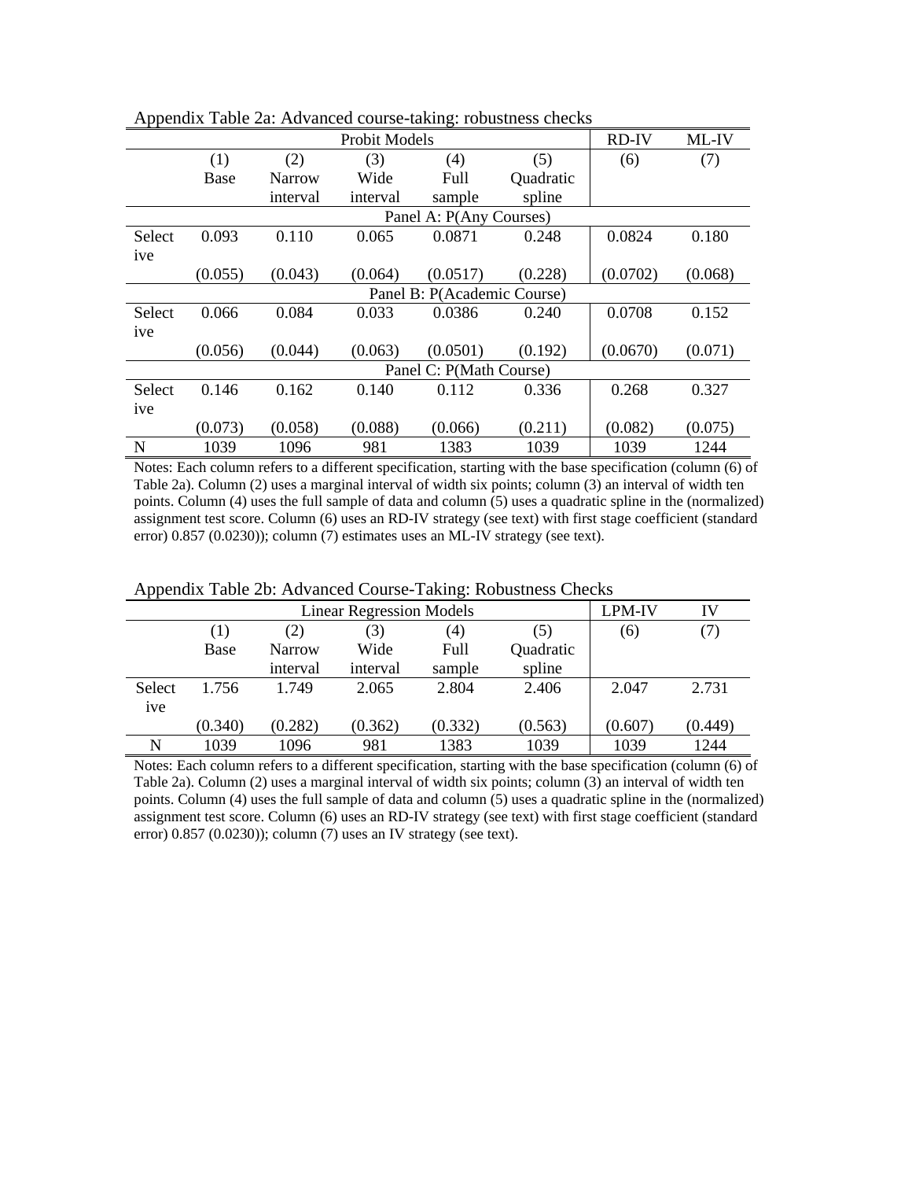Appendix Table 2a: Advanced course-taking: robustness checks

| | Probit Models | | | | | RD-IV | ML-IV |
|---|---|---|---|---|---|---|---|
| | (1) | (2) | (3) | (4) | (5) | (6) | (7) |
| | Base | Narrow interval | Wide interval | Full sample | Quadratic spline | | |
| | Panel A: P(Any Courses) | | | | | | |
| Selective | 0.093 | 0.110 | 0.065 | 0.0871 | 0.248 | 0.0824 | 0.180 |
| | (0.055) | (0.043) | (0.064) | (0.0517) | (0.228) | (0.0702) | (0.068) |
| | Panel B: P(Academic Course) | | | | | | |
| Selective | 0.066 | 0.084 | 0.033 | 0.0386 | 0.240 | 0.0708 | 0.152 |
| | (0.056) | (0.044) | (0.063) | (0.0501) | (0.192) | (0.0670) | (0.071) |
| | Panel C: P(Math Course) | | | | | | |
| Selective | 0.146 | 0.162 | 0.140 | 0.112 | 0.336 | 0.268 | 0.327 |
| | (0.073) | (0.058) | (0.088) | (0.066) | (0.211) | (0.082) | (0.075) |
| N | 1039 | 1096 | 981 | 1383 | 1039 | 1039 | 1244 |

Notes: Each column refers to a different specification, starting with the base specification (column (6) of Table 2a). Column (2) uses a marginal interval of width six points; column (3) an interval of width ten points. Column (4) uses the full sample of data and column (5) uses a quadratic spline in the (normalized) assignment test score. Column (6) uses an RD-IV strategy (see text) with first stage coefficient (standard error) 0.857 (0.0230)); column (7) estimates uses an ML-IV strategy (see text).

Appendix Table 2b: Advanced Course-Taking: Robustness Checks

| | Linear Regression Models | | | | | LPM-IV | IV |
|---|---|---|---|---|---|---|---|
| | (1) | (2) | (3) | (4) | (5) | (6) | (7) |
| | Base | Narrow interval | Wide interval | Full sample | Quadratic spline | | |
| Selective | 1.756 | 1.749 | 2.065 | 2.804 | 2.406 | 2.047 | 2.731 |
| | (0.340) | (0.282) | (0.362) | (0.332) | (0.563) | (0.607) | (0.449) |
| N | 1039 | 1096 | 981 | 1383 | 1039 | 1039 | 1244 |

Notes: Each column refers to a different specification, starting with the base specification (column (6) of Table 2a). Column (2) uses a marginal interval of width six points; column (3) an interval of width ten points. Column (4) uses the full sample of data and column (5) uses a quadratic spline in the (normalized) assignment test score. Column (6) uses an RD-IV strategy (see text) with first stage coefficient (standard error) 0.857 (0.0230)); column (7) uses an IV strategy (see text).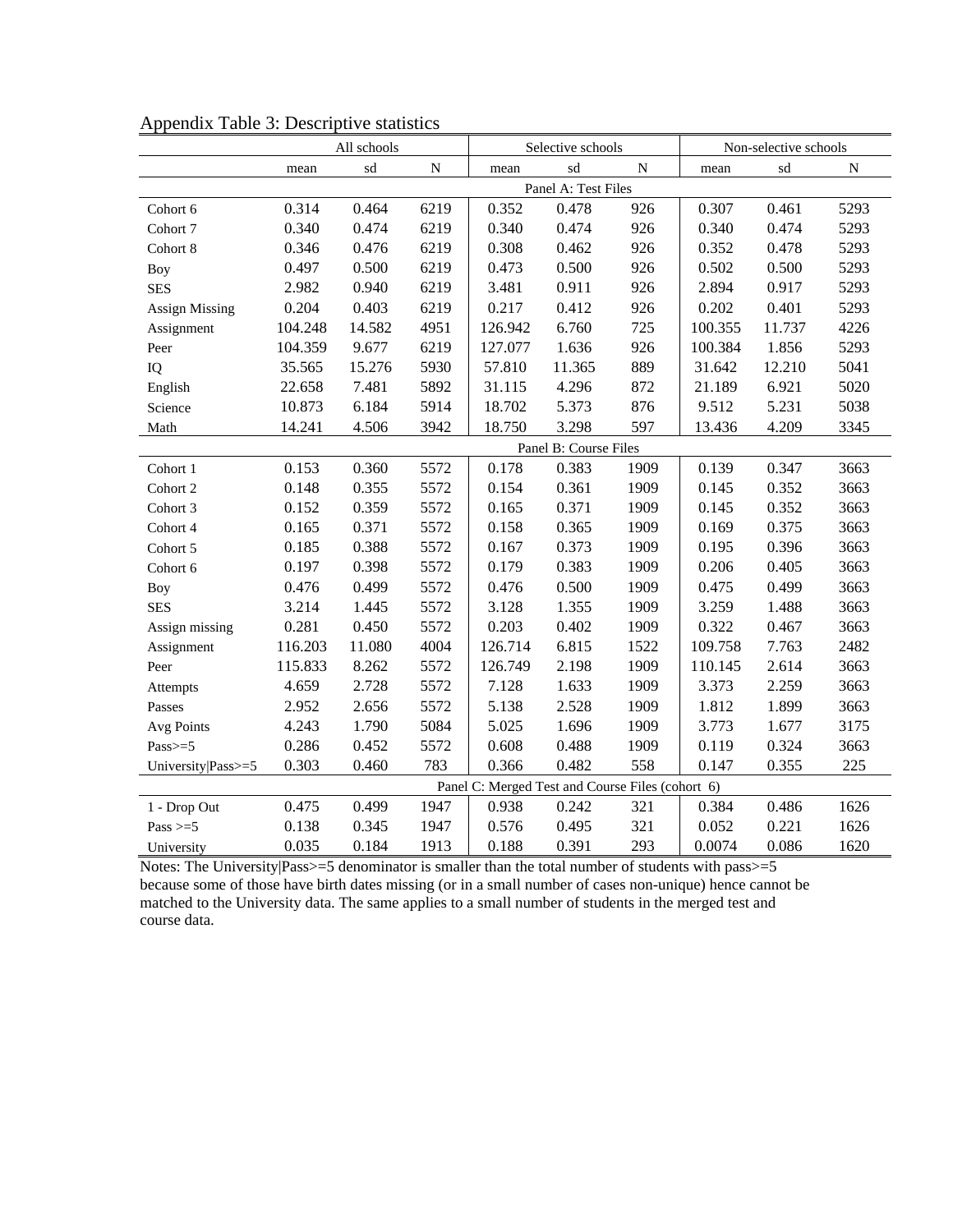Appendix Table 3: Descriptive statistics

| | All schools | | | Selective schools | | | Non-selective schools | | |
|---|---|---|---|---|---|---|---|---|---|
| | mean | sd | N | mean | sd | N | mean | sd | N |
| Panel A: Test Files | | | | | | | | | |
| Cohort 6 | 0.314 | 0.464 | 6219 | 0.352 | 0.478 | 926 | 0.307 | 0.461 | 5293 |
| Cohort 7 | 0.340 | 0.474 | 6219 | 0.340 | 0.474 | 926 | 0.340 | 0.474 | 5293 |
| Cohort 8 | 0.346 | 0.476 | 6219 | 0.308 | 0.462 | 926 | 0.352 | 0.478 | 5293 |
| Boy | 0.497 | 0.500 | 6219 | 0.473 | 0.500 | 926 | 0.502 | 0.500 | 5293 |
| SES | 2.982 | 0.940 | 6219 | 3.481 | 0.911 | 926 | 2.894 | 0.917 | 5293 |
| Assign Missing | 0.204 | 0.403 | 6219 | 0.217 | 0.412 | 926 | 0.202 | 0.401 | 5293 |
| Assignment | 104.248 | 14.582 | 4951 | 126.942 | 6.760 | 725 | 100.355 | 11.737 | 4226 |
| Peer | 104.359 | 9.677 | 6219 | 127.077 | 1.636 | 926 | 100.384 | 1.856 | 5293 |
| IQ | 35.565 | 15.276 | 5930 | 57.810 | 11.365 | 889 | 31.642 | 12.210 | 5041 |
| English | 22.658 | 7.481 | 5892 | 31.115 | 4.296 | 872 | 21.189 | 6.921 | 5020 |
| Science | 10.873 | 6.184 | 5914 | 18.702 | 5.373 | 876 | 9.512 | 5.231 | 5038 |
| Math | 14.241 | 4.506 | 3942 | 18.750 | 3.298 | 597 | 13.436 | 4.209 | 3345 |
| Panel B: Course Files | | | | | | | | | |
| Cohort 1 | 0.153 | 0.360 | 5572 | 0.178 | 0.383 | 1909 | 0.139 | 0.347 | 3663 |
| Cohort 2 | 0.148 | 0.355 | 5572 | 0.154 | 0.361 | 1909 | 0.145 | 0.352 | 3663 |
| Cohort 3 | 0.152 | 0.359 | 5572 | 0.165 | 0.371 | 1909 | 0.145 | 0.352 | 3663 |
| Cohort 4 | 0.165 | 0.371 | 5572 | 0.158 | 0.365 | 1909 | 0.169 | 0.375 | 3663 |
| Cohort 5 | 0.185 | 0.388 | 5572 | 0.167 | 0.373 | 1909 | 0.195 | 0.396 | 3663 |
| Cohort 6 | 0.197 | 0.398 | 5572 | 0.179 | 0.383 | 1909 | 0.206 | 0.405 | 3663 |
| Boy | 0.476 | 0.499 | 5572 | 0.476 | 0.500 | 1909 | 0.475 | 0.499 | 3663 |
| SES | 3.214 | 1.445 | 5572 | 3.128 | 1.355 | 1909 | 3.259 | 1.488 | 3663 |
| Assign missing | 0.281 | 0.450 | 5572 | 0.203 | 0.402 | 1909 | 0.322 | 0.467 | 3663 |
| Assignment | 116.203 | 11.080 | 4004 | 126.714 | 6.815 | 1522 | 109.758 | 7.763 | 2482 |
| Peer | 115.833 | 8.262 | 5572 | 126.749 | 2.198 | 1909 | 110.145 | 2.614 | 3663 |
| Attempts | 4.659 | 2.728 | 5572 | 7.128 | 1.633 | 1909 | 3.373 | 2.259 | 3663 |
| Passes | 2.952 | 2.656 | 5572 | 5.138 | 2.528 | 1909 | 1.812 | 1.899 | 3663 |
| Avg Points | 4.243 | 1.790 | 5084 | 5.025 | 1.696 | 1909 | 3.773 | 1.677 | 3175 |
| Pass>=5 | 0.286 | 0.452 | 5572 | 0.608 | 0.488 | 1909 | 0.119 | 0.324 | 3663 |
| University\|Pass>=5 | 0.303 | 0.460 | 783 | 0.366 | 0.482 | 558 | 0.147 | 0.355 | 225 |
| Panel C: Merged Test and Course Files (cohort 6) | | | | | | | | | |
| 1 - Drop Out | 0.475 | 0.499 | 1947 | 0.938 | 0.242 | 321 | 0.384 | 0.486 | 1626 |
| Pass >=5 | 0.138 | 0.345 | 1947 | 0.576 | 0.495 | 321 | 0.052 | 0.221 | 1626 |
| University | 0.035 | 0.184 | 1913 | 0.188 | 0.391 | 293 | 0.0074 | 0.086 | 1620 |

Notes: The University|Pass>=5 denominator is smaller than the total number of students with pass>=5 because some of those have birth dates missing (or in a small number of cases non-unique) hence cannot be matched to the University data. The same applies to a small number of students in the merged test and course data.